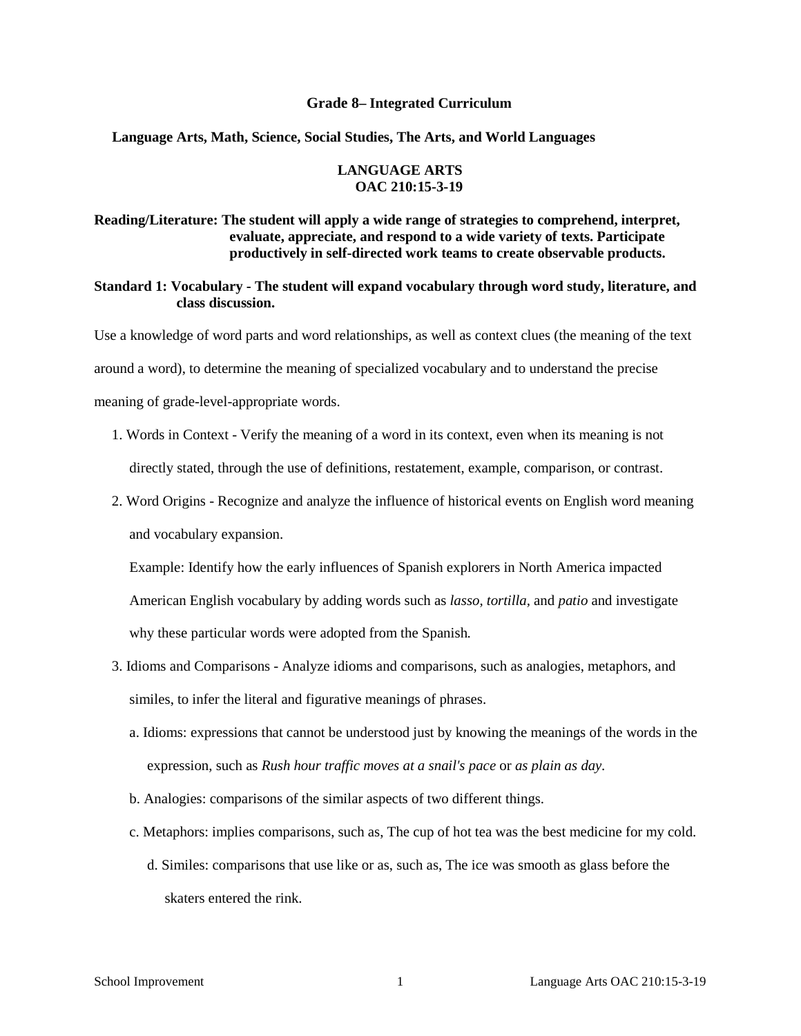# Grade 8– Integrated Curriculum

## Language Arts, Math, Science, Social Studies, The Arts, and World Languages

## LANGUAGE ARTS
## OAC 210:15-3-19

**Reading/Literature: The student will apply a wide range of strategies to comprehend, interpret, evaluate, appreciate, and respond to a wide variety of texts. Participate productively in self-directed work teams to create observable products.**

**Standard 1: Vocabulary - The student will expand vocabulary through word study, literature, and class discussion.**

Use a knowledge of word parts and word relationships, as well as context clues (the meaning of the text around a word), to determine the meaning of specialized vocabulary and to understand the precise meaning of grade-level-appropriate words.

1. Words in Context - Verify the meaning of a word in its context, even when its meaning is not directly stated, through the use of definitions, restatement, example, comparison, or contrast.
2. Word Origins - Recognize and analyze the influence of historical events on English word meaning and vocabulary expansion.

   Example: Identify how the early influences of Spanish explorers in North America impacted American English vocabulary by adding words such as *lasso, tortilla*, and *patio* and investigate why these particular words were adopted from the Spanish.
3. Idioms and Comparisons - Analyze idioms and comparisons, such as analogies, metaphors, and similes, to infer the literal and figurative meanings of phrases.
   a. Idioms: expressions that cannot be understood just by knowing the meanings of the words in the expression, such as *Rush hour traffic moves at a snail's pace* or *as plain as day*.
   b. Analogies: comparisons of the similar aspects of two different things.
   c. Metaphors: implies comparisons, such as, The cup of hot tea was the best medicine for my cold.
   d. Similes: comparisons that use like or as, such as, The ice was smooth as glass before the skaters entered the rink.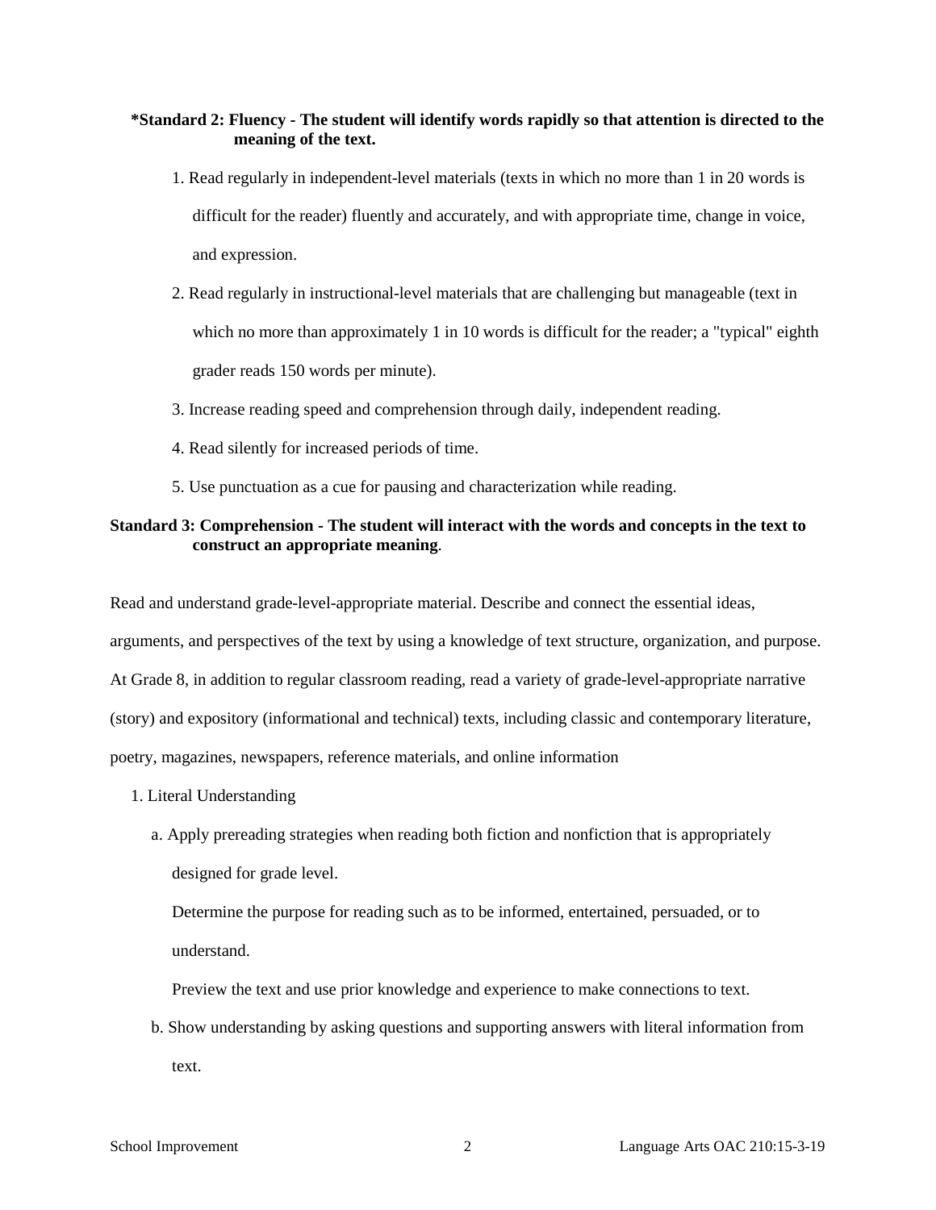**\*Standard 2: Fluency - The student will identify words rapidly so that attention is directed to the meaning of the text.**

1. Read regularly in independent-level materials (texts in which no more than 1 in 20 words is difficult for the reader) fluently and accurately, and with appropriate time, change in voice, and expression.
2. Read regularly in instructional-level materials that are challenging but manageable (text in which no more than approximately 1 in 10 words is difficult for the reader; a "typical" eighth grader reads 150 words per minute).
3. Increase reading speed and comprehension through daily, independent reading.
4. Read silently for increased periods of time.
5. Use punctuation as a cue for pausing and characterization while reading.

**Standard 3: Comprehension - The student will interact with the words and concepts in the text to construct an appropriate meaning**.

Read and understand grade-level-appropriate material. Describe and connect the essential ideas, arguments, and perspectives of the text by using a knowledge of text structure, organization, and purpose. At Grade 8, in addition to regular classroom reading, read a variety of grade-level-appropriate narrative (story) and expository (informational and technical) texts, including classic and contemporary literature, poetry, magazines, newspapers, reference materials, and online information

1. Literal Understanding
   a. Apply prereading strategies when reading both fiction and nonfiction that is appropriately designed for grade level.

      Determine the purpose for reading such as to be informed, entertained, persuaded, or to understand.

      Preview the text and use prior knowledge and experience to make connections to text.

   b. Show understanding by asking questions and supporting answers with literal information from text.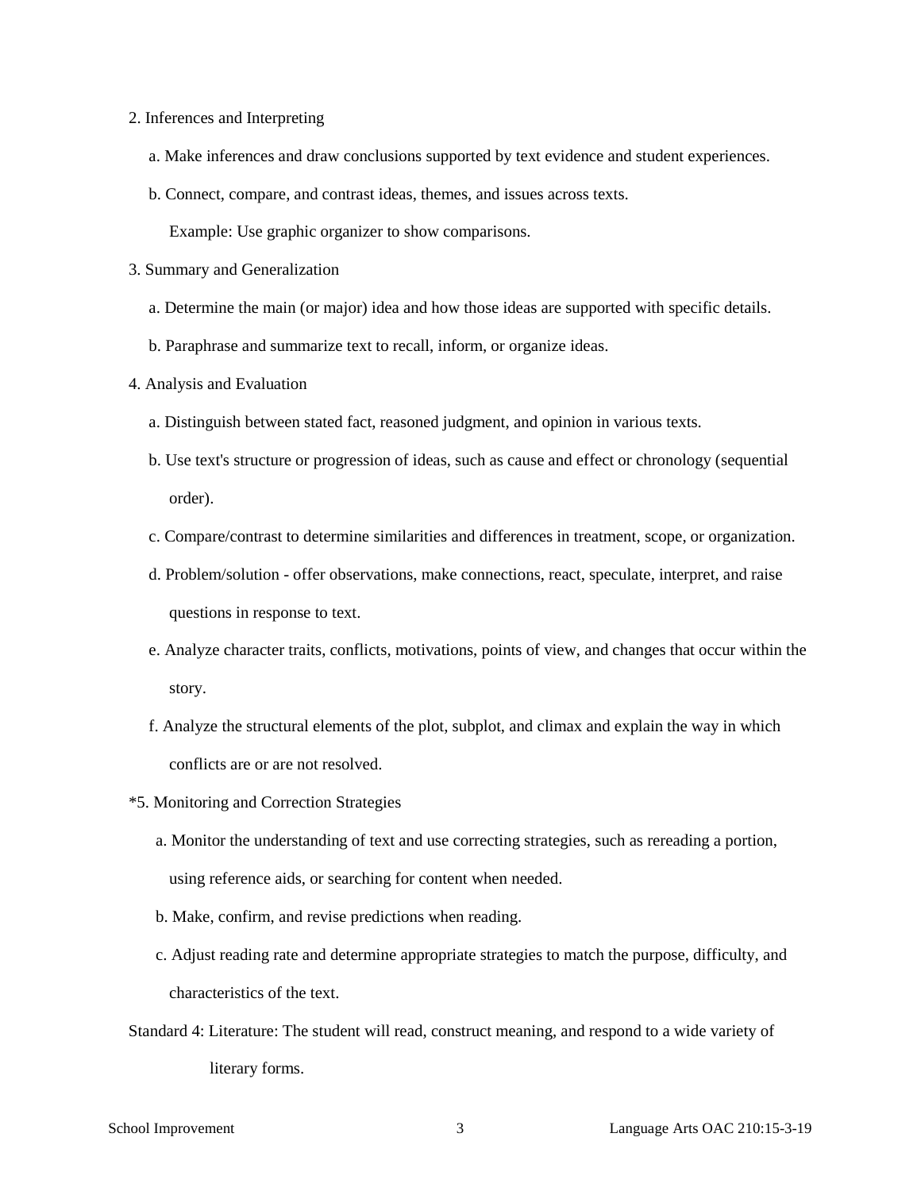2. Inferences and Interpreting

   a. Make inferences and draw conclusions supported by text evidence and student experiences.

   b. Connect, compare, and contrast ideas, themes, and issues across texts.

      Example: Use graphic organizer to show comparisons.

3. Summary and Generalization

   a. Determine the main (or major) idea and how those ideas are supported with specific details.

   b. Paraphrase and summarize text to recall, inform, or organize ideas.

4. Analysis and Evaluation

   a. Distinguish between stated fact, reasoned judgment, and opinion in various texts.

   b. Use text's structure or progression of ideas, such as cause and effect or chronology (sequential order).

   c. Compare/contrast to determine similarities and differences in treatment, scope, or organization.

   d. Problem/solution - offer observations, make connections, react, speculate, interpret, and raise questions in response to text.

   e. Analyze character traits, conflicts, motivations, points of view, and changes that occur within the story.

   f. Analyze the structural elements of the plot, subplot, and climax and explain the way in which conflicts are or are not resolved.

*5. Monitoring and Correction Strategies

   a. Monitor the understanding of text and use correcting strategies, such as rereading a portion, using reference aids, or searching for content when needed.

   b. Make, confirm, and revise predictions when reading.

   c. Adjust reading rate and determine appropriate strategies to match the purpose, difficulty, and characteristics of the text.

Standard 4: Literature: The student will read, construct meaning, and respond to a wide variety of literary forms.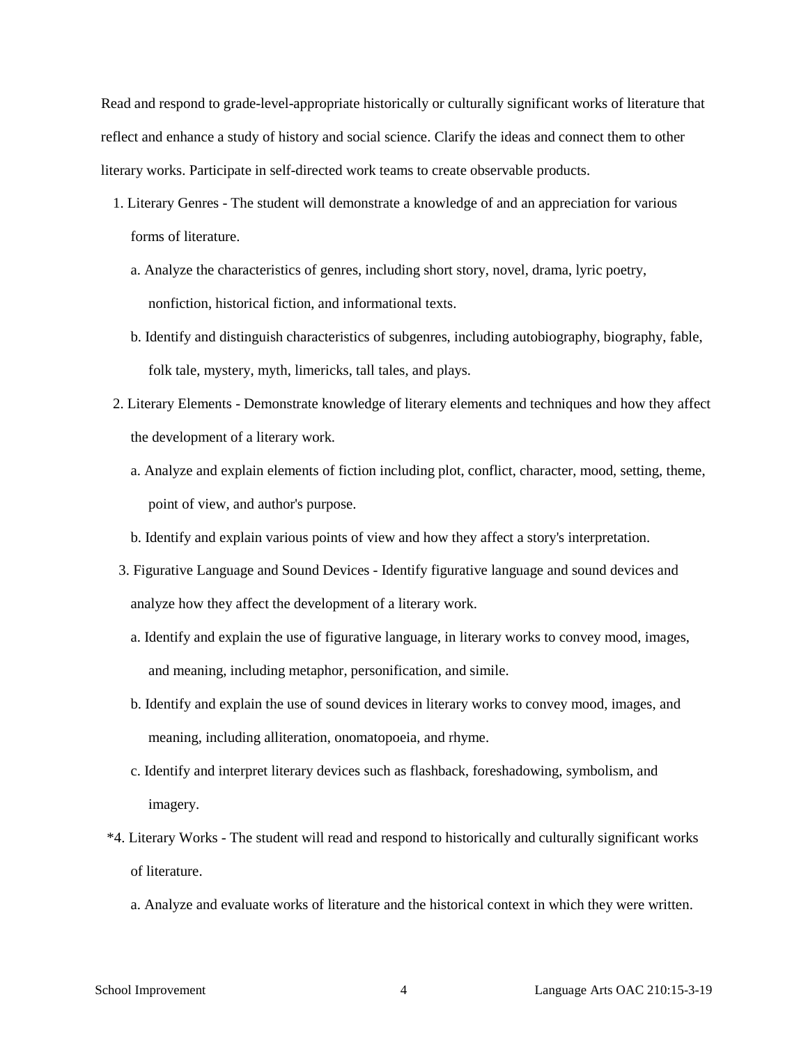Read and respond to grade-level-appropriate historically or culturally significant works of literature that reflect and enhance a study of history and social science. Clarify the ideas and connect them to other literary works. Participate in self-directed work teams to create observable products.

1. Literary Genres - The student will demonstrate a knowledge of and an appreciation for various forms of literature.
   a. Analyze the characteristics of genres, including short story, novel, drama, lyric poetry, nonfiction, historical fiction, and informational texts.
   b. Identify and distinguish characteristics of subgenres, including autobiography, biography, fable, folk tale, mystery, myth, limericks, tall tales, and plays.
2. Literary Elements - Demonstrate knowledge of literary elements and techniques and how they affect the development of a literary work.
   a. Analyze and explain elements of fiction including plot, conflict, character, mood, setting, theme, point of view, and author's purpose.
   b. Identify and explain various points of view and how they affect a story's interpretation.
3. Figurative Language and Sound Devices - Identify figurative language and sound devices and analyze how they affect the development of a literary work.
   a. Identify and explain the use of figurative language, in literary works to convey mood, images, and meaning, including metaphor, personification, and simile.
   b. Identify and explain the use of sound devices in literary works to convey mood, images, and meaning, including alliteration, onomatopoeia, and rhyme.
   c. Identify and interpret literary devices such as flashback, foreshadowing, symbolism, and imagery.

*4. Literary Works - The student will read and respond to historically and culturally significant works of literature.
   a. Analyze and evaluate works of literature and the historical context in which they were written.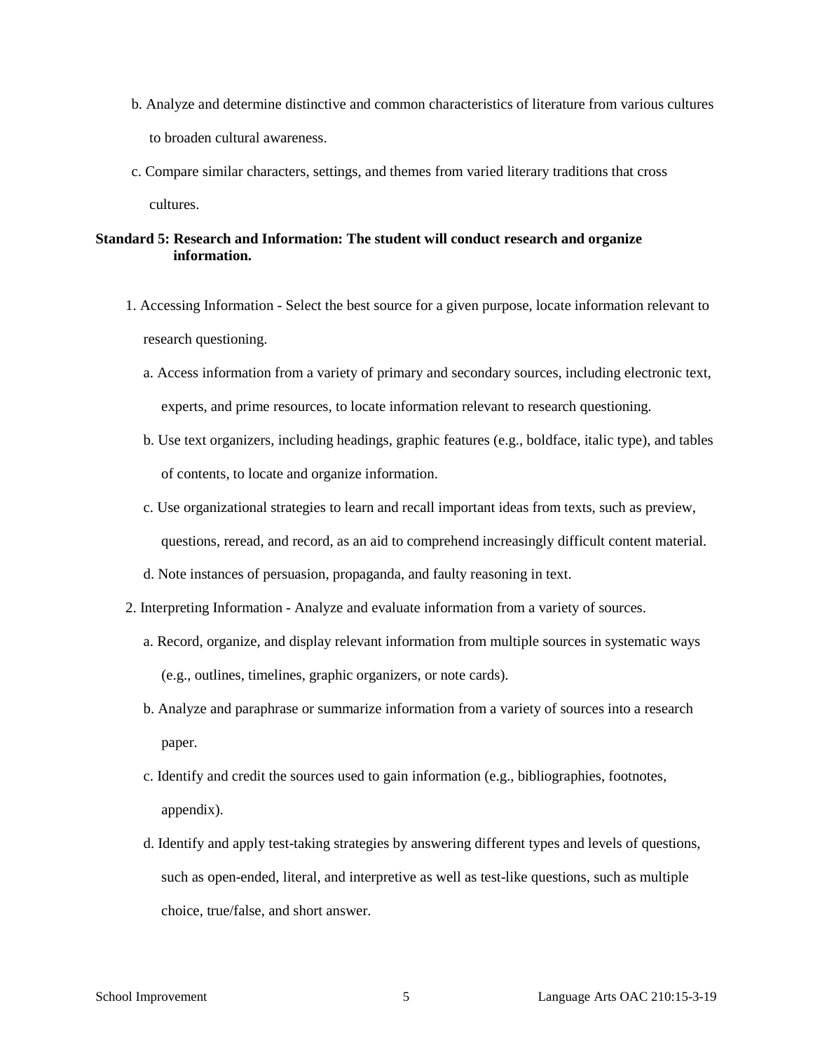b. Analyze and determine distinctive and common characteristics of literature from various cultures to broaden cultural awareness.

c. Compare similar characters, settings, and themes from varied literary traditions that cross cultures.

**Standard 5: Research and Information: The student will conduct research and organize information.**

1. Accessing Information - Select the best source for a given purpose, locate information relevant to research questioning.

   a. Access information from a variety of primary and secondary sources, including electronic text, experts, and prime resources, to locate information relevant to research questioning.

   b. Use text organizers, including headings, graphic features (e.g., boldface, italic type), and tables of contents, to locate and organize information.

   c. Use organizational strategies to learn and recall important ideas from texts, such as preview, questions, reread, and record, as an aid to comprehend increasingly difficult content material.

   d. Note instances of persuasion, propaganda, and faulty reasoning in text.

2. Interpreting Information - Analyze and evaluate information from a variety of sources.

   a. Record, organize, and display relevant information from multiple sources in systematic ways (e.g., outlines, timelines, graphic organizers, or note cards).

   b. Analyze and paraphrase or summarize information from a variety of sources into a research paper.

   c. Identify and credit the sources used to gain information (e.g., bibliographies, footnotes, appendix).

   d. Identify and apply test-taking strategies by answering different types and levels of questions, such as open-ended, literal, and interpretive as well as test-like questions, such as multiple choice, true/false, and short answer.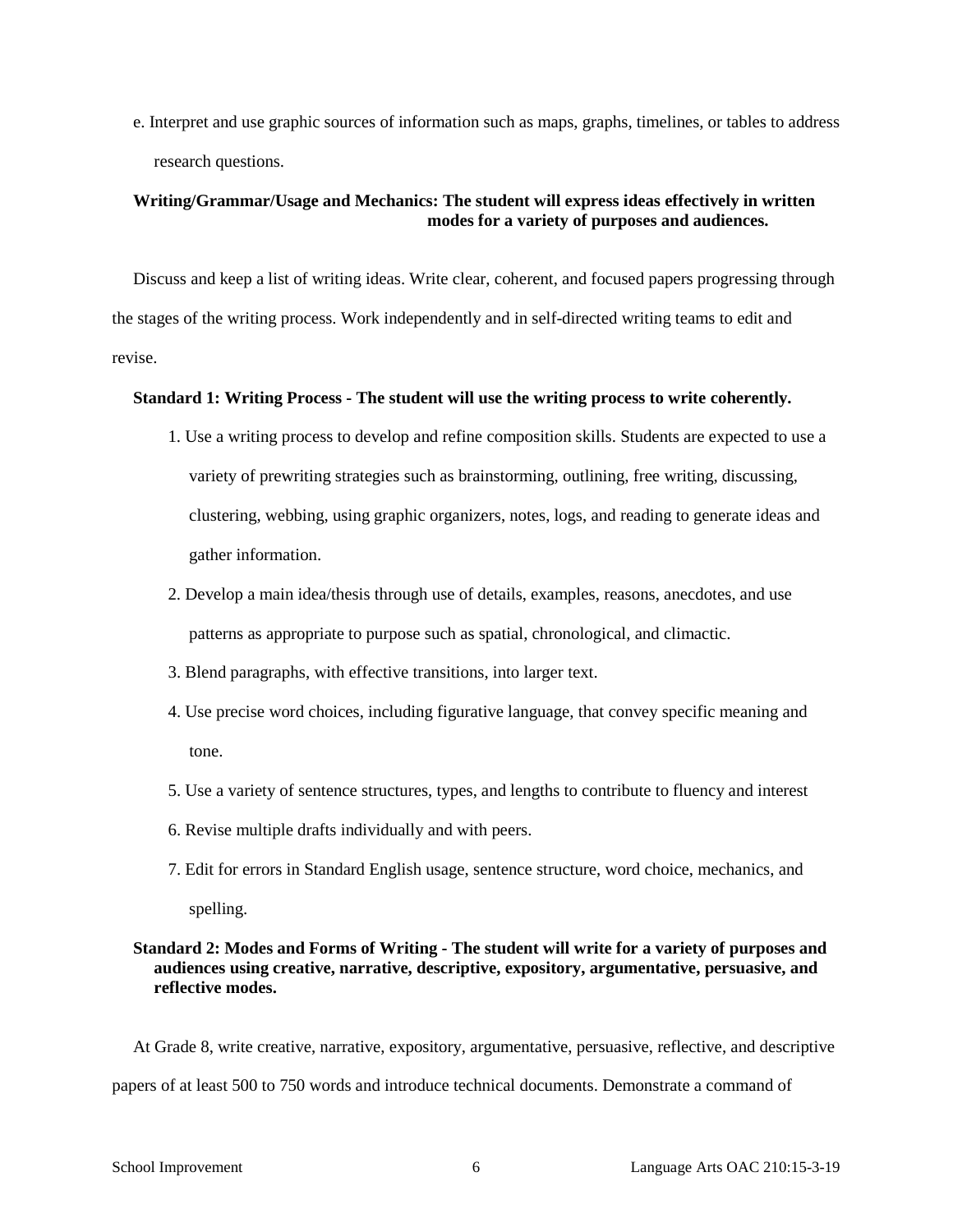e. Interpret and use graphic sources of information such as maps, graphs, timelines, or tables to address research questions.

**Writing/Grammar/Usage and Mechanics: The student will express ideas effectively in written modes for a variety of purposes and audiences.**

Discuss and keep a list of writing ideas. Write clear, coherent, and focused papers progressing through the stages of the writing process. Work independently and in self-directed writing teams to edit and revise.

**Standard 1: Writing Process - The student will use the writing process to write coherently.**

1. Use a writing process to develop and refine composition skills. Students are expected to use a variety of prewriting strategies such as brainstorming, outlining, free writing, discussing, clustering, webbing, using graphic organizers, notes, logs, and reading to generate ideas and gather information.
2. Develop a main idea/thesis through use of details, examples, reasons, anecdotes, and use patterns as appropriate to purpose such as spatial, chronological, and climactic.
3. Blend paragraphs, with effective transitions, into larger text.
4. Use precise word choices, including figurative language, that convey specific meaning and tone.
5. Use a variety of sentence structures, types, and lengths to contribute to fluency and interest
6. Revise multiple drafts individually and with peers.
7. Edit for errors in Standard English usage, sentence structure, word choice, mechanics, and spelling.

**Standard 2: Modes and Forms of Writing - The student will write for a variety of purposes and audiences using creative, narrative, descriptive, expository, argumentative, persuasive, and reflective modes.**

At Grade 8, write creative, narrative, expository, argumentative, persuasive, reflective, and descriptive papers of at least 500 to 750 words and introduce technical documents. Demonstrate a command of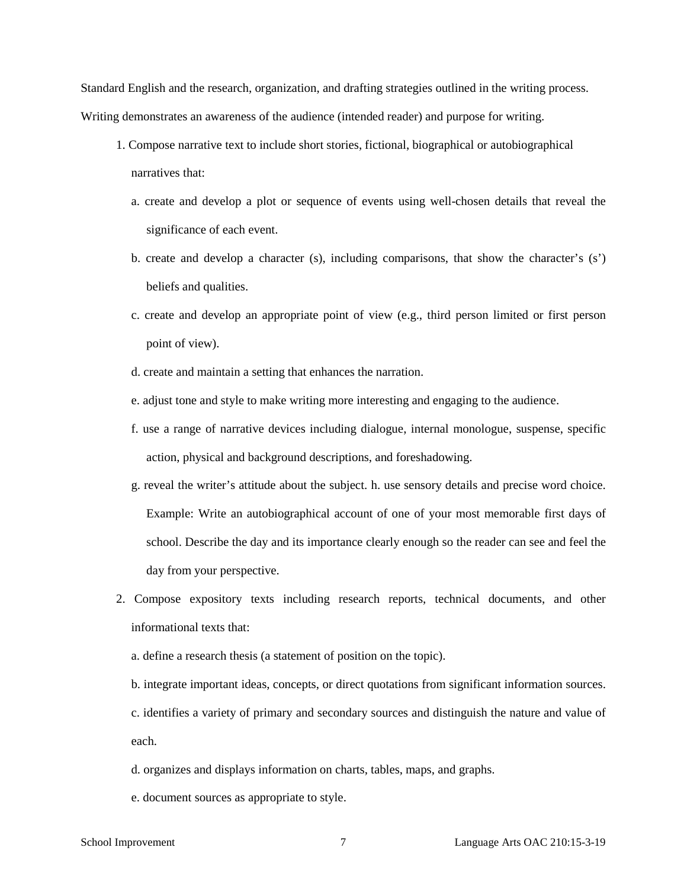Standard English and the research, organization, and drafting strategies outlined in the writing process. Writing demonstrates an awareness of the audience (intended reader) and purpose for writing.

1. Compose narrative text to include short stories, fictional, biographical or autobiographical narratives that:

   a. create and develop a plot or sequence of events using well-chosen details that reveal the significance of each event.

   b. create and develop a character (s), including comparisons, that show the character's (s') beliefs and qualities.

   c. create and develop an appropriate point of view (e.g., third person limited or first person point of view).

   d. create and maintain a setting that enhances the narration.

   e. adjust tone and style to make writing more interesting and engaging to the audience.

   f. use a range of narrative devices including dialogue, internal monologue, suspense, specific action, physical and background descriptions, and foreshadowing.

   g. reveal the writer's attitude about the subject. h. use sensory details and precise word choice. Example: Write an autobiographical account of one of your most memorable first days of school. Describe the day and its importance clearly enough so the reader can see and feel the day from your perspective.

2. Compose expository texts including research reports, technical documents, and other informational texts that:

   a. define a research thesis (a statement of position on the topic).

   b. integrate important ideas, concepts, or direct quotations from significant information sources.

   c. identifies a variety of primary and secondary sources and distinguish the nature and value of each.

   d. organizes and displays information on charts, tables, maps, and graphs.

   e. document sources as appropriate to style.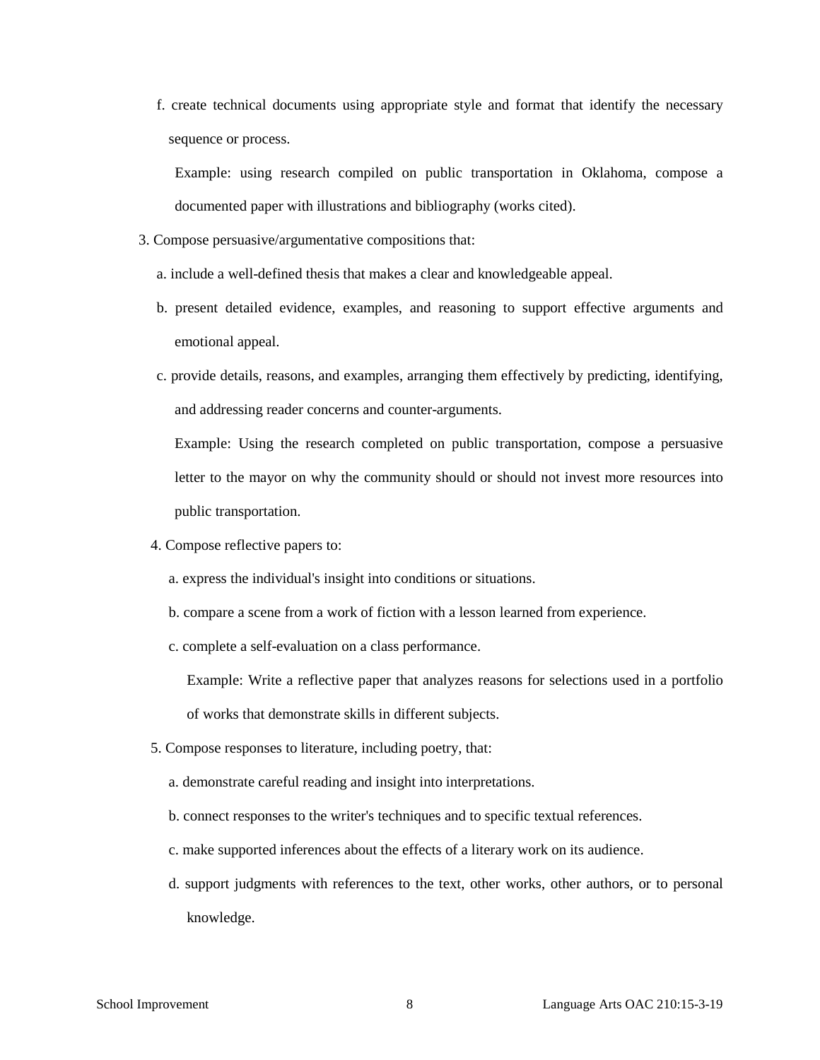f. create technical documents using appropriate style and format that identify the necessary sequence or process.

Example: using research compiled on public transportation in Oklahoma, compose a documented paper with illustrations and bibliography (works cited).

3. Compose persuasive/argumentative compositions that:

a. include a well-defined thesis that makes a clear and knowledgeable appeal.

b. present detailed evidence, examples, and reasoning to support effective arguments and emotional appeal.

c. provide details, reasons, and examples, arranging them effectively by predicting, identifying, and addressing reader concerns and counter-arguments.

Example: Using the research completed on public transportation, compose a persuasive letter to the mayor on why the community should or should not invest more resources into public transportation.

4. Compose reflective papers to:

a. express the individual's insight into conditions or situations.

b. compare a scene from a work of fiction with a lesson learned from experience.

c. complete a self-evaluation on a class performance.

Example: Write a reflective paper that analyzes reasons for selections used in a portfolio of works that demonstrate skills in different subjects.

5. Compose responses to literature, including poetry, that:

a. demonstrate careful reading and insight into interpretations.

b. connect responses to the writer's techniques and to specific textual references.

c. make supported inferences about the effects of a literary work on its audience.

d. support judgments with references to the text, other works, other authors, or to personal knowledge.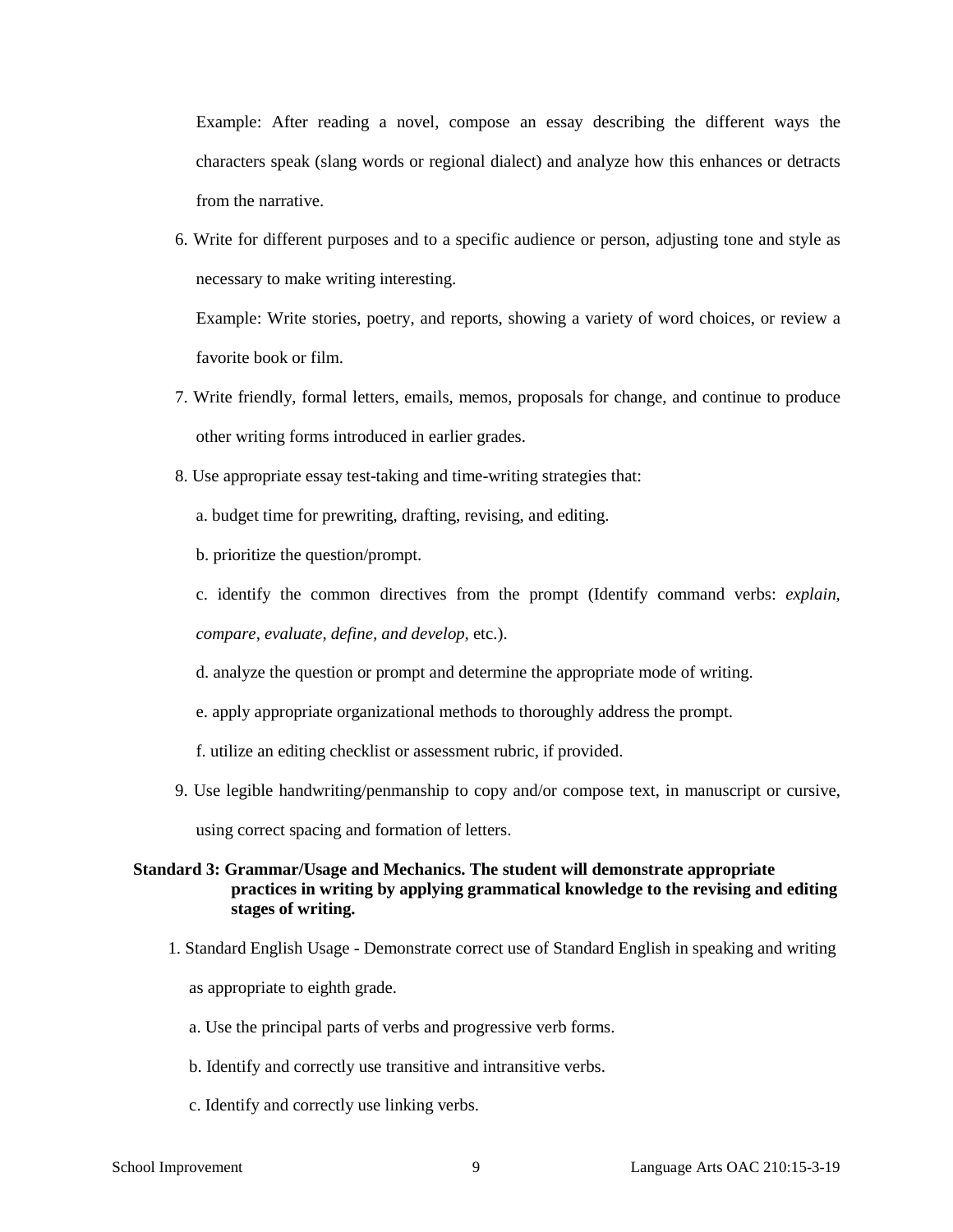Example: After reading a novel, compose an essay describing the different ways the characters speak (slang words or regional dialect) and analyze how this enhances or detracts from the narrative.

6. Write for different purposes and to a specific audience or person, adjusting tone and style as necessary to make writing interesting.

   Example: Write stories, poetry, and reports, showing a variety of word choices, or review a favorite book or film.

7. Write friendly, formal letters, emails, memos, proposals for change, and continue to produce other writing forms introduced in earlier grades.

8. Use appropriate essay test-taking and time-writing strategies that:

   a. budget time for prewriting, drafting, revising, and editing.

   b. prioritize the question/prompt.

   c. identify the common directives from the prompt (Identify command verbs: *explain, compare, evaluate, define, and develop*, etc.).

   d. analyze the question or prompt and determine the appropriate mode of writing.

   e. apply appropriate organizational methods to thoroughly address the prompt.

   f. utilize an editing checklist or assessment rubric, if provided.

9. Use legible handwriting/penmanship to copy and/or compose text, in manuscript or cursive, using correct spacing and formation of letters.

**Standard 3: Grammar/Usage and Mechanics. The student will demonstrate appropriate practices in writing by applying grammatical knowledge to the revising and editing stages of writing.**

1. Standard English Usage - Demonstrate correct use of Standard English in speaking and writing as appropriate to eighth grade.

   a. Use the principal parts of verbs and progressive verb forms.

   b. Identify and correctly use transitive and intransitive verbs.

   c. Identify and correctly use linking verbs.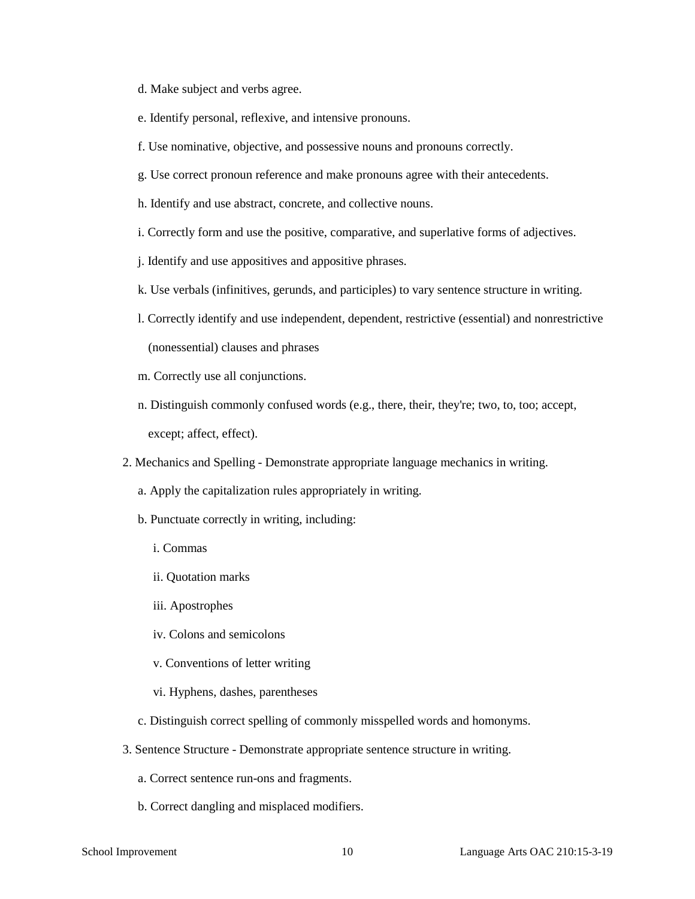d. Make subject and verbs agree.

   e. Identify personal, reflexive, and intensive pronouns.

   f. Use nominative, objective, and possessive nouns and pronouns correctly.

   g. Use correct pronoun reference and make pronouns agree with their antecedents.

   h. Identify and use abstract, concrete, and collective nouns.

   i. Correctly form and use the positive, comparative, and superlative forms of adjectives.

   j. Identify and use appositives and appositive phrases.

   k. Use verbals (infinitives, gerunds, and participles) to vary sentence structure in writing.

   l. Correctly identify and use independent, dependent, restrictive (essential) and nonrestrictive (nonessential) clauses and phrases

   m. Correctly use all conjunctions.

   n. Distinguish commonly confused words (e.g., there, their, they're; two, to, too; accept, except; affect, effect).

2. Mechanics and Spelling - Demonstrate appropriate language mechanics in writing.

   a. Apply the capitalization rules appropriately in writing.

   b. Punctuate correctly in writing, including:

      i. Commas

      ii. Quotation marks

      iii. Apostrophes

      iv. Colons and semicolons

      v. Conventions of letter writing

      vi. Hyphens, dashes, parentheses

   c. Distinguish correct spelling of commonly misspelled words and homonyms.

3. Sentence Structure - Demonstrate appropriate sentence structure in writing.

   a. Correct sentence run-ons and fragments.

   b. Correct dangling and misplaced modifiers.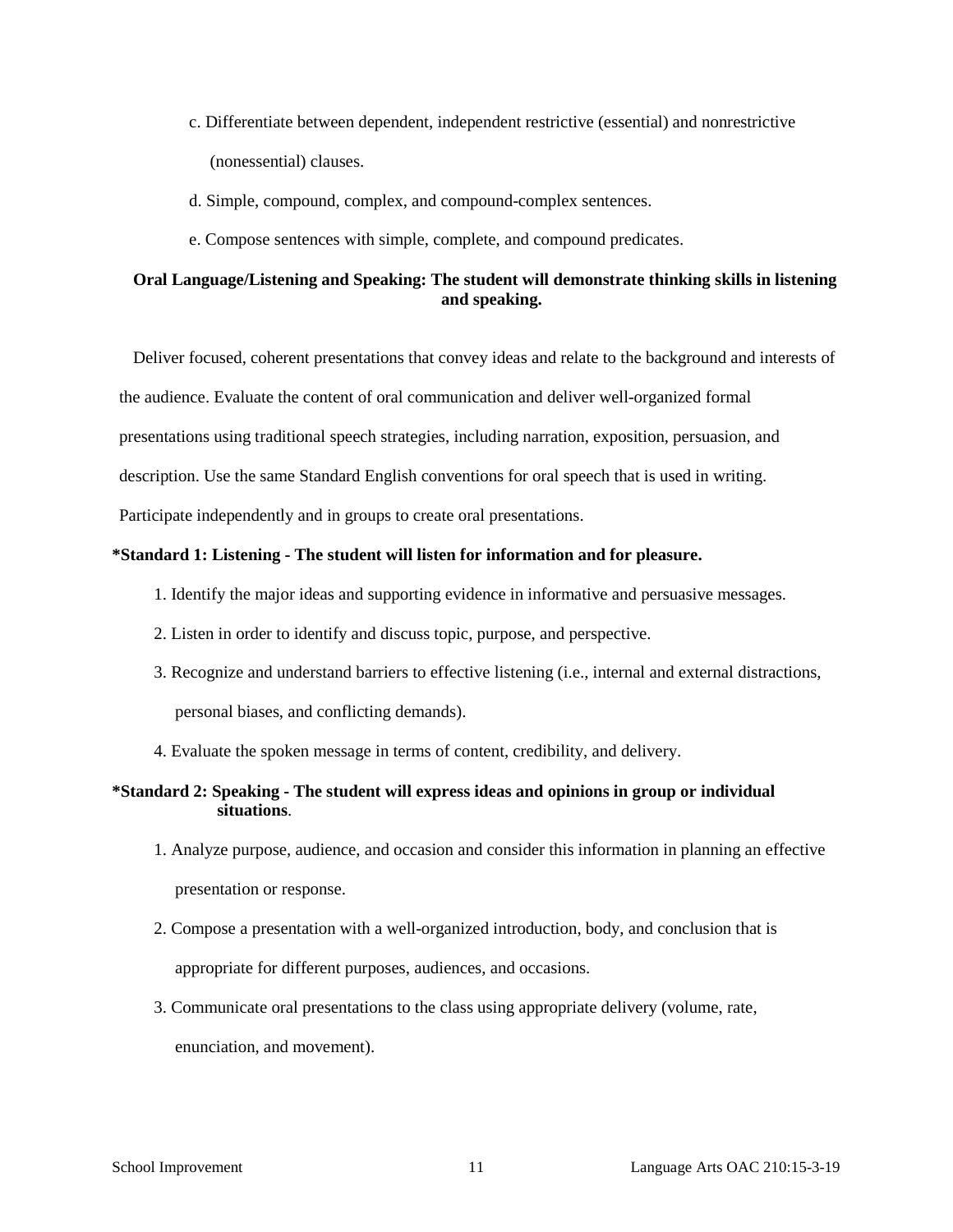c. Differentiate between dependent, independent restrictive (essential) and nonrestrictive (nonessential) clauses.

d. Simple, compound, complex, and compound-complex sentences.

e. Compose sentences with simple, complete, and compound predicates.

**Oral Language/Listening and Speaking: The student will demonstrate thinking skills in listening and speaking.**

Deliver focused, coherent presentations that convey ideas and relate to the background and interests of the audience. Evaluate the content of oral communication and deliver well-organized formal presentations using traditional speech strategies, including narration, exposition, persuasion, and description. Use the same Standard English conventions for oral speech that is used in writing. Participate independently and in groups to create oral presentations.

**\*Standard 1: Listening - The student will listen for information and for pleasure.**

1. Identify the major ideas and supporting evidence in informative and persuasive messages.
2. Listen in order to identify and discuss topic, purpose, and perspective.
3. Recognize and understand barriers to effective listening (i.e., internal and external distractions, personal biases, and conflicting demands).
4. Evaluate the spoken message in terms of content, credibility, and delivery.

**\*Standard 2: Speaking - The student will express ideas and opinions in group or individual situations**.

1. Analyze purpose, audience, and occasion and consider this information in planning an effective presentation or response.
2. Compose a presentation with a well-organized introduction, body, and conclusion that is appropriate for different purposes, audiences, and occasions.
3. Communicate oral presentations to the class using appropriate delivery (volume, rate, enunciation, and movement).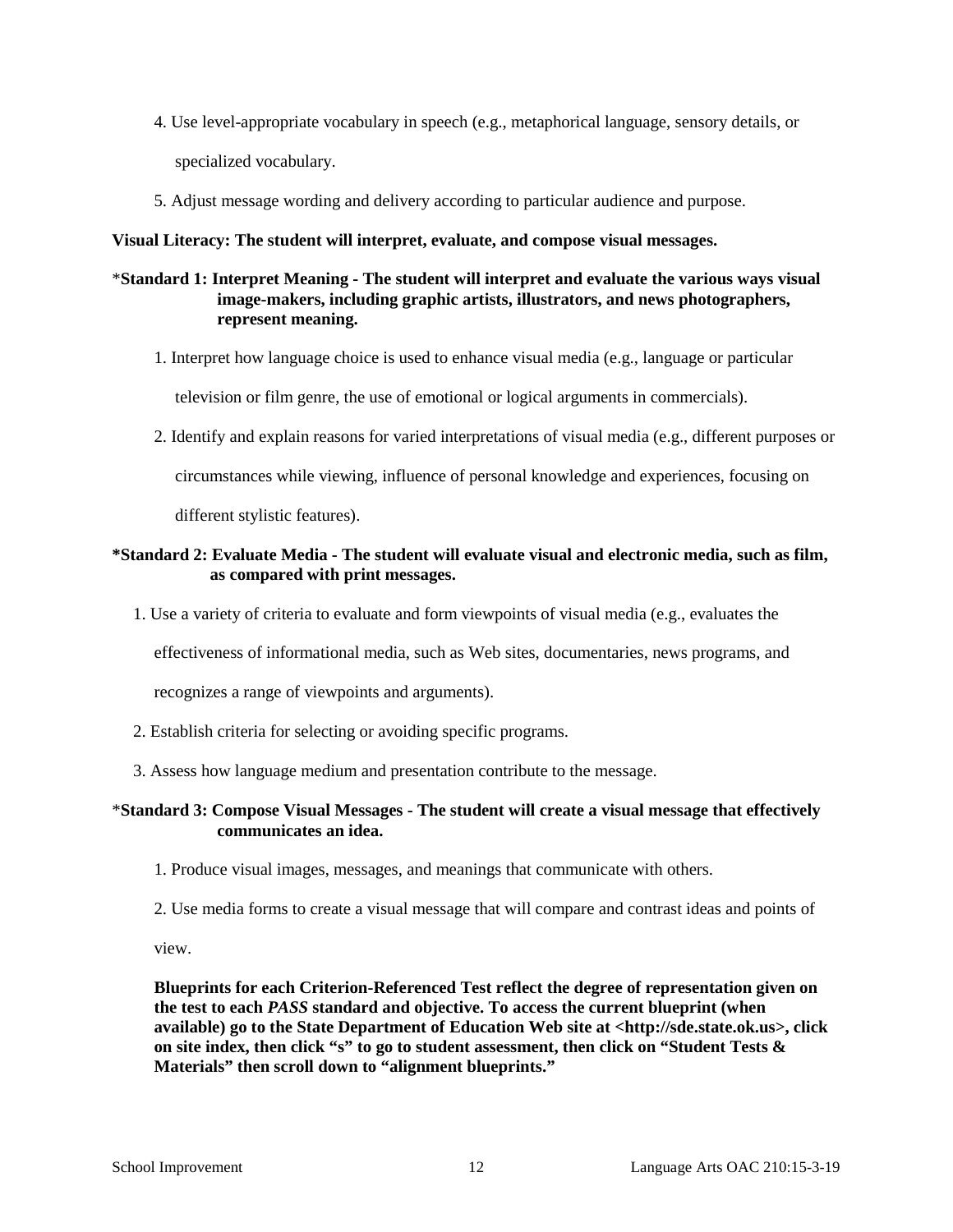4. Use level-appropriate vocabulary in speech (e.g., metaphorical language, sensory details, or specialized vocabulary.

5. Adjust message wording and delivery according to particular audience and purpose.

**Visual Literacy: The student will interpret, evaluate, and compose visual messages.**

*__Standard 1: Interpret Meaning - The student will interpret and evaluate the various ways visual image-makers, including graphic artists, illustrators, and news photographers, represent meaning.__

1. Interpret how language choice is used to enhance visual media (e.g., language or particular television or film genre, the use of emotional or logical arguments in commercials).

2. Identify and explain reasons for varied interpretations of visual media (e.g., different purposes or circumstances while viewing, influence of personal knowledge and experiences, focusing on different stylistic features).

**\*Standard 2: Evaluate Media - The student will evaluate visual and electronic media, such as film, as compared with print messages.**

1. Use a variety of criteria to evaluate and form viewpoints of visual media (e.g., evaluates the effectiveness of informational media, such as Web sites, documentaries, news programs, and recognizes a range of viewpoints and arguments).

2. Establish criteria for selecting or avoiding specific programs.

3. Assess how language medium and presentation contribute to the message.

*__Standard 3: Compose Visual Messages - The student will create a visual message that effectively communicates an idea.__

1. Produce visual images, messages, and meanings that communicate with others.

2. Use media forms to create a visual message that will compare and contrast ideas and points of view.

**Blueprints for each Criterion-Referenced Test reflect the degree of representation given on the test to each *PASS* standard and objective. To access the current blueprint (when available) go to the State Department of Education Web site at <http://sde.state.ok.us>, click on site index, then click "s" to go to student assessment, then click on "Student Tests & Materials" then scroll down to "alignment blueprints."**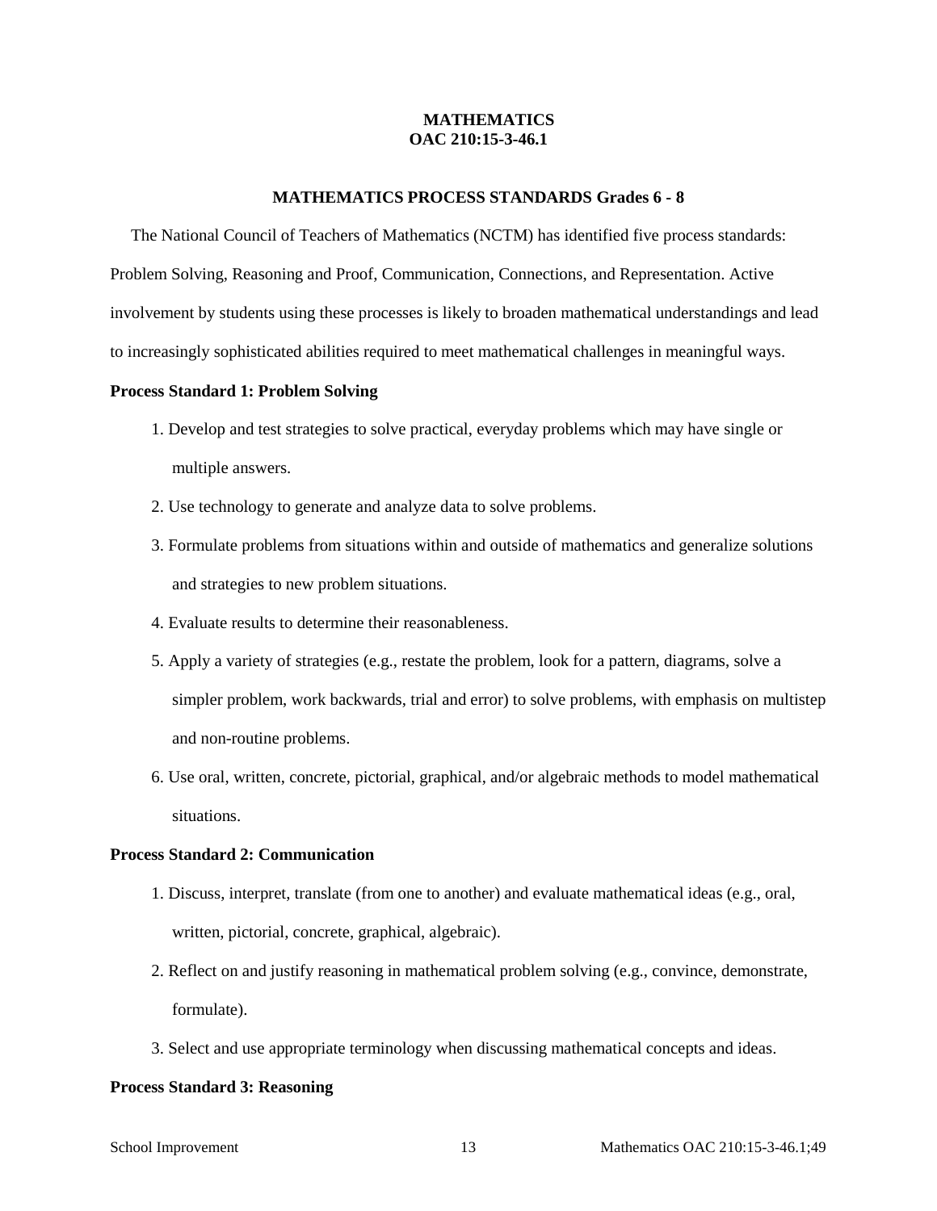# MATHEMATICS
## OAC 210:15-3-46.1

### MATHEMATICS PROCESS STANDARDS Grades 6 - 8

The National Council of Teachers of Mathematics (NCTM) has identified five process standards: Problem Solving, Reasoning and Proof, Communication, Connections, and Representation. Active involvement by students using these processes is likely to broaden mathematical understandings and lead to increasingly sophisticated abilities required to meet mathematical challenges in meaningful ways.

**Process Standard 1: Problem Solving**

1. Develop and test strategies to solve practical, everyday problems which may have single or multiple answers.
2. Use technology to generate and analyze data to solve problems.
3. Formulate problems from situations within and outside of mathematics and generalize solutions and strategies to new problem situations.
4. Evaluate results to determine their reasonableness.
5. Apply a variety of strategies (e.g., restate the problem, look for a pattern, diagrams, solve a simpler problem, work backwards, trial and error) to solve problems, with emphasis on multistep and non-routine problems.
6. Use oral, written, concrete, pictorial, graphical, and/or algebraic methods to model mathematical situations.

**Process Standard 2: Communication**

1. Discuss, interpret, translate (from one to another) and evaluate mathematical ideas (e.g., oral, written, pictorial, concrete, graphical, algebraic).
2. Reflect on and justify reasoning in mathematical problem solving (e.g., convince, demonstrate, formulate).
3. Select and use appropriate terminology when discussing mathematical concepts and ideas.

**Process Standard 3: Reasoning**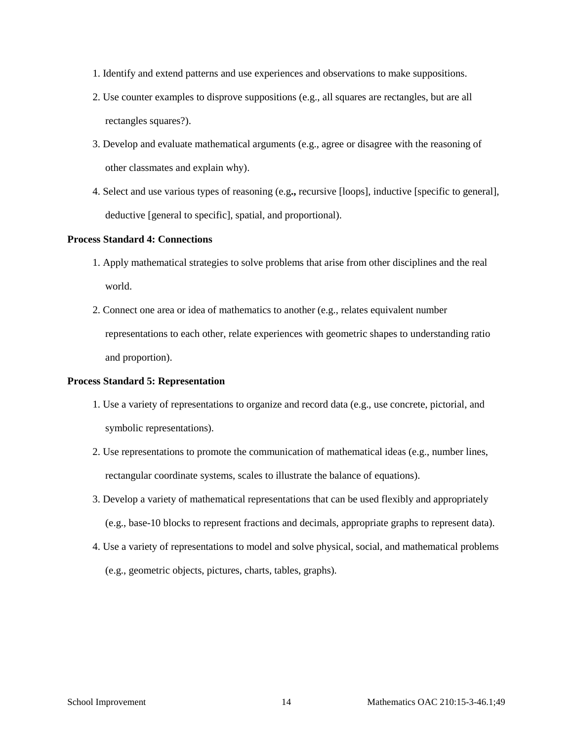1. Identify and extend patterns and use experiences and observations to make suppositions.
2. Use counter examples to disprove suppositions (e.g., all squares are rectangles, but are all rectangles squares?).
3. Develop and evaluate mathematical arguments (e.g., agree or disagree with the reasoning of other classmates and explain why).
4. Select and use various types of reasoning (e.g**.,** recursive [loops], inductive [specific to general], deductive [general to specific], spatial, and proportional).

**Process Standard 4: Connections**

1. Apply mathematical strategies to solve problems that arise from other disciplines and the real world.
2. Connect one area or idea of mathematics to another (e.g., relates equivalent number representations to each other, relate experiences with geometric shapes to understanding ratio and proportion).

**Process Standard 5: Representation**

1. Use a variety of representations to organize and record data (e.g., use concrete, pictorial, and symbolic representations).
2. Use representations to promote the communication of mathematical ideas (e.g., number lines, rectangular coordinate systems, scales to illustrate the balance of equations).
3. Develop a variety of mathematical representations that can be used flexibly and appropriately (e.g., base-10 blocks to represent fractions and decimals, appropriate graphs to represent data).
4. Use a variety of representations to model and solve physical, social, and mathematical problems (e.g., geometric objects, pictures, charts, tables, graphs).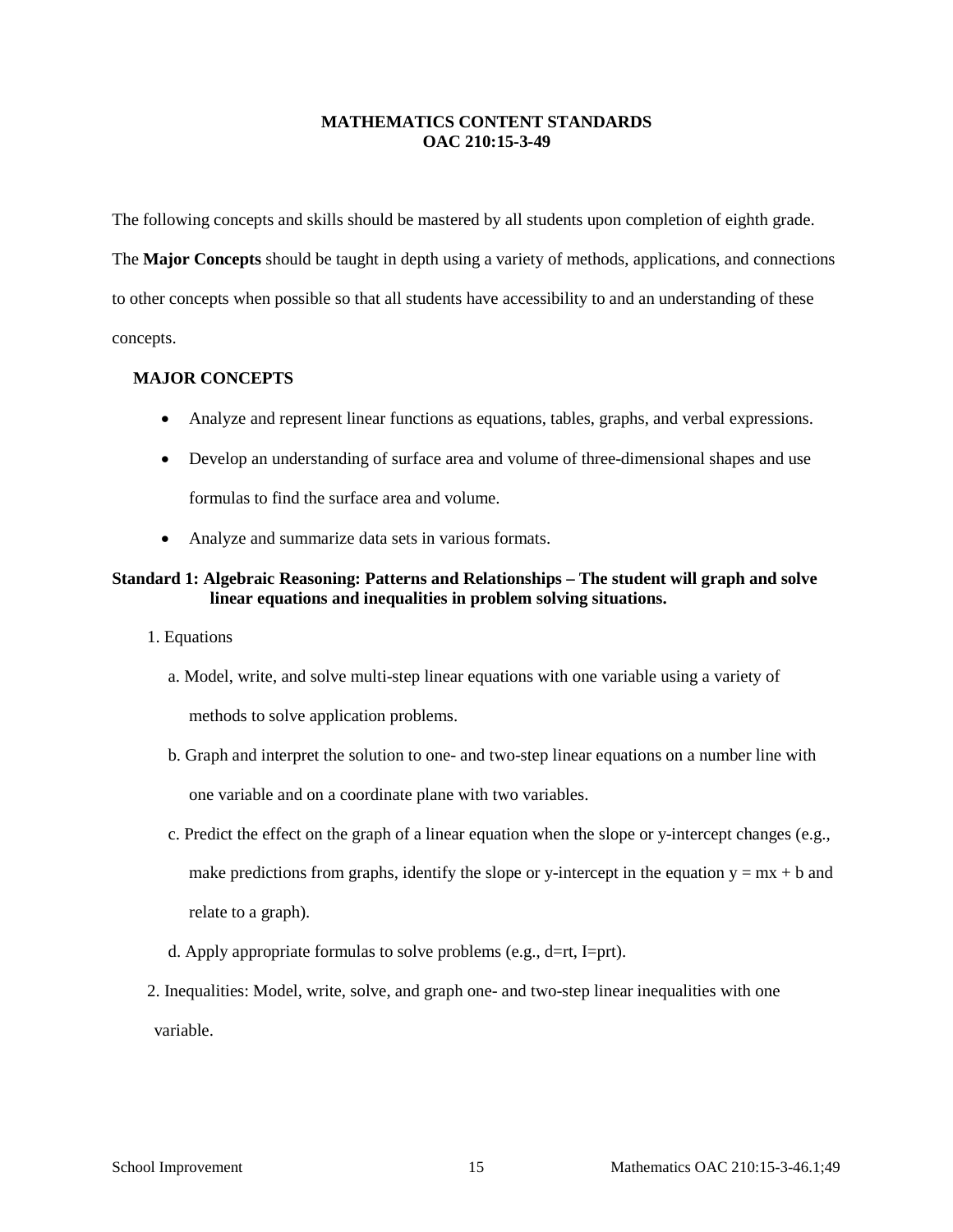**MATHEMATICS CONTENT STANDARDS**
**OAC 210:15-3-49**

The following concepts and skills should be mastered by all students upon completion of eighth grade. The **Major Concepts** should be taught in depth using a variety of methods, applications, and connections to other concepts when possible so that all students have accessibility to and an understanding of these concepts.

**MAJOR CONCEPTS**

- Analyze and represent linear functions as equations, tables, graphs, and verbal expressions.
- Develop an understanding of surface area and volume of three-dimensional shapes and use formulas to find the surface area and volume.
- Analyze and summarize data sets in various formats.

**Standard 1: Algebraic Reasoning: Patterns and Relationships – The student will graph and solve linear equations and inequalities in problem solving situations.**

1. Equations
   a. Model, write, and solve multi-step linear equations with one variable using a variety of methods to solve application problems.
   b. Graph and interpret the solution to one- and two-step linear equations on a number line with one variable and on a coordinate plane with two variables.
   c. Predict the effect on the graph of a linear equation when the slope or y-intercept changes (e.g., make predictions from graphs, identify the slope or y-intercept in the equation $y = mx + b$ and relate to a graph).
   d. Apply appropriate formulas to solve problems (e.g., $d=rt$, $I=prt$).
2. Inequalities: Model, write, solve, and graph one- and two-step linear inequalities with one variable.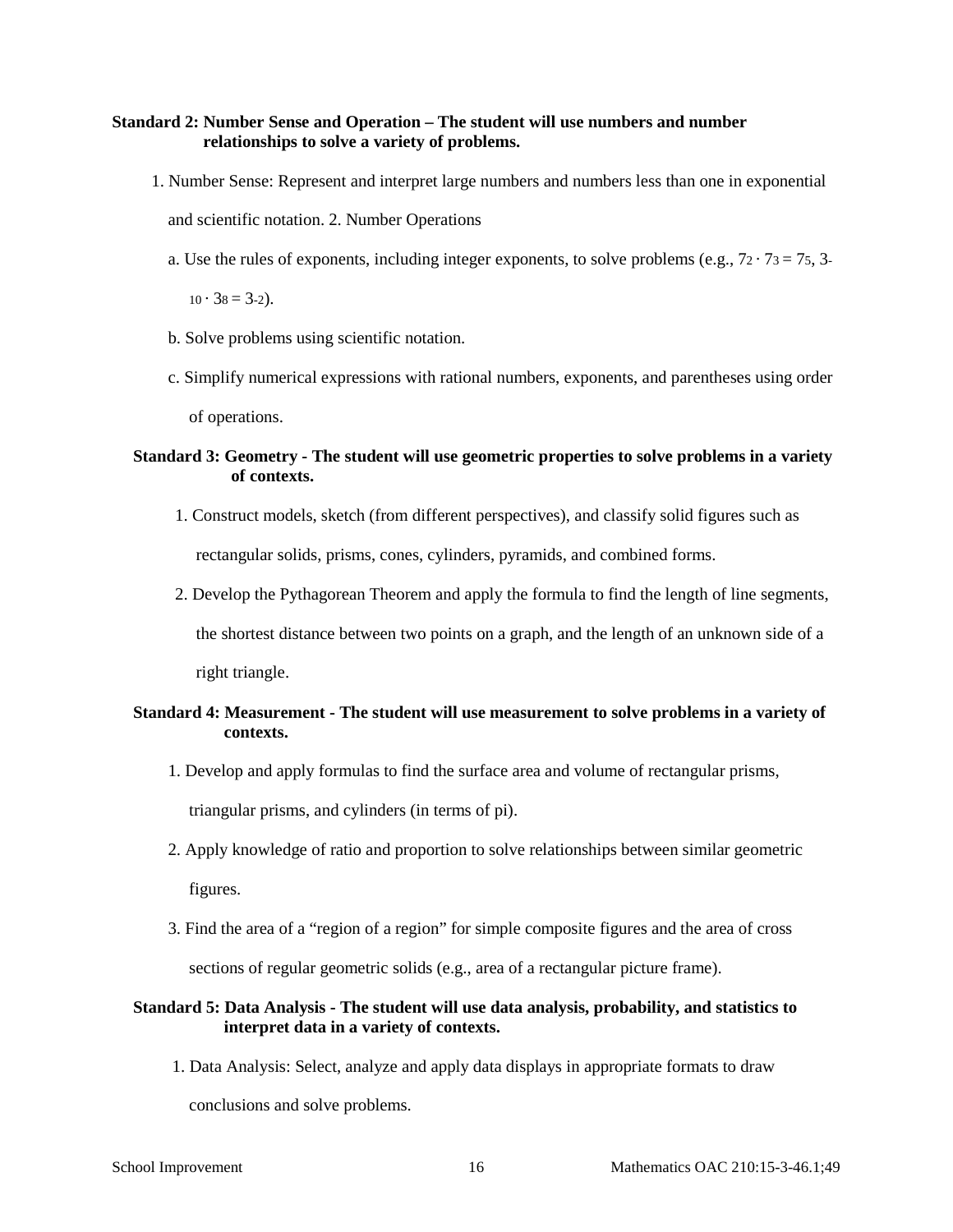**Standard 2: Number Sense and Operation – The student will use numbers and number relationships to solve a variety of problems.**

1. Number Sense: Represent and interpret large numbers and numbers less than one in exponential and scientific notation. 2. Number Operations
   a. Use the rules of exponents, including integer exponents, to solve problems (e.g., $7^2 \cdot 7^3 = 7^5$, $3^{-10} \cdot 3^8 = 3^{-2}$).
   b. Solve problems using scientific notation.
   c. Simplify numerical expressions with rational numbers, exponents, and parentheses using order of operations.

**Standard 3: Geometry - The student will use geometric properties to solve problems in a variety of contexts.**

1. Construct models, sketch (from different perspectives), and classify solid figures such as rectangular solids, prisms, cones, cylinders, pyramids, and combined forms.
2. Develop the Pythagorean Theorem and apply the formula to find the length of line segments, the shortest distance between two points on a graph, and the length of an unknown side of a right triangle.

**Standard 4: Measurement - The student will use measurement to solve problems in a variety of contexts.**

1. Develop and apply formulas to find the surface area and volume of rectangular prisms, triangular prisms, and cylinders (in terms of pi).
2. Apply knowledge of ratio and proportion to solve relationships between similar geometric figures.
3. Find the area of a "region of a region" for simple composite figures and the area of cross sections of regular geometric solids (e.g., area of a rectangular picture frame).

**Standard 5: Data Analysis - The student will use data analysis, probability, and statistics to interpret data in a variety of contexts.**

1. Data Analysis: Select, analyze and apply data displays in appropriate formats to draw conclusions and solve problems.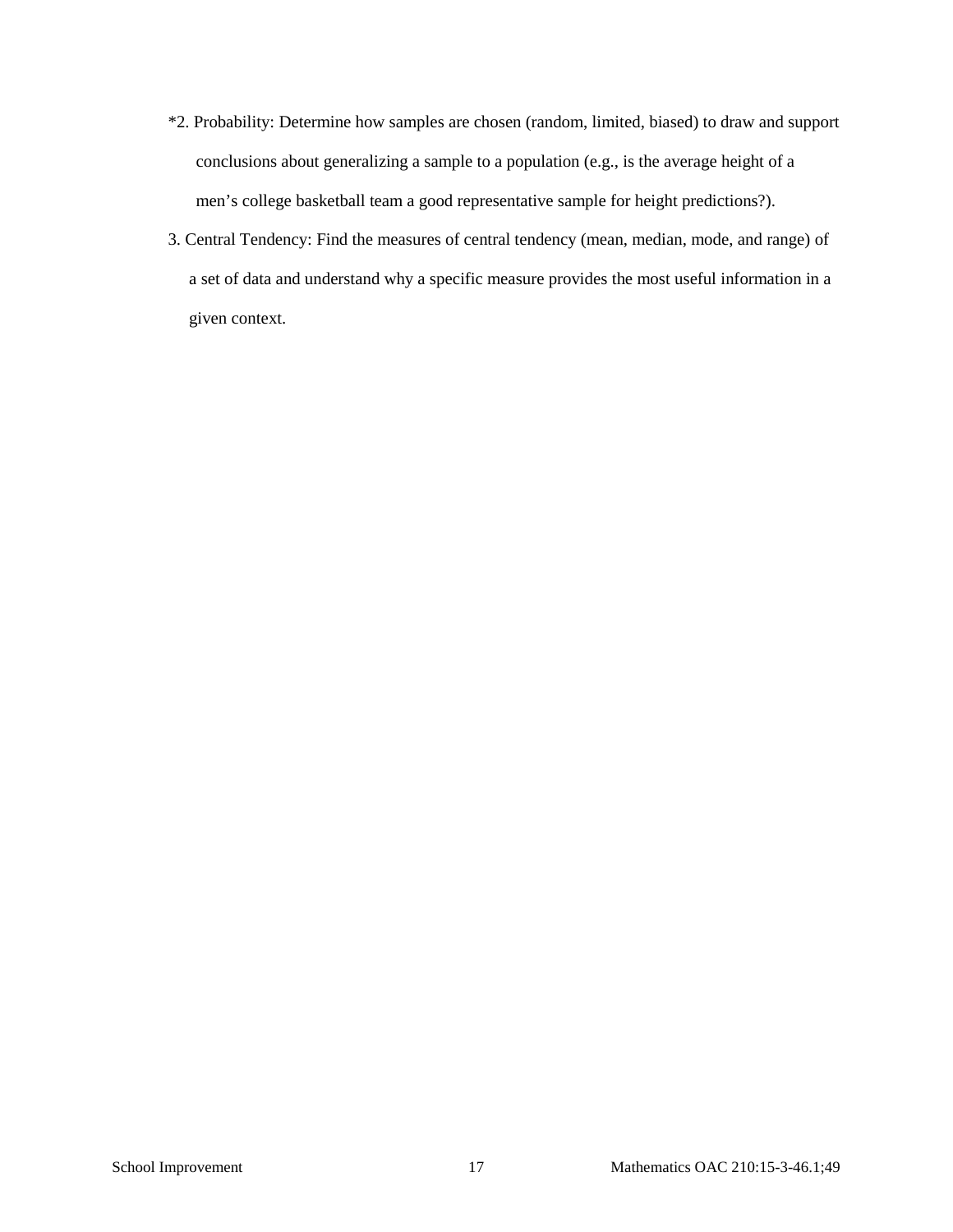*2. Probability: Determine how samples are chosen (random, limited, biased) to draw and support conclusions about generalizing a sample to a population (e.g., is the average height of a men's college basketball team a good representative sample for height predictions?).

3. Central Tendency: Find the measures of central tendency (mean, median, mode, and range) of a set of data and understand why a specific measure provides the most useful information in a given context.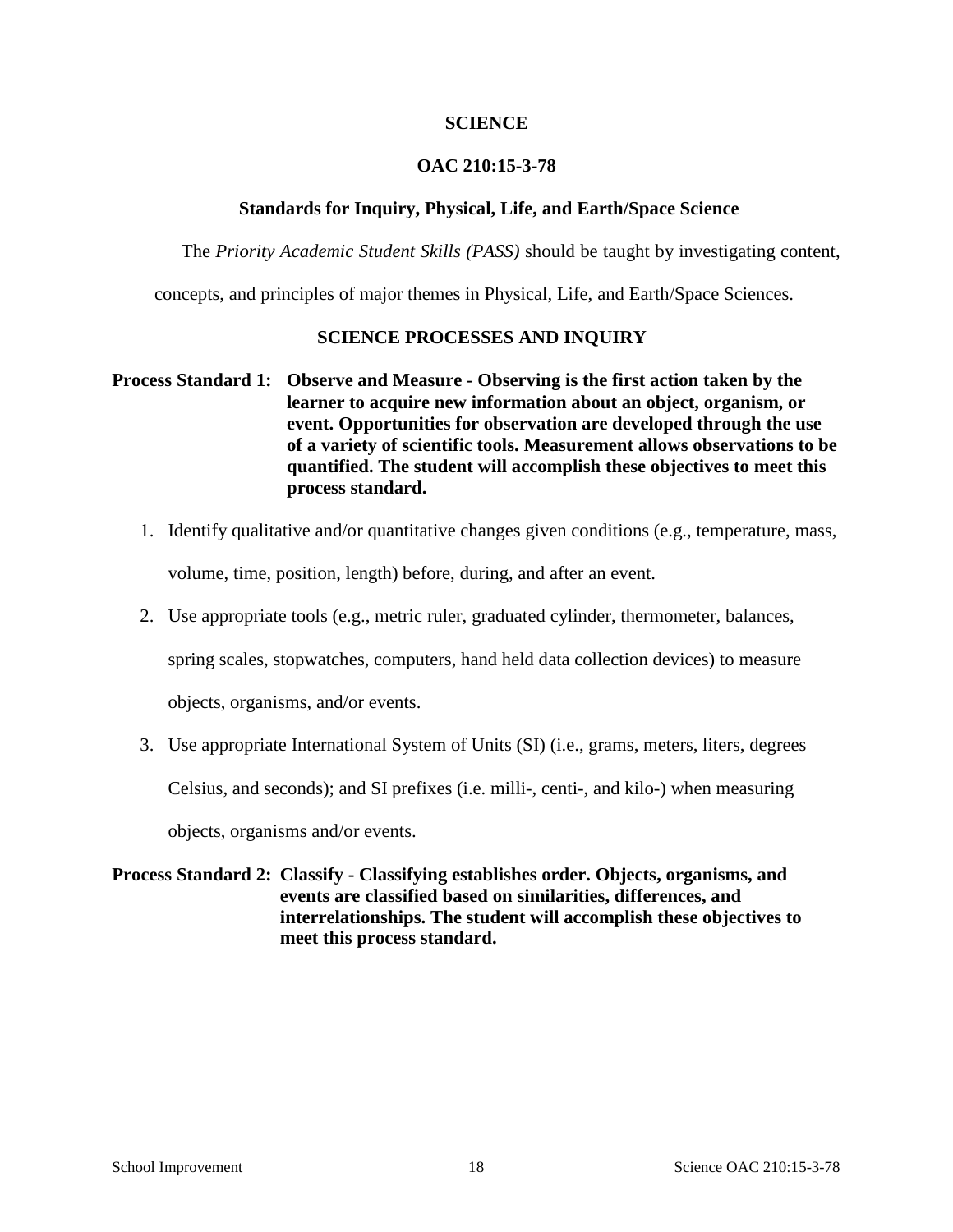# SCIENCE

## OAC 210:15-3-78

### Standards for Inquiry, Physical, Life, and Earth/Space Science

The *Priority Academic Student Skills (PASS)* should be taught by investigating content, concepts, and principles of major themes in Physical, Life, and Earth/Space Sciences.

### SCIENCE PROCESSES AND INQUIRY

**Process Standard 1: Observe and Measure - Observing is the first action taken by the learner to acquire new information about an object, organism, or event. Opportunities for observation are developed through the use of a variety of scientific tools. Measurement allows observations to be quantified. The student will accomplish these objectives to meet this process standard.**

1. Identify qualitative and/or quantitative changes given conditions (e.g., temperature, mass, volume, time, position, length) before, during, and after an event.
2. Use appropriate tools (e.g., metric ruler, graduated cylinder, thermometer, balances, spring scales, stopwatches, computers, hand held data collection devices) to measure objects, organisms, and/or events.
3. Use appropriate International System of Units (SI) (i.e., grams, meters, liters, degrees Celsius, and seconds); and SI prefixes (i.e. milli-, centi-, and kilo-) when measuring objects, organisms and/or events.

**Process Standard 2: Classify - Classifying establishes order. Objects, organisms, and events are classified based on similarities, differences, and interrelationships. The student will accomplish these objectives to meet this process standard.**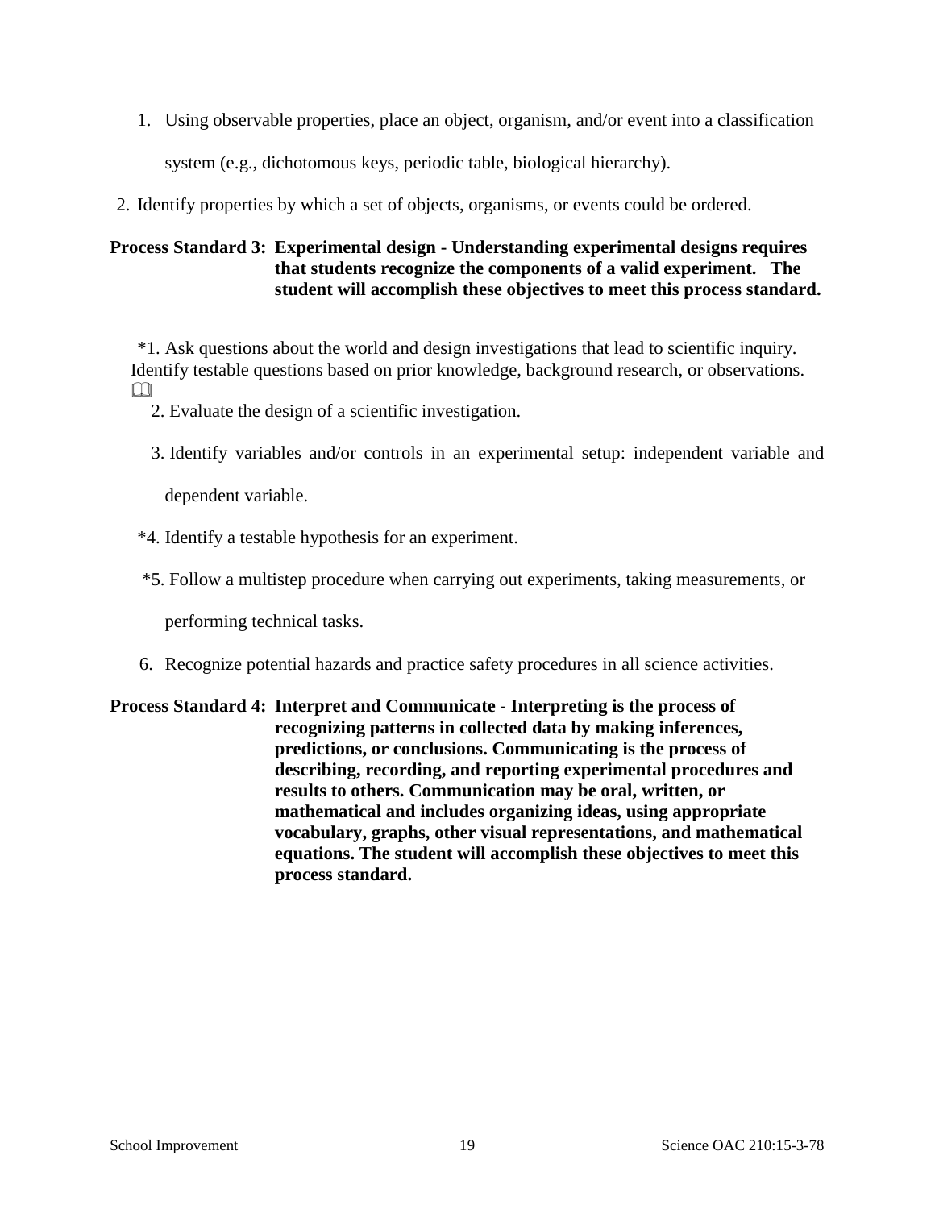1. Using observable properties, place an object, organism, and/or event into a classification system (e.g., dichotomous keys, periodic table, biological hierarchy).
2. Identify properties by which a set of objects, organisms, or events could be ordered.

**Process Standard 3: Experimental design - Understanding experimental designs requires that students recognize the components of a valid experiment. The student will accomplish these objectives to meet this process standard.**

*1. Ask questions about the world and design investigations that lead to scientific inquiry. Identify testable questions based on prior knowledge, background research, or observations. 📖

2. Evaluate the design of a scientific investigation.

3. Identify variables and/or controls in an experimental setup: independent variable and dependent variable.

*4. Identify a testable hypothesis for an experiment.

*5. Follow a multistep procedure when carrying out experiments, taking measurements, or performing technical tasks.

6. Recognize potential hazards and practice safety procedures in all science activities.

**Process Standard 4: Interpret and Communicate - Interpreting is the process of recognizing patterns in collected data by making inferences, predictions, or conclusions. Communicating is the process of describing, recording, and reporting experimental procedures and results to others. Communication may be oral, written, or mathematical and includes organizing ideas, using appropriate vocabulary, graphs, other visual representations, and mathematical equations. The student will accomplish these objectives to meet this process standard.**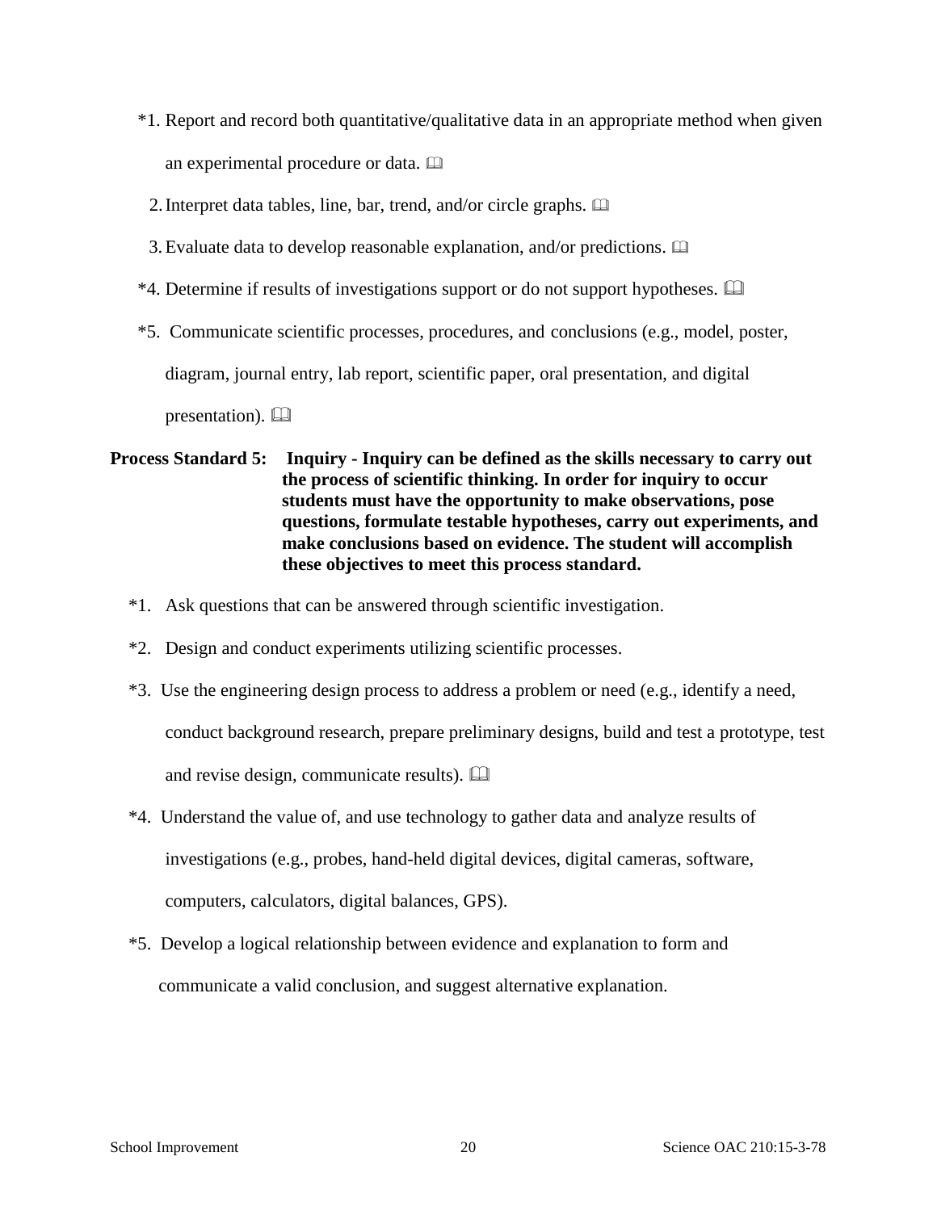*1. Report and record both quantitative/qualitative data in an appropriate method when given an experimental procedure or data. 🕮

2. Interpret data tables, line, bar, trend, and/or circle graphs. 🕮

3. Evaluate data to develop reasonable explanation, and/or predictions. 🕮

*4. Determine if results of investigations support or do not support hypotheses. 🕮

*5. Communicate scientific processes, procedures, and conclusions (e.g., model, poster, diagram, journal entry, lab report, scientific paper, oral presentation, and digital presentation). 🕮

**Process Standard 5: Inquiry - Inquiry can be defined as the skills necessary to carry out the process of scientific thinking. In order for inquiry to occur students must have the opportunity to make observations, pose questions, formulate testable hypotheses, carry out experiments, and make conclusions based on evidence. The student will accomplish these objectives to meet this process standard.**

*1. Ask questions that can be answered through scientific investigation.

*2. Design and conduct experiments utilizing scientific processes.

*3. Use the engineering design process to address a problem or need (e.g., identify a need, conduct background research, prepare preliminary designs, build and test a prototype, test and revise design, communicate results). 🕮

*4. Understand the value of, and use technology to gather data and analyze results of investigations (e.g., probes, hand-held digital devices, digital cameras, software, computers, calculators, digital balances, GPS).

*5. Develop a logical relationship between evidence and explanation to form and communicate a valid conclusion, and suggest alternative explanation.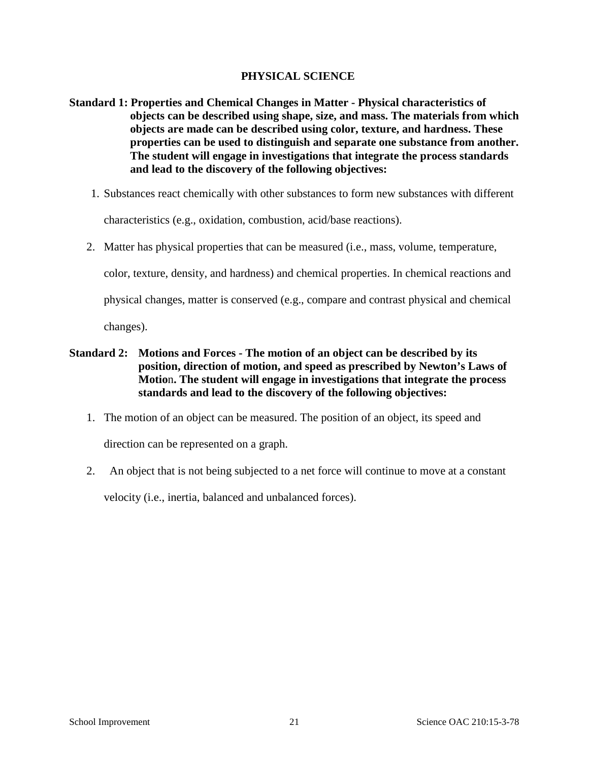# PHYSICAL SCIENCE

**Standard 1: Properties and Chemical Changes in Matter - Physical characteristics of objects can be described using shape, size, and mass. The materials from which objects are made can be described using color, texture, and hardness. These properties can be used to distinguish and separate one substance from another. The student will engage in investigations that integrate the process standards and lead to the discovery of the following objectives:**

1. Substances react chemically with other substances to form new substances with different characteristics (e.g., oxidation, combustion, acid/base reactions).
2. Matter has physical properties that can be measured (i.e., mass, volume, temperature, color, texture, density, and hardness) and chemical properties. In chemical reactions and physical changes, matter is conserved (e.g., compare and contrast physical and chemical changes).

**Standard 2: Motions and Forces - The motion of an object can be described by its position, direction of motion, and speed as prescribed by Newton's Laws of Motion. The student will engage in investigations that integrate the process standards and lead to the discovery of the following objectives:**

1. The motion of an object can be measured. The position of an object, its speed and direction can be represented on a graph.
2. An object that is not being subjected to a net force will continue to move at a constant velocity (i.e., inertia, balanced and unbalanced forces).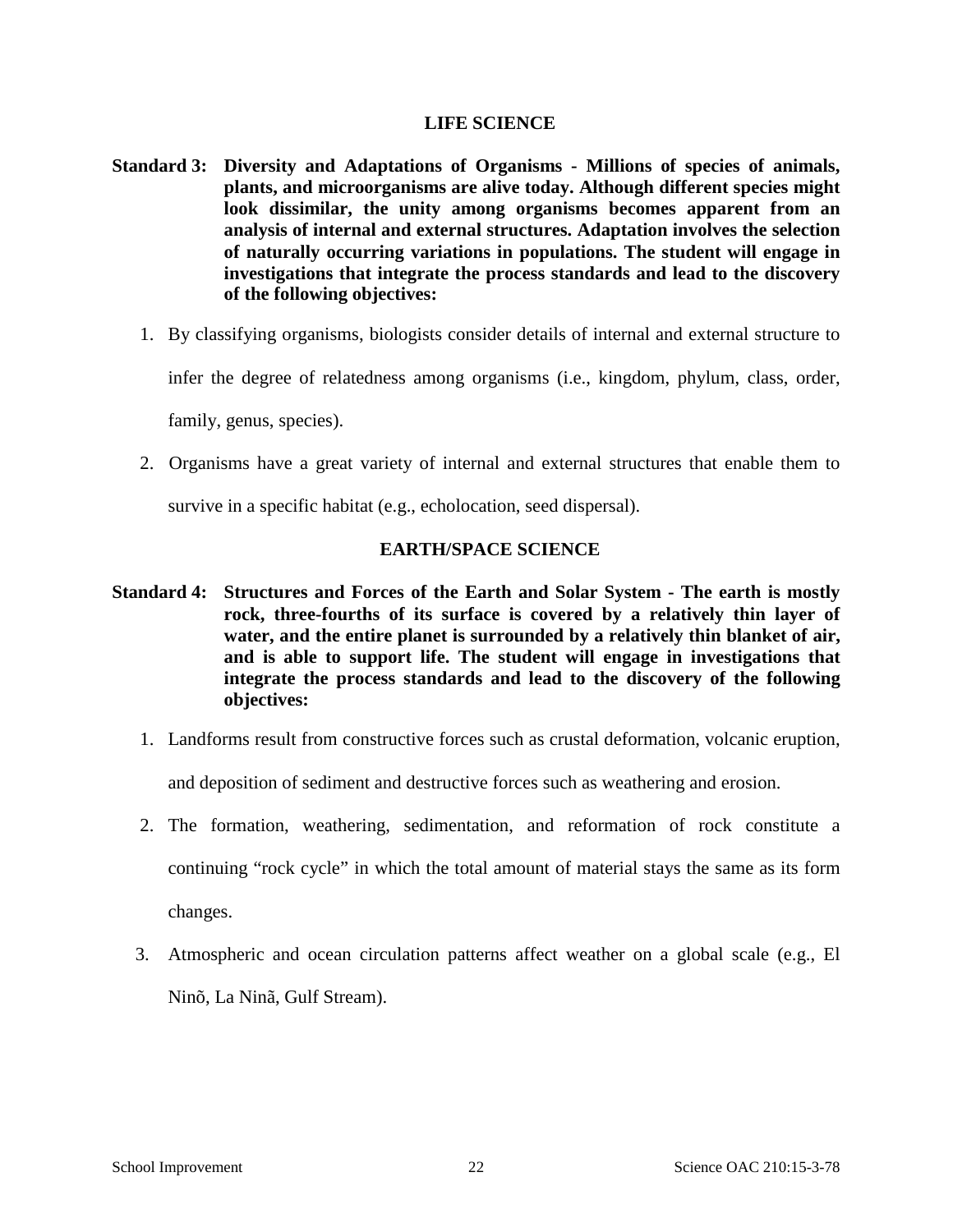## LIFE SCIENCE

**Standard 3: Diversity and Adaptations of Organisms - Millions of species of animals, plants, and microorganisms are alive today. Although different species might look dissimilar, the unity among organisms becomes apparent from an analysis of internal and external structures. Adaptation involves the selection of naturally occurring variations in populations. The student will engage in investigations that integrate the process standards and lead to the discovery of the following objectives:**

1. By classifying organisms, biologists consider details of internal and external structure to infer the degree of relatedness among organisms (i.e., kingdom, phylum, class, order, family, genus, species).
2. Organisms have a great variety of internal and external structures that enable them to survive in a specific habitat (e.g., echolocation, seed dispersal).

## EARTH/SPACE SCIENCE

**Standard 4: Structures and Forces of the Earth and Solar System - The earth is mostly rock, three-fourths of its surface is covered by a relatively thin layer of water, and the entire planet is surrounded by a relatively thin blanket of air, and is able to support life. The student will engage in investigations that integrate the process standards and lead to the discovery of the following objectives:**

1. Landforms result from constructive forces such as crustal deformation, volcanic eruption, and deposition of sediment and destructive forces such as weathering and erosion.
2. The formation, weathering, sedimentation, and reformation of rock constitute a continuing "rock cycle" in which the total amount of material stays the same as its form changes.
3. Atmospheric and ocean circulation patterns affect weather on a global scale (e.g., El Ninõ, La Ninã, Gulf Stream).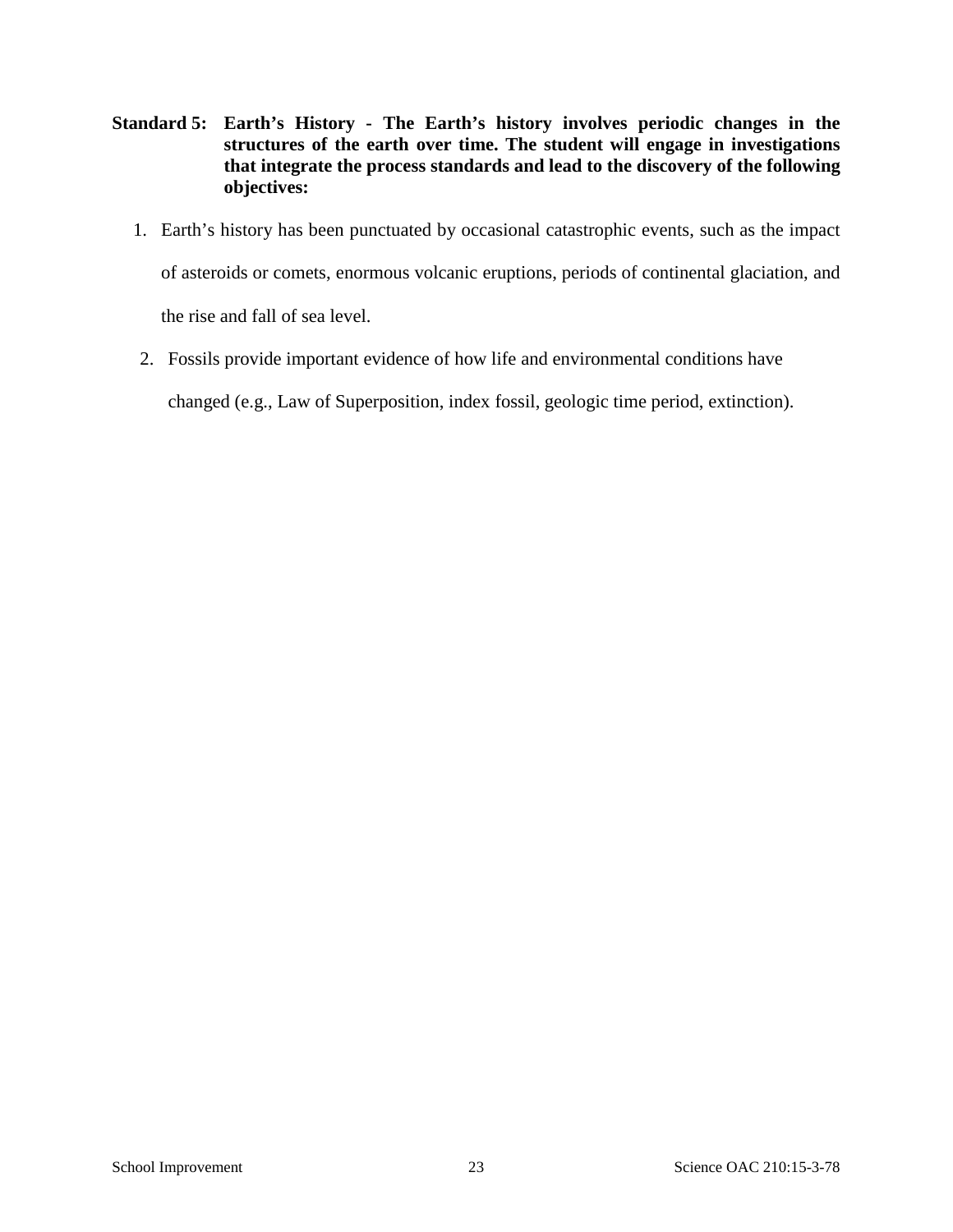**Standard 5: Earth's History - The Earth's history involves periodic changes in the structures of the earth over time. The student will engage in investigations that integrate the process standards and lead to the discovery of the following objectives:**

1. Earth's history has been punctuated by occasional catastrophic events, such as the impact of asteroids or comets, enormous volcanic eruptions, periods of continental glaciation, and the rise and fall of sea level.
2. Fossils provide important evidence of how life and environmental conditions have changed (e.g., Law of Superposition, index fossil, geologic time period, extinction).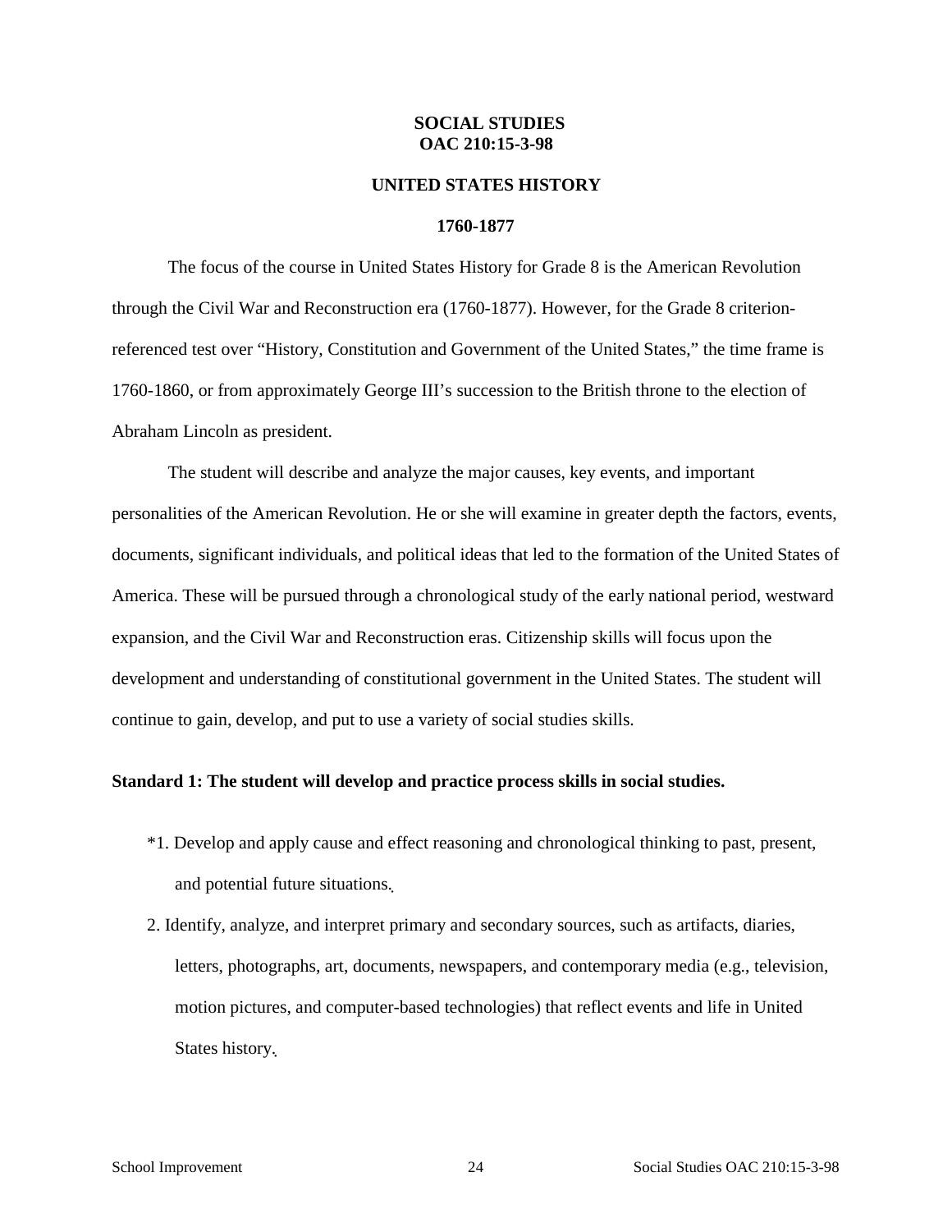# SOCIAL STUDIES
## OAC 210:15-3-98

## UNITED STATES HISTORY

### 1760-1877

The focus of the course in United States History for Grade 8 is the American Revolution through the Civil War and Reconstruction era (1760-1877). However, for the Grade 8 criterion-referenced test over "History, Constitution and Government of the United States," the time frame is 1760-1860, or from approximately George III's succession to the British throne to the election of Abraham Lincoln as president.

The student will describe and analyze the major causes, key events, and important personalities of the American Revolution. He or she will examine in greater depth the factors, events, documents, significant individuals, and political ideas that led to the formation of the United States of America. These will be pursued through a chronological study of the early national period, westward expansion, and the Civil War and Reconstruction eras. Citizenship skills will focus upon the development and understanding of constitutional government in the United States. The student will continue to gain, develop, and put to use a variety of social studies skills.

**Standard 1: The student will develop and practice process skills in social studies.**

*1. Develop and apply cause and effect reasoning and chronological thinking to past, present, and potential future situations.

2. Identify, analyze, and interpret primary and secondary sources, such as artifacts, diaries, letters, photographs, art, documents, newspapers, and contemporary media (e.g., television, motion pictures, and computer-based technologies) that reflect events and life in United States history.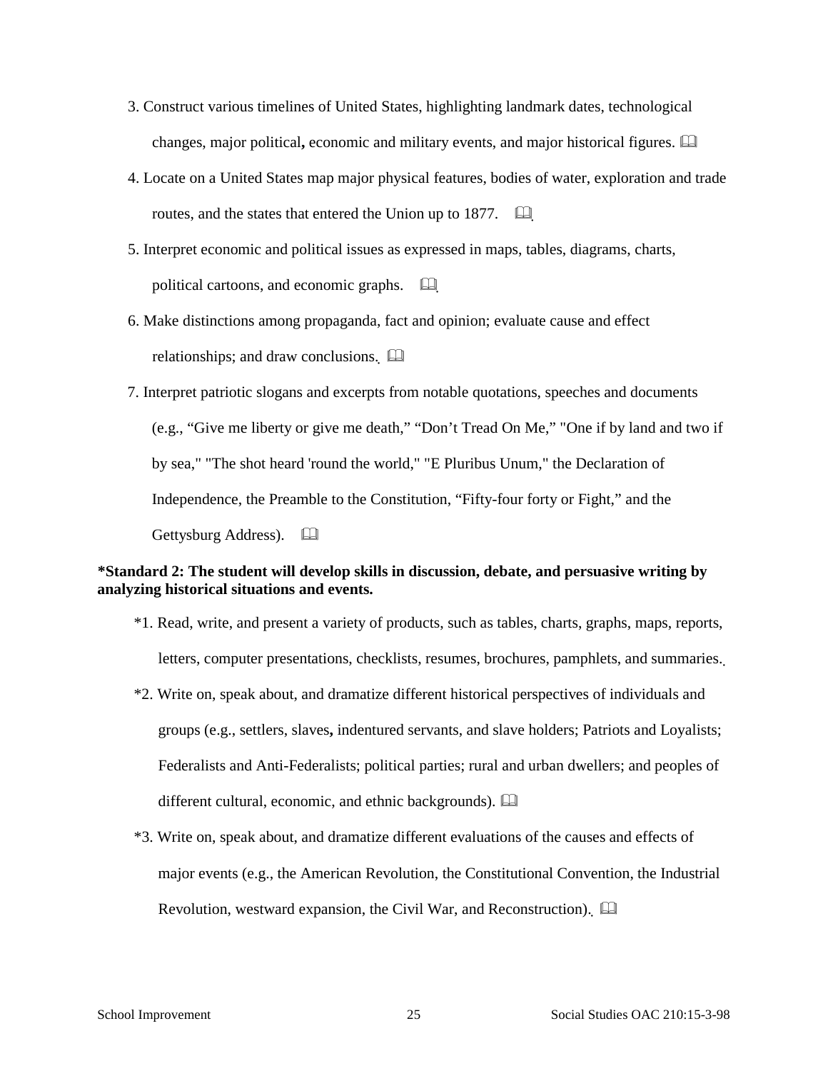3. Construct various timelines of United States, highlighting landmark dates, technological changes, major political**,** economic and military events, and major historical figures. 📖

4. Locate on a United States map major physical features, bodies of water, exploration and trade routes, and the states that entered the Union up to 1877. 📖

5. Interpret economic and political issues as expressed in maps, tables, diagrams, charts, political cartoons, and economic graphs. 📖

6. Make distinctions among propaganda, fact and opinion; evaluate cause and effect relationships; and draw conclusions. 📖

7. Interpret patriotic slogans and excerpts from notable quotations, speeches and documents (e.g., "Give me liberty or give me death," "Don't Tread On Me," "One if by land and two if by sea," "The shot heard 'round the world," "E Pluribus Unum," the Declaration of Independence, the Preamble to the Constitution, "Fifty-four forty or Fight," and the Gettysburg Address). 📖

**\*Standard 2: The student will develop skills in discussion, debate, and persuasive writing by analyzing historical situations and events.**

\*1. Read, write, and present a variety of products, such as tables, charts, graphs, maps, reports, letters, computer presentations, checklists, resumes, brochures, pamphlets, and summaries.

\*2. Write on, speak about, and dramatize different historical perspectives of individuals and groups (e.g., settlers, slaves**,** indentured servants, and slave holders; Patriots and Loyalists; Federalists and Anti-Federalists; political parties; rural and urban dwellers; and peoples of different cultural, economic, and ethnic backgrounds). 📖

\*3. Write on, speak about, and dramatize different evaluations of the causes and effects of major events (e.g., the American Revolution, the Constitutional Convention, the Industrial Revolution, westward expansion, the Civil War, and Reconstruction). 📖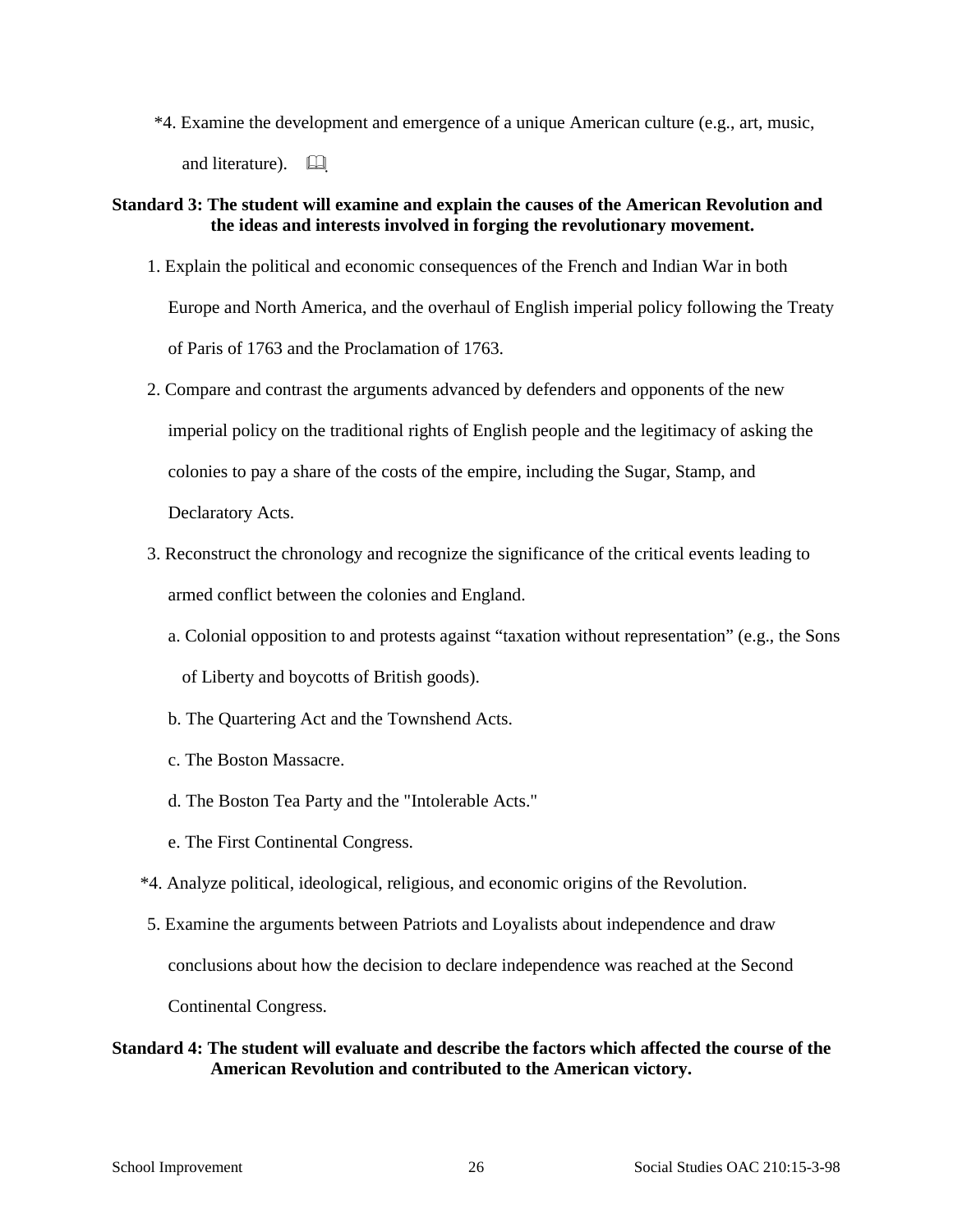*4. Examine the development and emergence of a unique American culture (e.g., art, music, and literature). 📖

**Standard 3: The student will examine and explain the causes of the American Revolution and the ideas and interests involved in forging the revolutionary movement.**

1. Explain the political and economic consequences of the French and Indian War in both Europe and North America, and the overhaul of English imperial policy following the Treaty of Paris of 1763 and the Proclamation of 1763.
2. Compare and contrast the arguments advanced by defenders and opponents of the new imperial policy on the traditional rights of English people and the legitimacy of asking the colonies to pay a share of the costs of the empire, including the Sugar, Stamp, and Declaratory Acts.
3. Reconstruct the chronology and recognize the significance of the critical events leading to armed conflict between the colonies and England.
   a. Colonial opposition to and protests against "taxation without representation" (e.g., the Sons of Liberty and boycotts of British goods).
   b. The Quartering Act and the Townshend Acts.
   c. The Boston Massacre.
   d. The Boston Tea Party and the "Intolerable Acts."
   e. The First Continental Congress.

*4. Analyze political, ideological, religious, and economic origins of the Revolution.

5. Examine the arguments between Patriots and Loyalists about independence and draw conclusions about how the decision to declare independence was reached at the Second Continental Congress.

**Standard 4: The student will evaluate and describe the factors which affected the course of the American Revolution and contributed to the American victory.**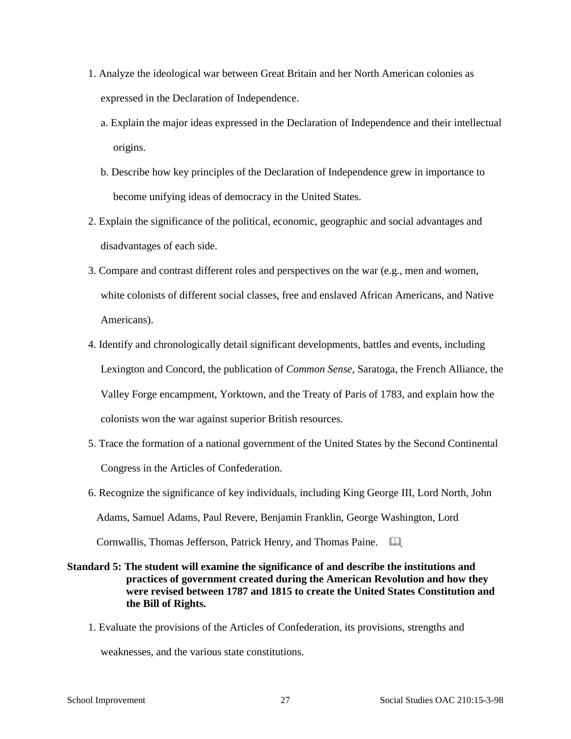1. Analyze the ideological war between Great Britain and her North American colonies as expressed in the Declaration of Independence.
   a. Explain the major ideas expressed in the Declaration of Independence and their intellectual origins.
   b. Describe how key principles of the Declaration of Independence grew in importance to become unifying ideas of democracy in the United States.
2. Explain the significance of the political, economic, geographic and social advantages and disadvantages of each side.
3. Compare and contrast different roles and perspectives on the war (e.g., men and women, white colonists of different social classes, free and enslaved African Americans, and Native Americans).
4. Identify and chronologically detail significant developments, battles and events, including Lexington and Concord, the publication of *Common Sense*, Saratoga, the French Alliance, the Valley Forge encampment, Yorktown, and the Treaty of Paris of 1783, and explain how the colonists won the war against superior British resources.
5. Trace the formation of a national government of the United States by the Second Continental Congress in the Articles of Confederation.
6. Recognize the significance of key individuals, including King George III, Lord North, John Adams, Samuel Adams, Paul Revere, Benjamin Franklin, George Washington, Lord Cornwallis, Thomas Jefferson, Patrick Henry, and Thomas Paine. 📖

**Standard 5: The student will examine the significance of and describe the institutions and practices of government created during the American Revolution and how they were revised between 1787 and 1815 to create the United States Constitution and the Bill of Rights.**

1. Evaluate the provisions of the Articles of Confederation, its provisions, strengths and weaknesses, and the various state constitutions.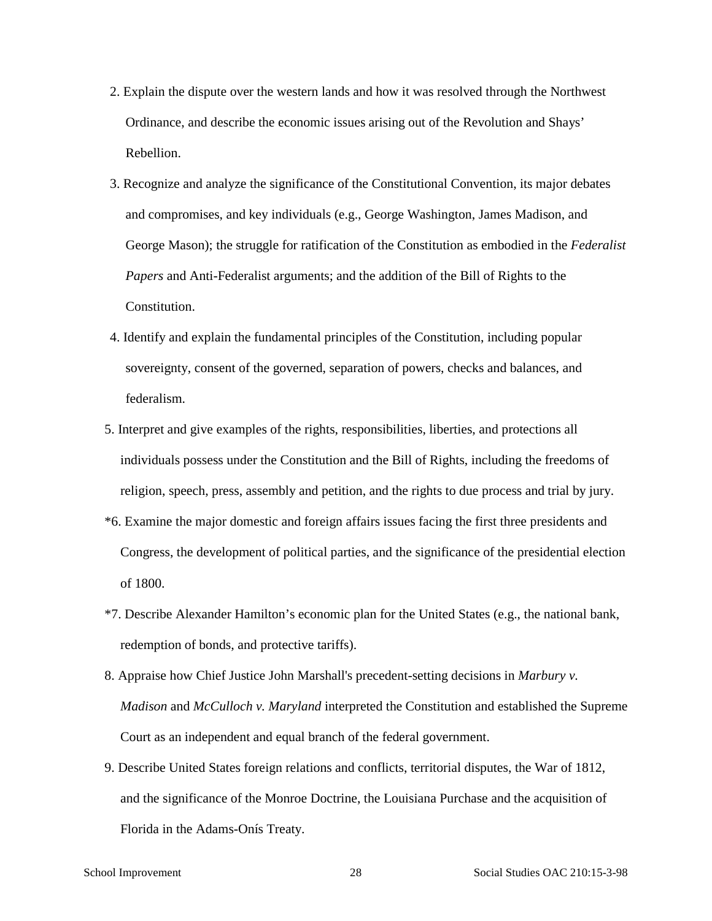2. Explain the dispute over the western lands and how it was resolved through the Northwest Ordinance, and describe the economic issues arising out of the Revolution and Shays' Rebellion.

3. Recognize and analyze the significance of the Constitutional Convention, its major debates and compromises, and key individuals (e.g., George Washington, James Madison, and George Mason); the struggle for ratification of the Constitution as embodied in the *Federalist Papers* and Anti-Federalist arguments; and the addition of the Bill of Rights to the Constitution.

4. Identify and explain the fundamental principles of the Constitution, including popular sovereignty, consent of the governed, separation of powers, checks and balances, and federalism.

5. Interpret and give examples of the rights, responsibilities, liberties, and protections all individuals possess under the Constitution and the Bill of Rights, including the freedoms of religion, speech, press, assembly and petition, and the rights to due process and trial by jury.

*6. Examine the major domestic and foreign affairs issues facing the first three presidents and Congress, the development of political parties, and the significance of the presidential election of 1800.

*7. Describe Alexander Hamilton's economic plan for the United States (e.g., the national bank, redemption of bonds, and protective tariffs).

8. Appraise how Chief Justice John Marshall's precedent-setting decisions in *Marbury v. Madison* and *McCulloch v. Maryland* interpreted the Constitution and established the Supreme Court as an independent and equal branch of the federal government.

9. Describe United States foreign relations and conflicts, territorial disputes, the War of 1812, and the significance of the Monroe Doctrine, the Louisiana Purchase and the acquisition of Florida in the Adams-Onís Treaty.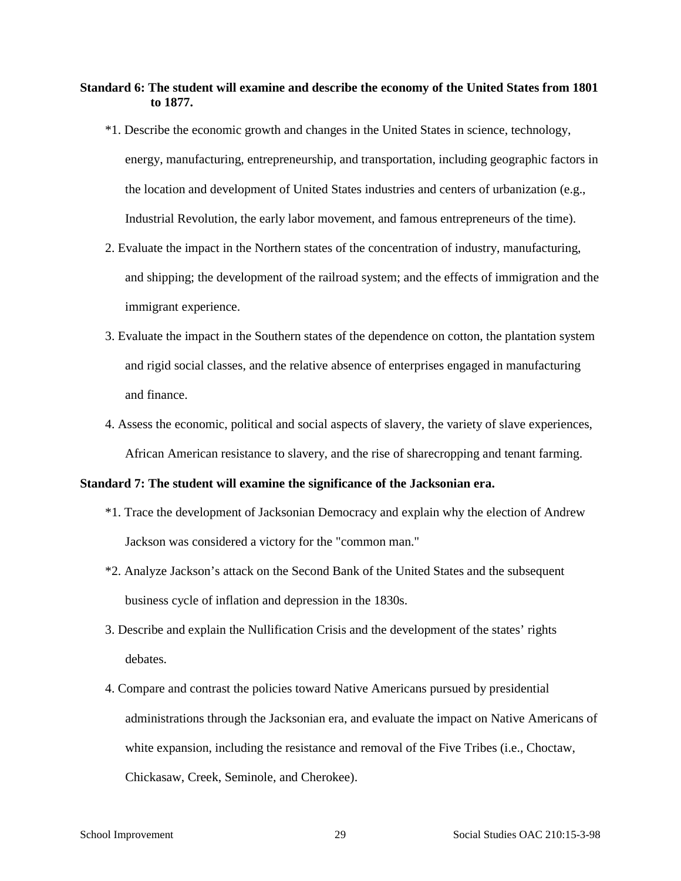**Standard 6: The student will examine and describe the economy of the United States from 1801 to 1877.**

*1. Describe the economic growth and changes in the United States in science, technology, energy, manufacturing, entrepreneurship, and transportation, including geographic factors in the location and development of United States industries and centers of urbanization (e.g., Industrial Revolution, the early labor movement, and famous entrepreneurs of the time).

2. Evaluate the impact in the Northern states of the concentration of industry, manufacturing, and shipping; the development of the railroad system; and the effects of immigration and the immigrant experience.

3. Evaluate the impact in the Southern states of the dependence on cotton, the plantation system and rigid social classes, and the relative absence of enterprises engaged in manufacturing and finance.

4. Assess the economic, political and social aspects of slavery, the variety of slave experiences, African American resistance to slavery, and the rise of sharecropping and tenant farming.

**Standard 7: The student will examine the significance of the Jacksonian era.**

*1. Trace the development of Jacksonian Democracy and explain why the election of Andrew Jackson was considered a victory for the "common man."

*2. Analyze Jackson's attack on the Second Bank of the United States and the subsequent business cycle of inflation and depression in the 1830s.

3. Describe and explain the Nullification Crisis and the development of the states' rights debates.

4. Compare and contrast the policies toward Native Americans pursued by presidential administrations through the Jacksonian era, and evaluate the impact on Native Americans of white expansion, including the resistance and removal of the Five Tribes (i.e., Choctaw, Chickasaw, Creek, Seminole, and Cherokee).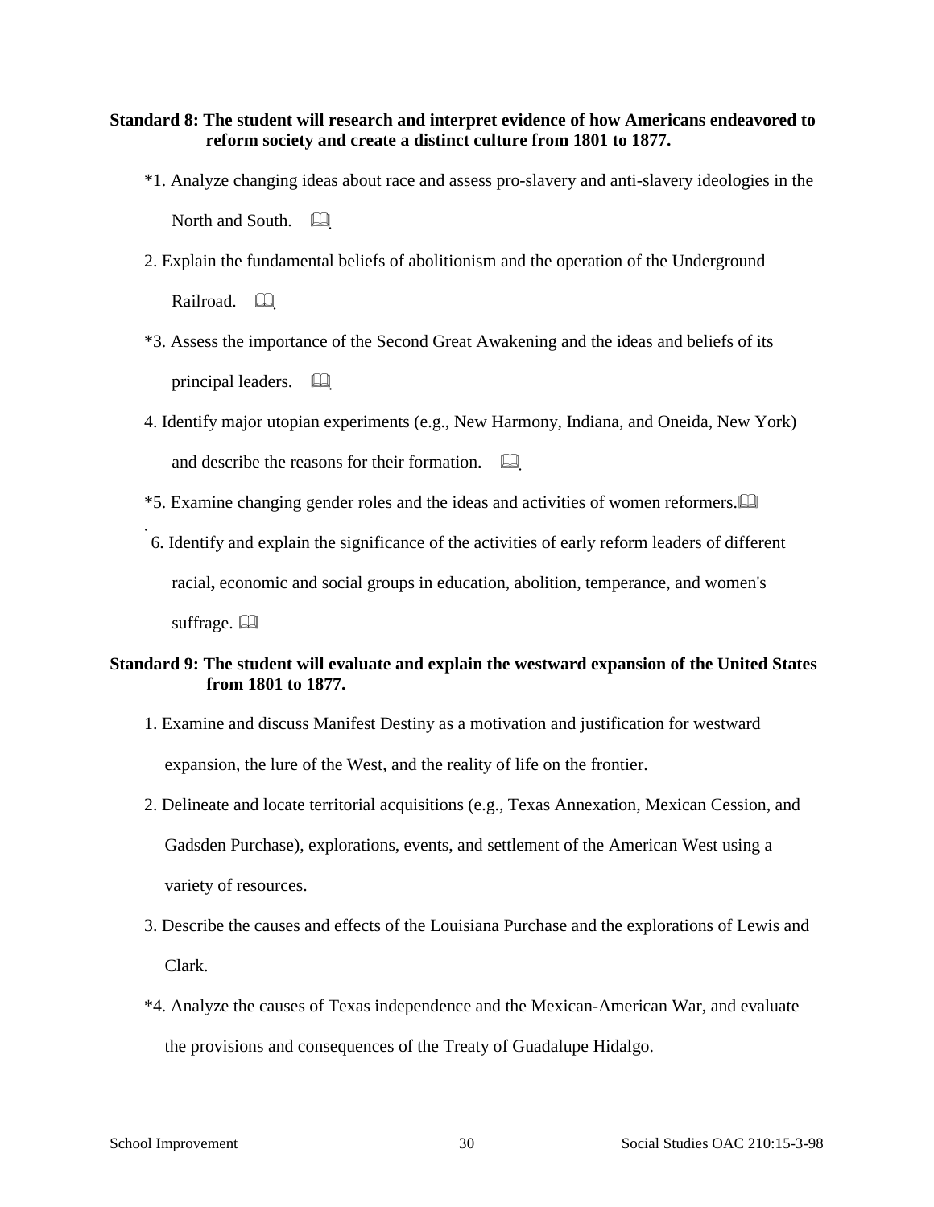**Standard 8: The student will research and interpret evidence of how Americans endeavored to reform society and create a distinct culture from 1801 to 1877.**

*1. Analyze changing ideas about race and assess pro-slavery and anti-slavery ideologies in the North and South. 🕮

2. Explain the fundamental beliefs of abolitionism and the operation of the Underground Railroad. 🕮

*3. Assess the importance of the Second Great Awakening and the ideas and beliefs of its principal leaders. 🕮

4. Identify major utopian experiments (e.g., New Harmony, Indiana, and Oneida, New York) and describe the reasons for their formation. 🕮

*5. Examine changing gender roles and the ideas and activities of women reformers. 🕮

6. Identify and explain the significance of the activities of early reform leaders of different racial**,** economic and social groups in education, abolition, temperance, and women's suffrage. 🕮

**Standard 9: The student will evaluate and explain the westward expansion of the United States from 1801 to 1877.**

1. Examine and discuss Manifest Destiny as a motivation and justification for westward expansion, the lure of the West, and the reality of life on the frontier.

2. Delineate and locate territorial acquisitions (e.g., Texas Annexation, Mexican Cession, and Gadsden Purchase), explorations, events, and settlement of the American West using a variety of resources.

3. Describe the causes and effects of the Louisiana Purchase and the explorations of Lewis and Clark.

*4. Analyze the causes of Texas independence and the Mexican-American War, and evaluate the provisions and consequences of the Treaty of Guadalupe Hidalgo.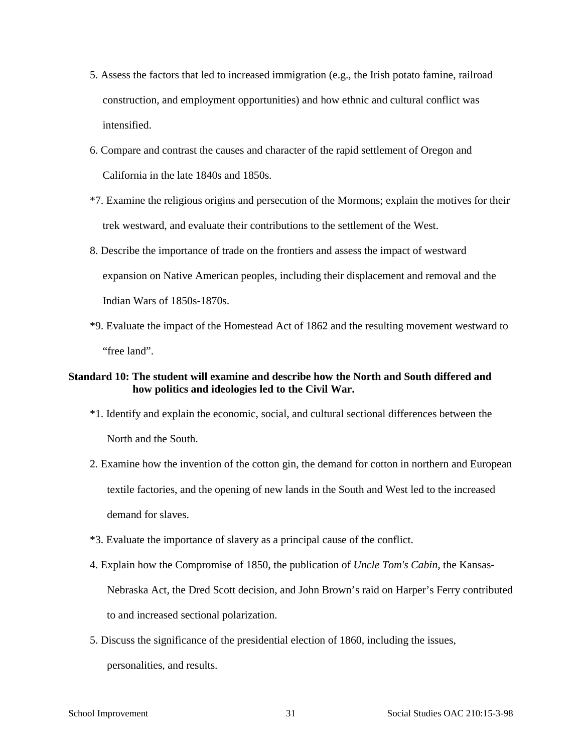5. Assess the factors that led to increased immigration (e.g., the Irish potato famine, railroad construction, and employment opportunities) and how ethnic and cultural conflict was intensified.

6. Compare and contrast the causes and character of the rapid settlement of Oregon and California in the late 1840s and 1850s.

*7. Examine the religious origins and persecution of the Mormons; explain the motives for their trek westward, and evaluate their contributions to the settlement of the West.

8. Describe the importance of trade on the frontiers and assess the impact of westward expansion on Native American peoples, including their displacement and removal and the Indian Wars of 1850s-1870s.

*9. Evaluate the impact of the Homestead Act of 1862 and the resulting movement westward to "free land".

**Standard 10: The student will examine and describe how the North and South differed and how politics and ideologies led to the Civil War.**

*1. Identify and explain the economic, social, and cultural sectional differences between the North and the South.

2. Examine how the invention of the cotton gin, the demand for cotton in northern and European textile factories, and the opening of new lands in the South and West led to the increased demand for slaves.

*3. Evaluate the importance of slavery as a principal cause of the conflict.

4. Explain how the Compromise of 1850, the publication of *Uncle Tom's Cabin*, the Kansas-Nebraska Act, the Dred Scott decision, and John Brown's raid on Harper's Ferry contributed to and increased sectional polarization.

5. Discuss the significance of the presidential election of 1860, including the issues, personalities, and results.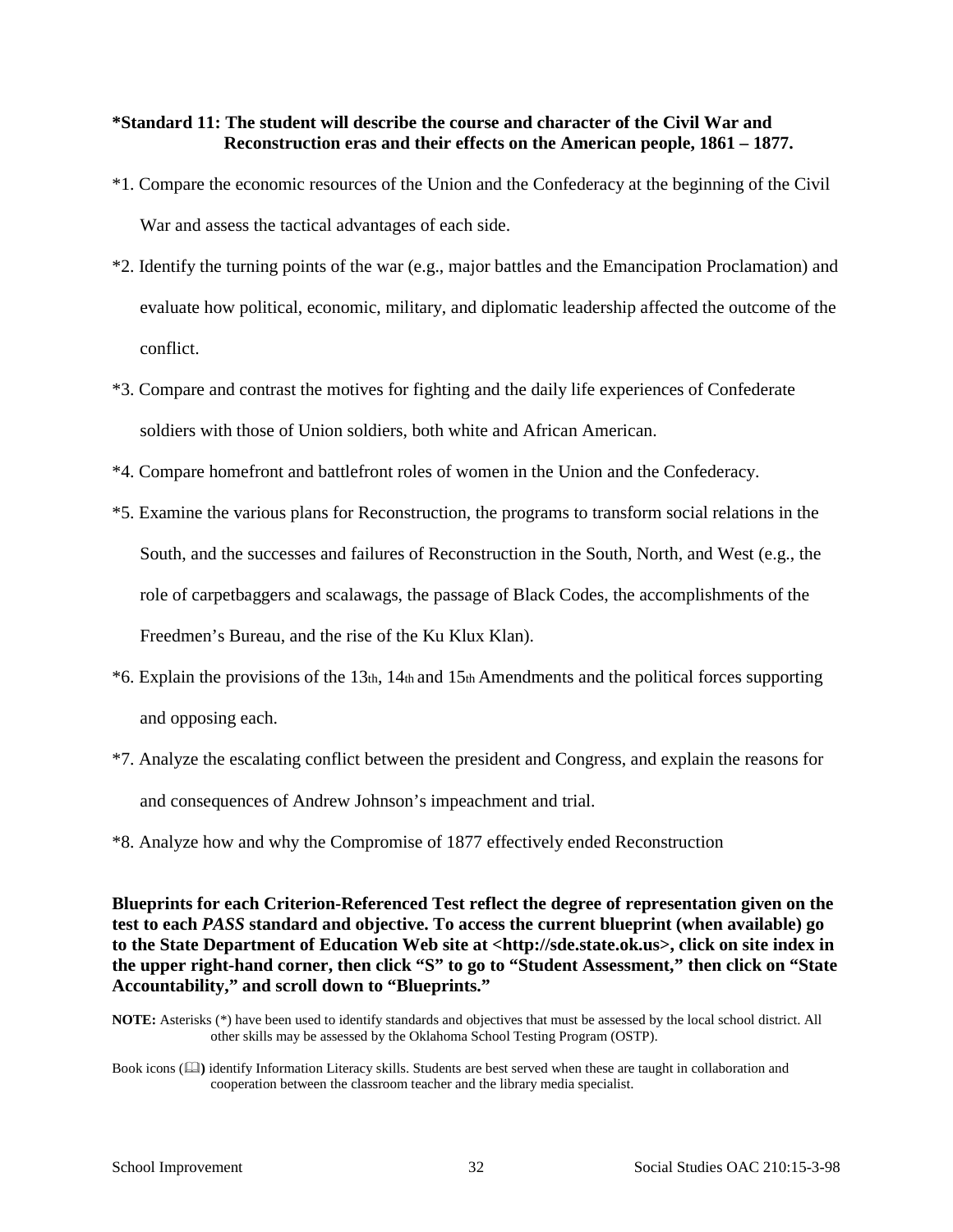**\*Standard 11: The student will describe the course and character of the Civil War and Reconstruction eras and their effects on the American people, 1861 – 1877.**

*1. Compare the economic resources of the Union and the Confederacy at the beginning of the Civil War and assess the tactical advantages of each side.

*2. Identify the turning points of the war (e.g., major battles and the Emancipation Proclamation) and evaluate how political, economic, military, and diplomatic leadership affected the outcome of the conflict.

*3. Compare and contrast the motives for fighting and the daily life experiences of Confederate soldiers with those of Union soldiers, both white and African American.

*4. Compare homefront and battlefront roles of women in the Union and the Confederacy.

*5. Examine the various plans for Reconstruction, the programs to transform social relations in the South, and the successes and failures of Reconstruction in the South, North, and West (e.g., the role of carpetbaggers and scalawags, the passage of Black Codes, the accomplishments of the Freedmen's Bureau, and the rise of the Ku Klux Klan).

*6. Explain the provisions of the 13th, 14th and 15th Amendments and the political forces supporting and opposing each.

*7. Analyze the escalating conflict between the president and Congress, and explain the reasons for and consequences of Andrew Johnson's impeachment and trial.

*8. Analyze how and why the Compromise of 1877 effectively ended Reconstruction

**Blueprints for each Criterion-Referenced Test reflect the degree of representation given on the test to each *PASS* standard and objective. To access the current blueprint (when available) go to the State Department of Education Web site at <http://sde.state.ok.us>, click on site index in the upper right-hand corner, then click "S" to go to "Student Assessment," then click on "State Accountability," and scroll down to "Blueprints."**

**NOTE:** Asterisks (*) have been used to identify standards and objectives that must be assessed by the local school district. All other skills may be assessed by the Oklahoma School Testing Program (OSTP).

Book icons (📖**)** identify Information Literacy skills. Students are best served when these are taught in collaboration and cooperation between the classroom teacher and the library media specialist.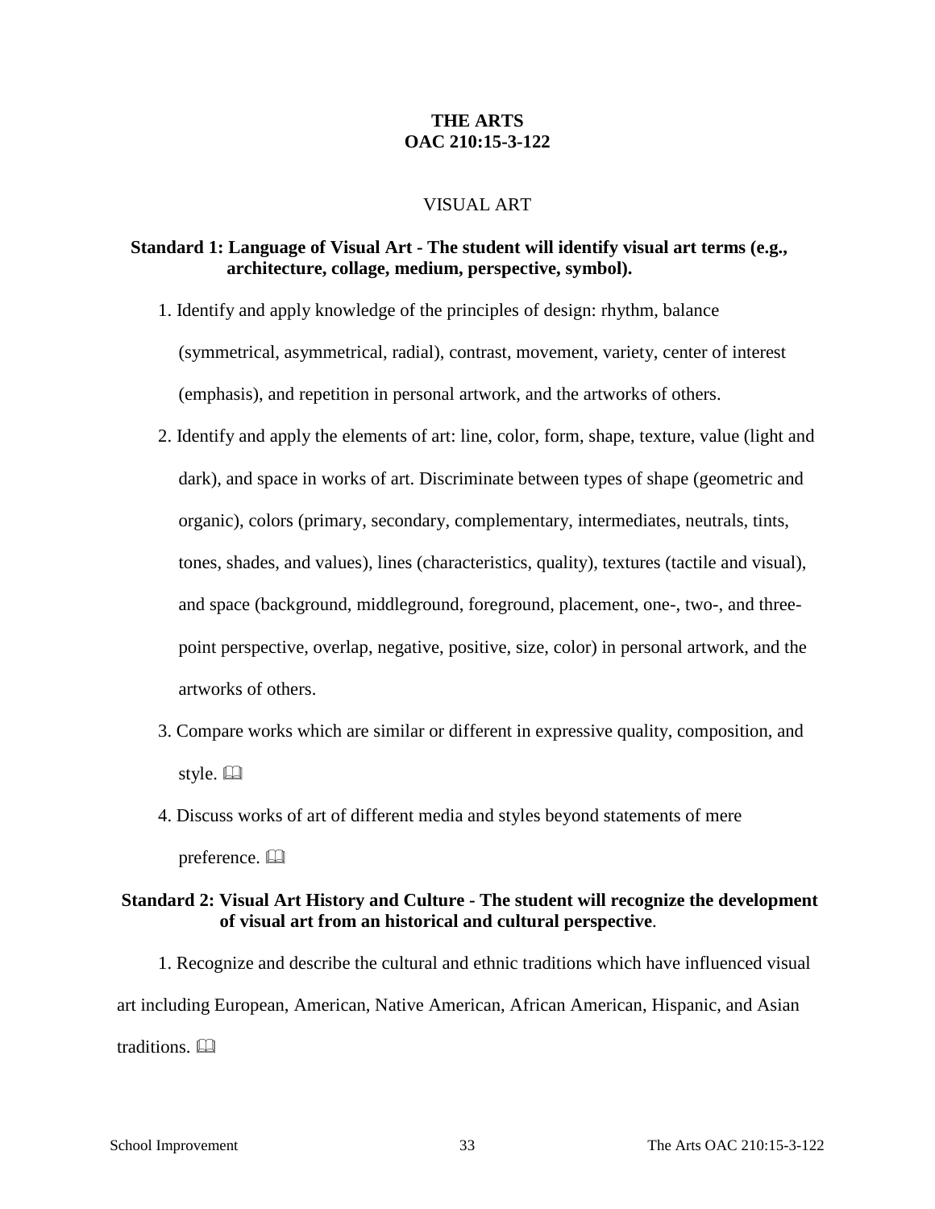# THE ARTS
# OAC 210:15-3-122

## VISUAL ART

**Standard 1: Language of Visual Art - The student will identify visual art terms (e.g., architecture, collage, medium, perspective, symbol).**

1. Identify and apply knowledge of the principles of design: rhythm, balance (symmetrical, asymmetrical, radial), contrast, movement, variety, center of interest (emphasis), and repetition in personal artwork, and the artworks of others.
2. Identify and apply the elements of art: line, color, form, shape, texture, value (light and dark), and space in works of art. Discriminate between types of shape (geometric and organic), colors (primary, secondary, complementary, intermediates, neutrals, tints, tones, shades, and values), lines (characteristics, quality), textures (tactile and visual), and space (background, middleground, foreground, placement, one-, two-, and three-point perspective, overlap, negative, positive, size, color) in personal artwork, and the artworks of others.
3. Compare works which are similar or different in expressive quality, composition, and style. 🕮
4. Discuss works of art of different media and styles beyond statements of mere preference. 🕮

**Standard 2: Visual Art History and Culture - The student will recognize the development of visual art from an historical and cultural perspective**.

1. Recognize and describe the cultural and ethnic traditions which have influenced visual art including European, American, Native American, African American, Hispanic, and Asian traditions. 🕮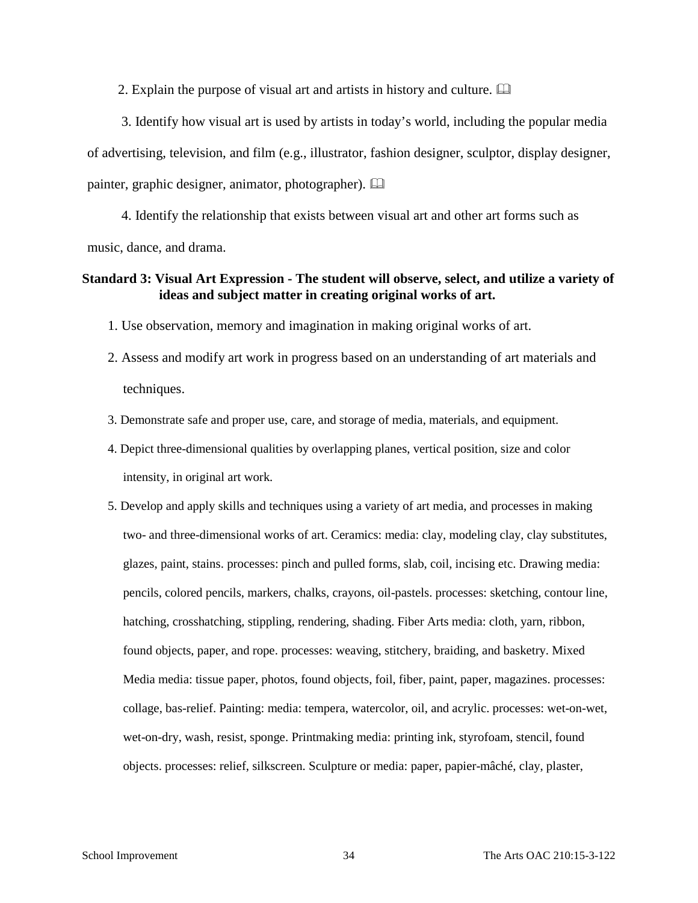2. Explain the purpose of visual art and artists in history and culture. 📖

3. Identify how visual art is used by artists in today's world, including the popular media of advertising, television, and film (e.g., illustrator, fashion designer, sculptor, display designer, painter, graphic designer, animator, photographer). 📖

4. Identify the relationship that exists between visual art and other art forms such as music, dance, and drama.

**Standard 3: Visual Art Expression - The student will observe, select, and utilize a variety of ideas and subject matter in creating original works of art.**

1. Use observation, memory and imagination in making original works of art.
2. Assess and modify art work in progress based on an understanding of art materials and techniques.
3. Demonstrate safe and proper use, care, and storage of media, materials, and equipment.
4. Depict three-dimensional qualities by overlapping planes, vertical position, size and color intensity, in original art work.
5. Develop and apply skills and techniques using a variety of art media, and processes in making two- and three-dimensional works of art. Ceramics: media: clay, modeling clay, clay substitutes, glazes, paint, stains. processes: pinch and pulled forms, slab, coil, incising etc. Drawing media: pencils, colored pencils, markers, chalks, crayons, oil-pastels. processes: sketching, contour line, hatching, crosshatching, stippling, rendering, shading. Fiber Arts media: cloth, yarn, ribbon, found objects, paper, and rope. processes: weaving, stitchery, braiding, and basketry. Mixed Media media: tissue paper, photos, found objects, foil, fiber, paint, paper, magazines. processes: collage, bas-relief. Painting: media: tempera, watercolor, oil, and acrylic. processes: wet-on-wet, wet-on-dry, wash, resist, sponge. Printmaking media: printing ink, styrofoam, stencil, found objects. processes: relief, silkscreen. Sculpture or media: paper, papier-mâché, clay, plaster,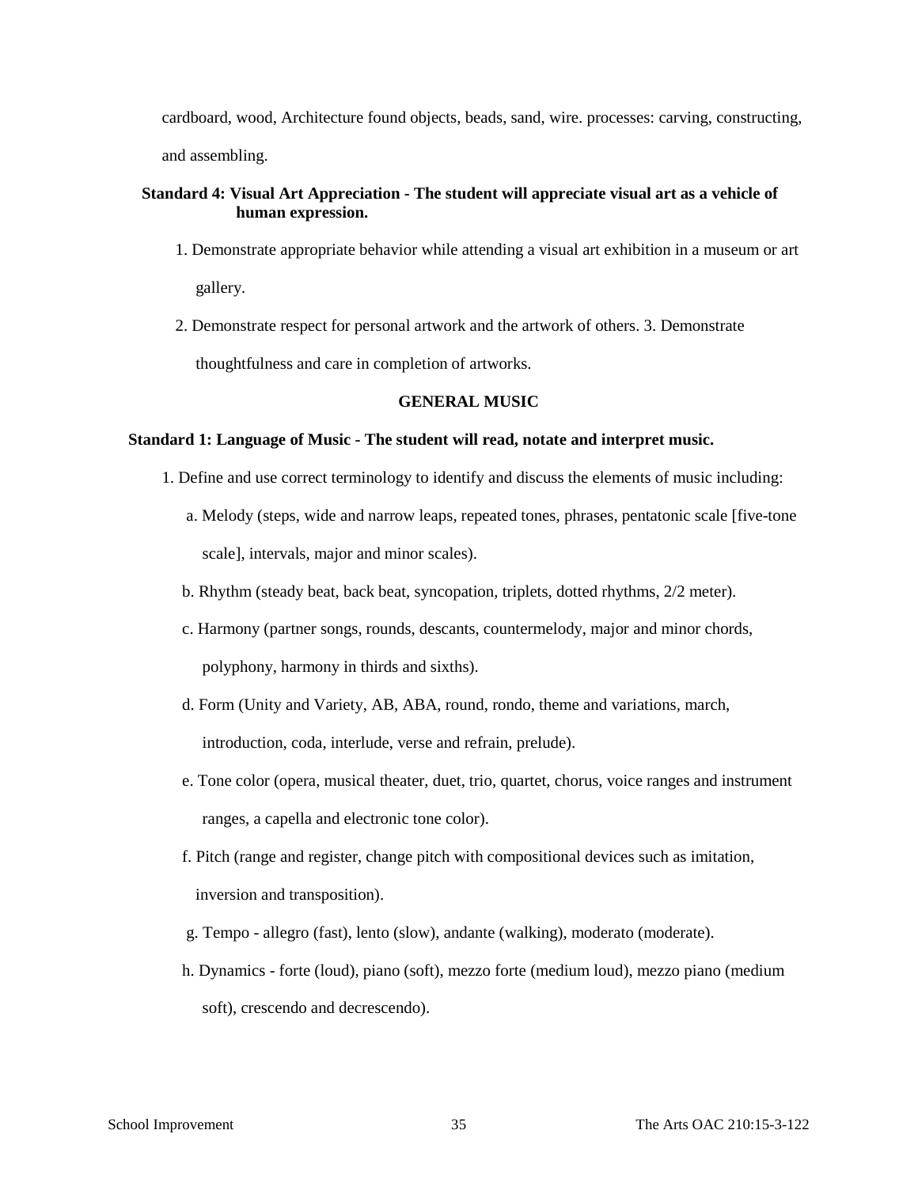cardboard, wood, Architecture found objects, beads, sand, wire. processes: carving, constructing, and assembling.

**Standard 4: Visual Art Appreciation - The student will appreciate visual art as a vehicle of human expression.**

1. Demonstrate appropriate behavior while attending a visual art exhibition in a museum or art gallery.
2. Demonstrate respect for personal artwork and the artwork of others. 3. Demonstrate thoughtfulness and care in completion of artworks.

## GENERAL MUSIC

**Standard 1: Language of Music - The student will read, notate and interpret music.**

1. Define and use correct terminology to identify and discuss the elements of music including:
   a. Melody (steps, wide and narrow leaps, repeated tones, phrases, pentatonic scale [five-tone scale], intervals, major and minor scales).
   b. Rhythm (steady beat, back beat, syncopation, triplets, dotted rhythms, 2/2 meter).
   c. Harmony (partner songs, rounds, descants, countermelody, major and minor chords, polyphony, harmony in thirds and sixths).
   d. Form (Unity and Variety, AB, ABA, round, rondo, theme and variations, march, introduction, coda, interlude, verse and refrain, prelude).
   e. Tone color (opera, musical theater, duet, trio, quartet, chorus, voice ranges and instrument ranges, a capella and electronic tone color).
   f. Pitch (range and register, change pitch with compositional devices such as imitation, inversion and transposition).
   g. Tempo - allegro (fast), lento (slow), andante (walking), moderato (moderate).
   h. Dynamics - forte (loud), piano (soft), mezzo forte (medium loud), mezzo piano (medium soft), crescendo and decrescendo).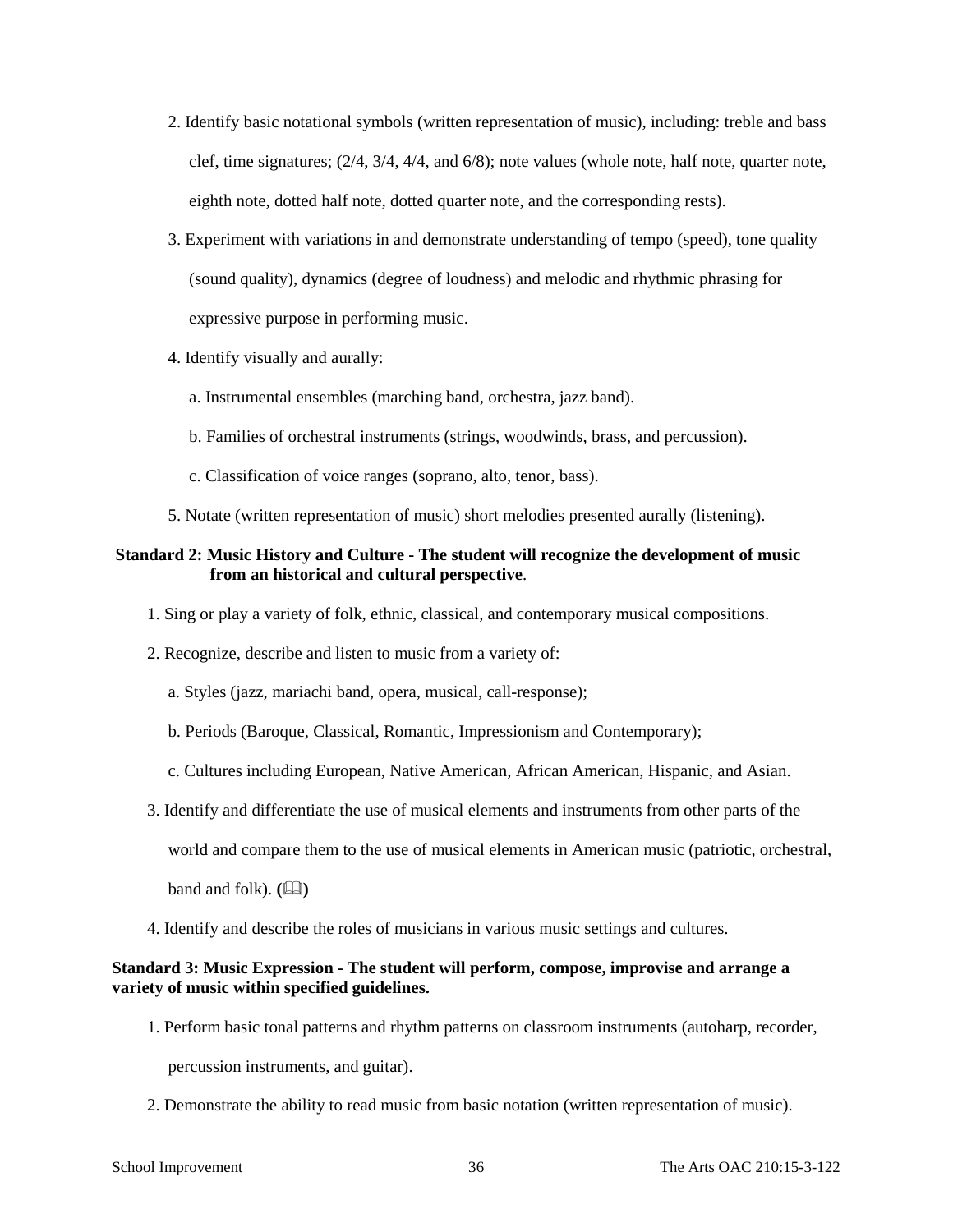2. Identify basic notational symbols (written representation of music), including: treble and bass clef, time signatures; (2/4, 3/4, 4/4, and 6/8); note values (whole note, half note, quarter note, eighth note, dotted half note, dotted quarter note, and the corresponding rests).

3. Experiment with variations in and demonstrate understanding of tempo (speed), tone quality (sound quality), dynamics (degree of loudness) and melodic and rhythmic phrasing for expressive purpose in performing music.

4. Identify visually and aurally:

   a. Instrumental ensembles (marching band, orchestra, jazz band).

   b. Families of orchestral instruments (strings, woodwinds, brass, and percussion).

   c. Classification of voice ranges (soprano, alto, tenor, bass).

5. Notate (written representation of music) short melodies presented aurally (listening).

**Standard 2: Music History and Culture - The student will recognize the development of music from an historical and cultural perspective**.

1. Sing or play a variety of folk, ethnic, classical, and contemporary musical compositions.

2. Recognize, describe and listen to music from a variety of:

   a. Styles (jazz, mariachi band, opera, musical, call-response);

   b. Periods (Baroque, Classical, Romantic, Impressionism and Contemporary);

   c. Cultures including European, Native American, African American, Hispanic, and Asian.

3. Identify and differentiate the use of musical elements and instruments from other parts of the world and compare them to the use of musical elements in American music (patriotic, orchestral, band and folk). **(📖)**

4. Identify and describe the roles of musicians in various music settings and cultures.

**Standard 3: Music Expression - The student will perform, compose, improvise and arrange a variety of music within specified guidelines.**

1. Perform basic tonal patterns and rhythm patterns on classroom instruments (autoharp, recorder, percussion instruments, and guitar).

2. Demonstrate the ability to read music from basic notation (written representation of music).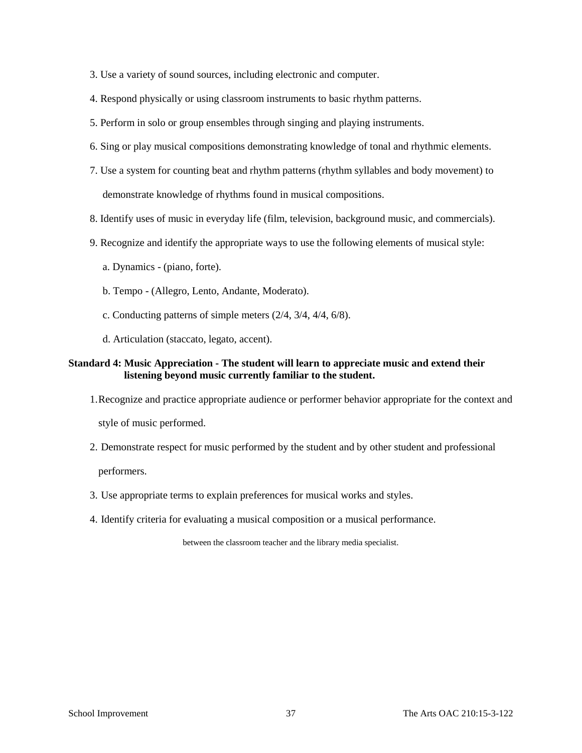3. Use a variety of sound sources, including electronic and computer.

4. Respond physically or using classroom instruments to basic rhythm patterns.

5. Perform in solo or group ensembles through singing and playing instruments.

6. Sing or play musical compositions demonstrating knowledge of tonal and rhythmic elements.

7. Use a system for counting beat and rhythm patterns (rhythm syllables and body movement) to demonstrate knowledge of rhythms found in musical compositions.

8. Identify uses of music in everyday life (film, television, background music, and commercials).

9. Recognize and identify the appropriate ways to use the following elements of musical style:

   a. Dynamics - (piano, forte).

   b. Tempo - (Allegro, Lento, Andante, Moderato).

   c. Conducting patterns of simple meters (2/4, 3/4, 4/4, 6/8).

   d. Articulation (staccato, legato, accent).

**Standard 4: Music Appreciation - The student will learn to appreciate music and extend their listening beyond music currently familiar to the student.**

1. Recognize and practice appropriate audience or performer behavior appropriate for the context and style of music performed.

2. Demonstrate respect for music performed by the student and by other student and professional performers.

3. Use appropriate terms to explain preferences for musical works and styles.

4. Identify criteria for evaluating a musical composition or a musical performance.

between the classroom teacher and the library media specialist.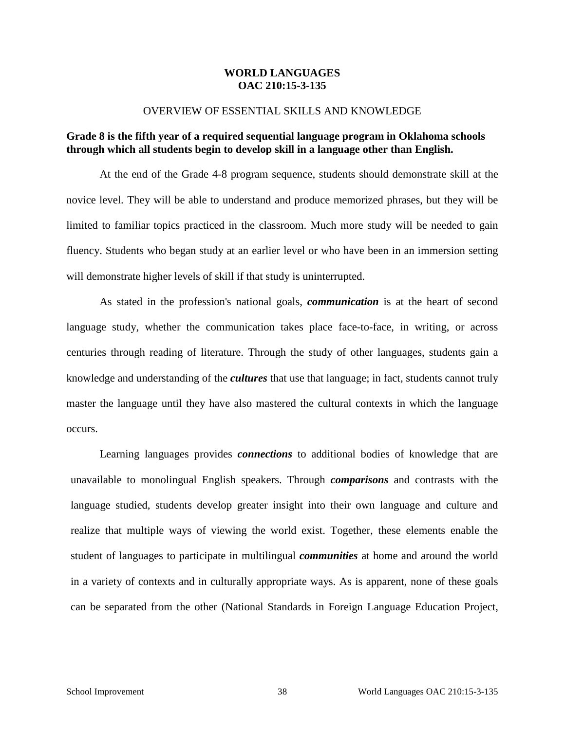# WORLD LANGUAGES
# OAC 210:15-3-135

## OVERVIEW OF ESSENTIAL SKILLS AND KNOWLEDGE

**Grade 8 is the fifth year of a required sequential language program in Oklahoma schools through which all students begin to develop skill in a language other than English.**

At the end of the Grade 4-8 program sequence, students should demonstrate skill at the novice level. They will be able to understand and produce memorized phrases, but they will be limited to familiar topics practiced in the classroom. Much more study will be needed to gain fluency. Students who began study at an earlier level or who have been in an immersion setting will demonstrate higher levels of skill if that study is uninterrupted.

As stated in the profession's national goals, ***communication*** is at the heart of second language study, whether the communication takes place face-to-face, in writing, or across centuries through reading of literature. Through the study of other languages, students gain a knowledge and understanding of the ***cultures*** that use that language; in fact, students cannot truly master the language until they have also mastered the cultural contexts in which the language occurs.

Learning languages provides ***connections*** to additional bodies of knowledge that are unavailable to monolingual English speakers. Through ***comparisons*** and contrasts with the language studied, students develop greater insight into their own language and culture and realize that multiple ways of viewing the world exist. Together, these elements enable the student of languages to participate in multilingual ***communities*** at home and around the world in a variety of contexts and in culturally appropriate ways. As is apparent, none of these goals can be separated from the other (National Standards in Foreign Language Education Project,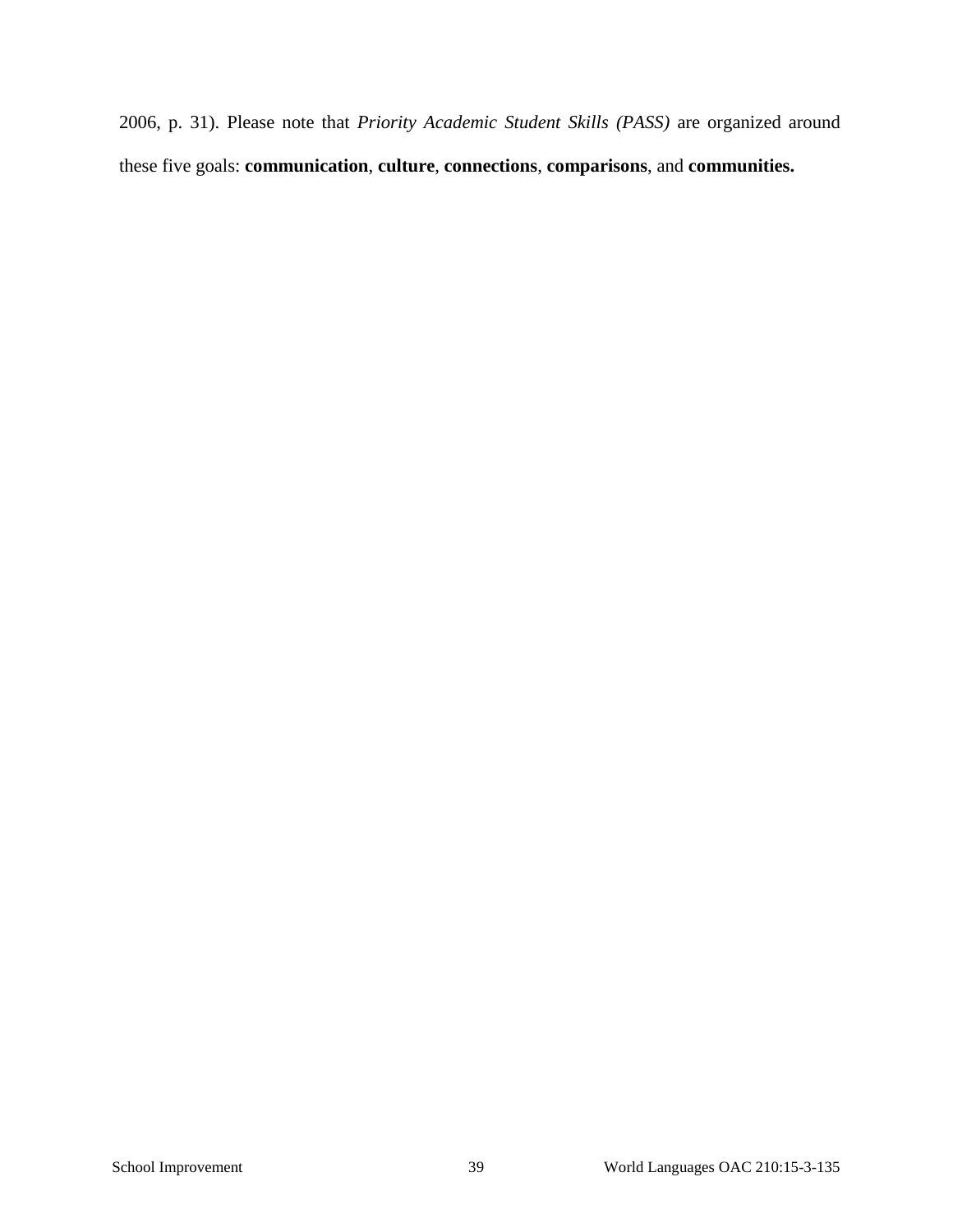2006, p. 31). Please note that *Priority Academic Student Skills (PASS)* are organized around these five goals: **communication**, **culture**, **connections**, **comparisons**, and **communities.**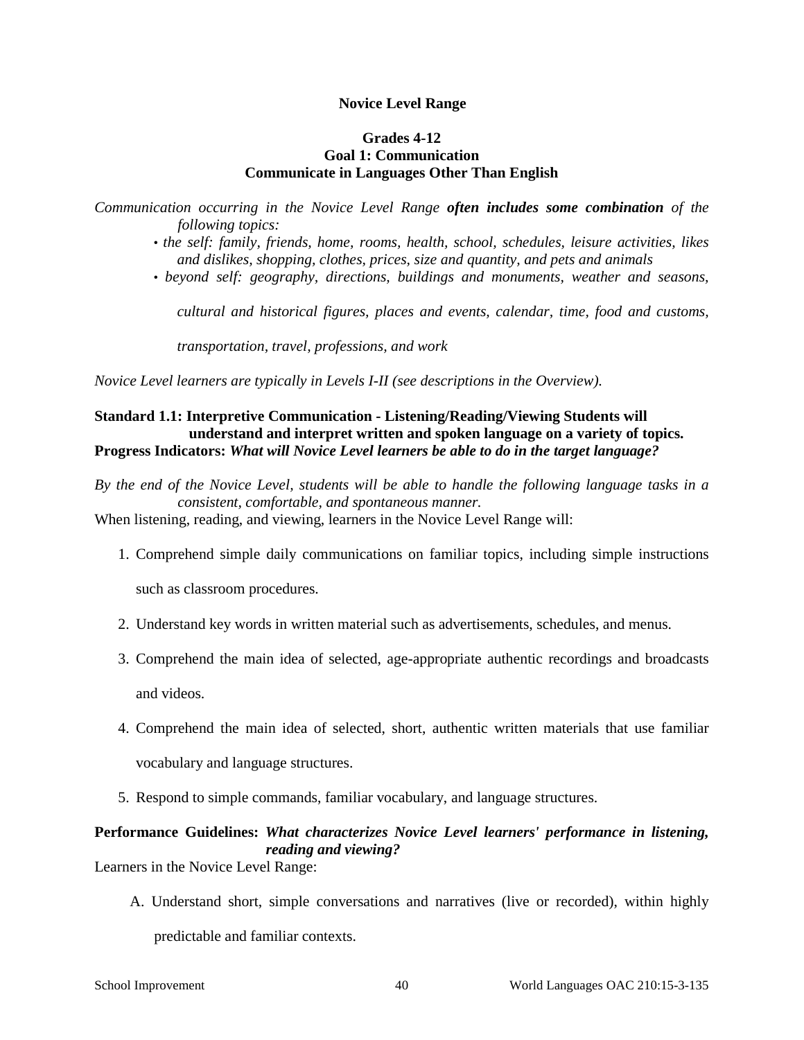**Novice Level Range**

**Grades 4-12**
**Goal 1: Communication**
**Communicate in Languages Other Than English**

*Communication occurring in the Novice Level Range* ***often includes some combination*** *of the following topics:*

- *the self: family, friends, home, rooms, health, school, schedules, leisure activities, likes and dislikes, shopping, clothes, prices, size and quantity, and pets and animals*
- *beyond self: geography, directions, buildings and monuments, weather and seasons, cultural and historical figures, places and events, calendar, time, food and customs, transportation, travel, professions, and work*

*Novice Level learners are typically in Levels I-II (see descriptions in the Overview).*

**Standard 1.1: Interpretive Communication - Listening/Reading/Viewing Students will understand and interpret written and spoken language on a variety of topics.**
**Progress Indicators:** ***What will Novice Level learners be able to do in the target language?***

*By the end of the Novice Level, students will be able to handle the following language tasks in a consistent, comfortable, and spontaneous manner.*
When listening, reading, and viewing, learners in the Novice Level Range will:

1. Comprehend simple daily communications on familiar topics, including simple instructions such as classroom procedures.
2. Understand key words in written material such as advertisements, schedules, and menus.
3. Comprehend the main idea of selected, age-appropriate authentic recordings and broadcasts and videos.
4. Comprehend the main idea of selected, short, authentic written materials that use familiar vocabulary and language structures.
5. Respond to simple commands, familiar vocabulary, and language structures.

**Performance Guidelines:** ***What characterizes Novice Level learners' performance in listening, reading and viewing?***
Learners in the Novice Level Range:

A. Understand short, simple conversations and narratives (live or recorded), within highly predictable and familiar contexts.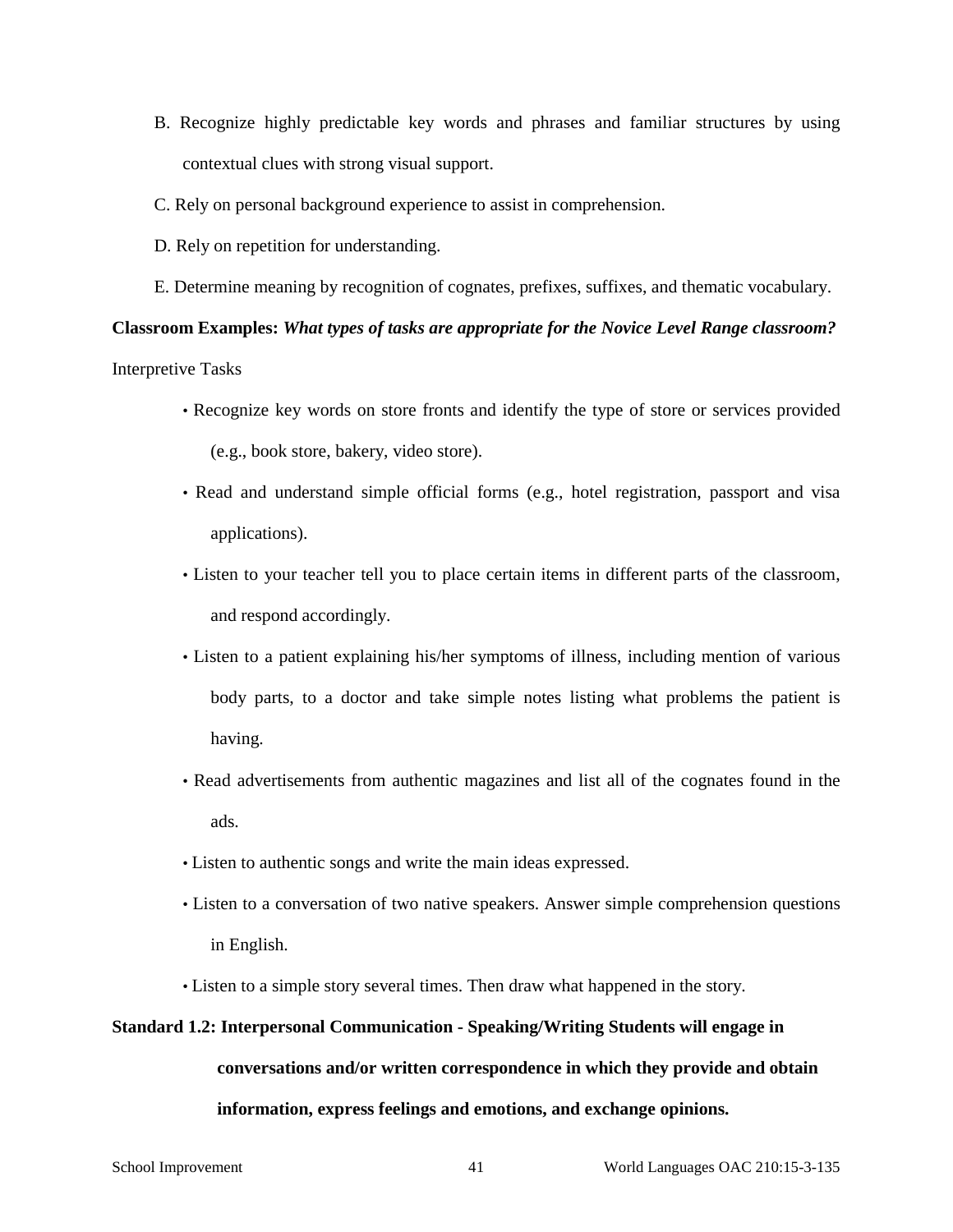B. Recognize highly predictable key words and phrases and familiar structures by using contextual clues with strong visual support.

C. Rely on personal background experience to assist in comprehension.

D. Rely on repetition for understanding.

E. Determine meaning by recognition of cognates, prefixes, suffixes, and thematic vocabulary.

**Classroom Examples:** ***What types of tasks are appropriate for the Novice Level Range classroom?***

Interpretive Tasks

- Recognize key words on store fronts and identify the type of store or services provided (e.g., book store, bakery, video store).
- Read and understand simple official forms (e.g., hotel registration, passport and visa applications).
- Listen to your teacher tell you to place certain items in different parts of the classroom, and respond accordingly.
- Listen to a patient explaining his/her symptoms of illness, including mention of various body parts, to a doctor and take simple notes listing what problems the patient is having.
- Read advertisements from authentic magazines and list all of the cognates found in the ads.
- Listen to authentic songs and write the main ideas expressed.
- Listen to a conversation of two native speakers. Answer simple comprehension questions in English.
- Listen to a simple story several times. Then draw what happened in the story.

**Standard 1.2: Interpersonal Communication - Speaking/Writing Students will engage in conversations and/or written correspondence in which they provide and obtain information, express feelings and emotions, and exchange opinions.**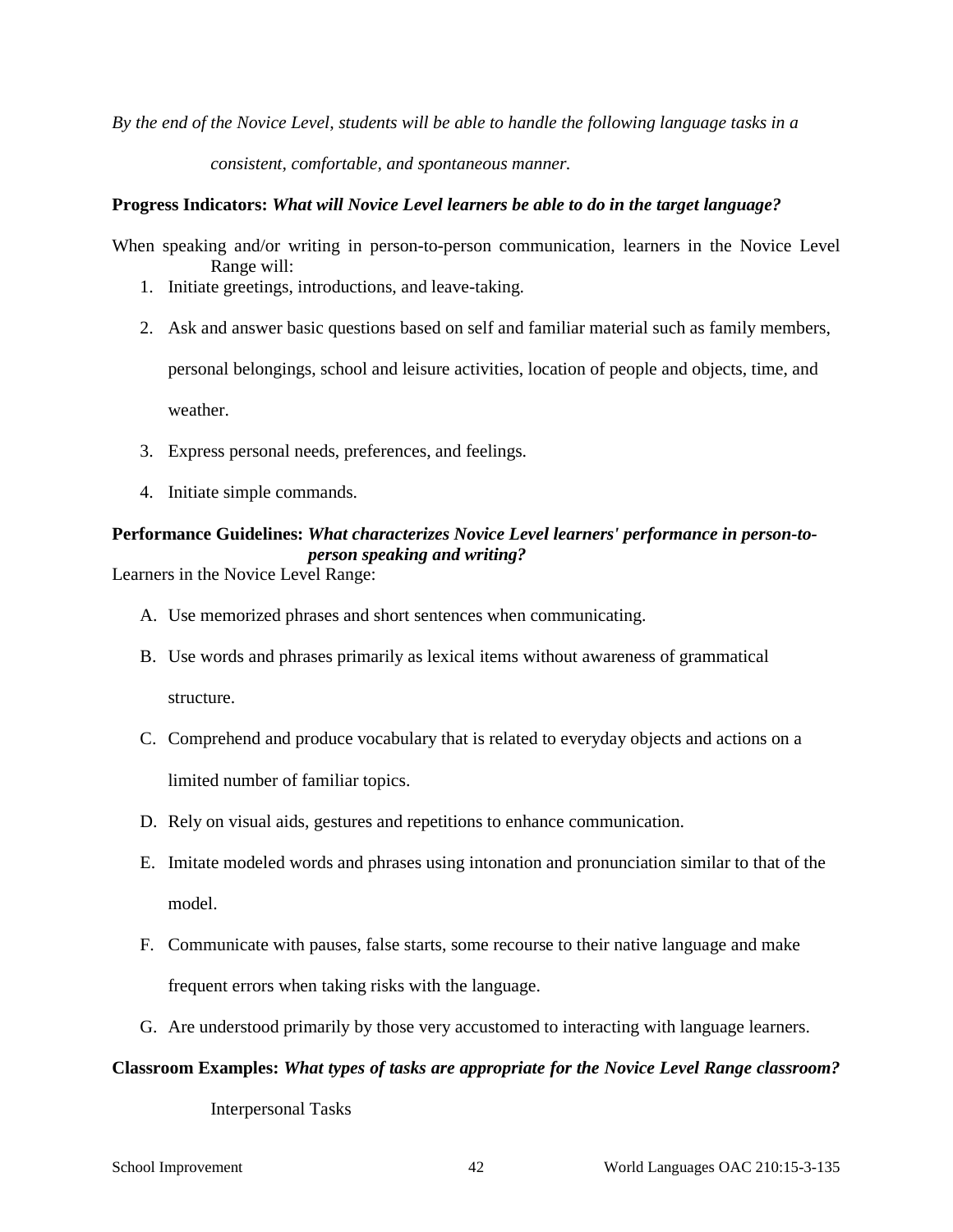*By the end of the Novice Level, students will be able to handle the following language tasks in a consistent, comfortable, and spontaneous manner.*

**Progress Indicators:** ***What will Novice Level learners be able to do in the target language?***

When speaking and/or writing in person-to-person communication, learners in the Novice Level Range will:

1. Initiate greetings, introductions, and leave-taking.
2. Ask and answer basic questions based on self and familiar material such as family members, personal belongings, school and leisure activities, location of people and objects, time, and weather.
3. Express personal needs, preferences, and feelings.
4. Initiate simple commands.

**Performance Guidelines:** ***What characterizes Novice Level learners' performance in person-to-person speaking and writing?***

Learners in the Novice Level Range:

A. Use memorized phrases and short sentences when communicating.

B. Use words and phrases primarily as lexical items without awareness of grammatical structure.

C. Comprehend and produce vocabulary that is related to everyday objects and actions on a limited number of familiar topics.

D. Rely on visual aids, gestures and repetitions to enhance communication.

E. Imitate modeled words and phrases using intonation and pronunciation similar to that of the model.

F. Communicate with pauses, false starts, some recourse to their native language and make frequent errors when taking risks with the language.

G. Are understood primarily by those very accustomed to interacting with language learners.

**Classroom Examples:** ***What types of tasks are appropriate for the Novice Level Range classroom?***

Interpersonal Tasks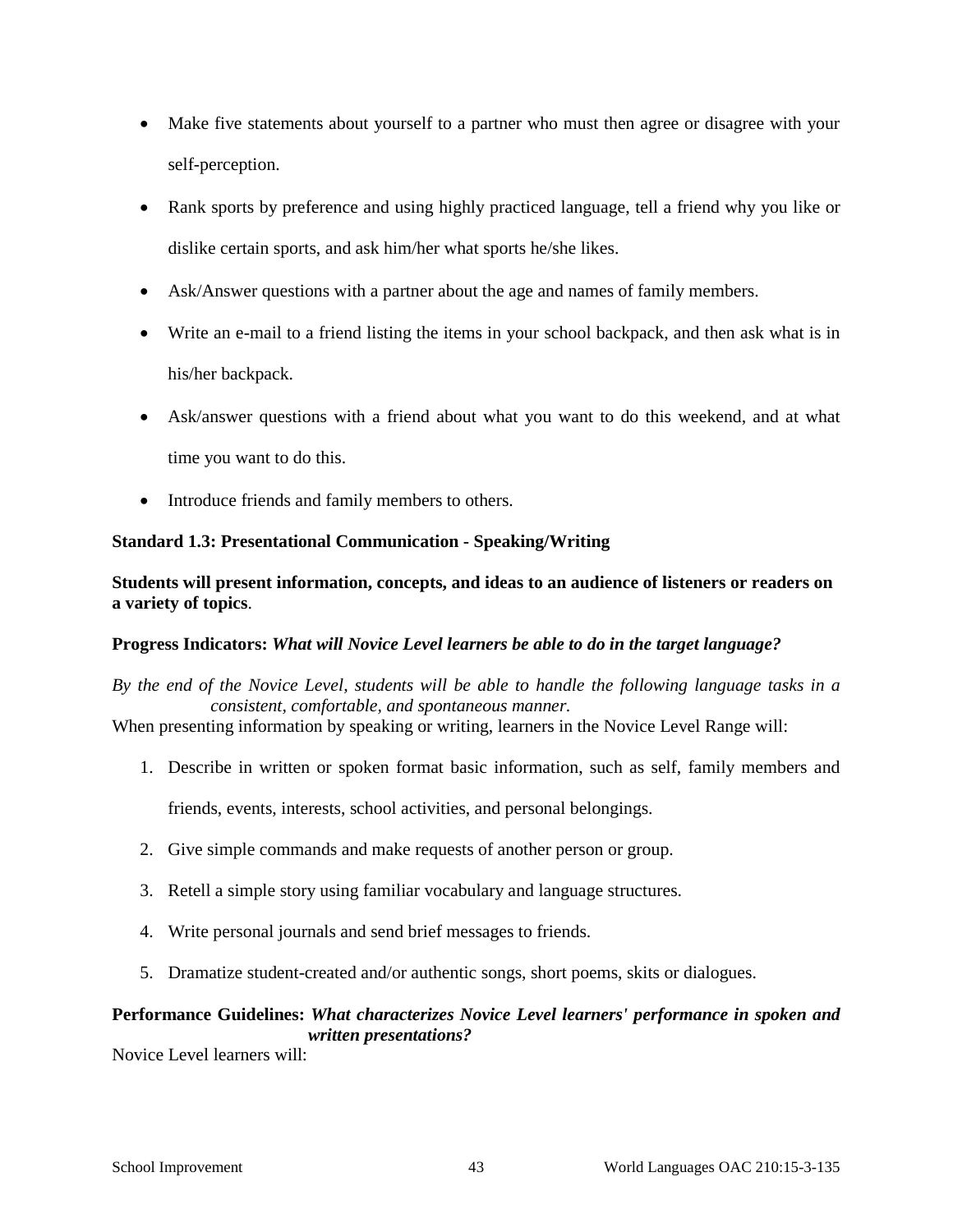- Make five statements about yourself to a partner who must then agree or disagree with your self-perception.
- Rank sports by preference and using highly practiced language, tell a friend why you like or dislike certain sports, and ask him/her what sports he/she likes.
- Ask/Answer questions with a partner about the age and names of family members.
- Write an e-mail to a friend listing the items in your school backpack, and then ask what is in his/her backpack.
- Ask/answer questions with a friend about what you want to do this weekend, and at what time you want to do this.
- Introduce friends and family members to others.

**Standard 1.3: Presentational Communication - Speaking/Writing**

**Students will present information, concepts, and ideas to an audience of listeners or readers on a variety of topics**.

**Progress Indicators:** ***What will Novice Level learners be able to do in the target language?***

*By the end of the Novice Level, students will be able to handle the following language tasks in a consistent, comfortable, and spontaneous manner.*

When presenting information by speaking or writing, learners in the Novice Level Range will:

1. Describe in written or spoken format basic information, such as self, family members and friends, events, interests, school activities, and personal belongings.
2. Give simple commands and make requests of another person or group.
3. Retell a simple story using familiar vocabulary and language structures.
4. Write personal journals and send brief messages to friends.
5. Dramatize student-created and/or authentic songs, short poems, skits or dialogues.

**Performance Guidelines:** ***What characterizes Novice Level learners' performance in spoken and written presentations?***

Novice Level learners will: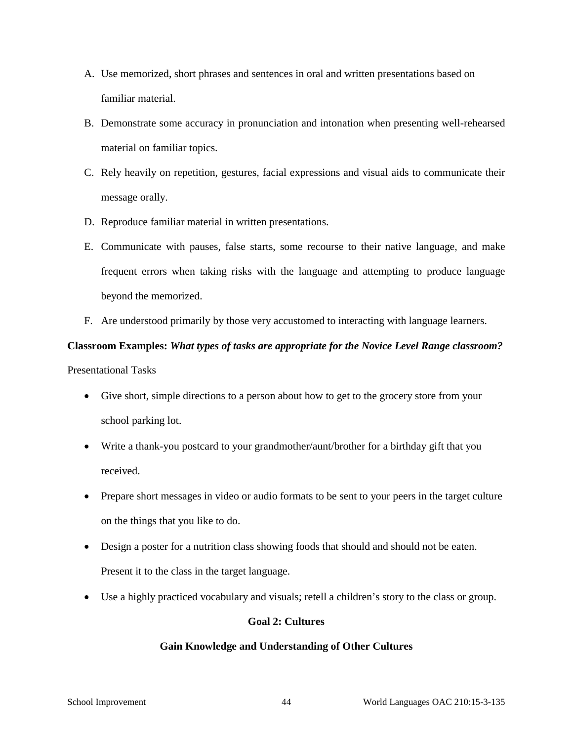A. Use memorized, short phrases and sentences in oral and written presentations based on familiar material.
B. Demonstrate some accuracy in pronunciation and intonation when presenting well-rehearsed material on familiar topics.
C. Rely heavily on repetition, gestures, facial expressions and visual aids to communicate their message orally.
D. Reproduce familiar material in written presentations.
E. Communicate with pauses, false starts, some recourse to their native language, and make frequent errors when taking risks with the language and attempting to produce language beyond the memorized.
F. Are understood primarily by those very accustomed to interacting with language learners.

**Classroom Examples:** ***What types of tasks are appropriate for the Novice Level Range classroom?***

Presentational Tasks

- Give short, simple directions to a person about how to get to the grocery store from your school parking lot.
- Write a thank-you postcard to your grandmother/aunt/brother for a birthday gift that you received.
- Prepare short messages in video or audio formats to be sent to your peers in the target culture on the things that you like to do.
- Design a poster for a nutrition class showing foods that should and should not be eaten. Present it to the class in the target language.
- Use a highly practiced vocabulary and visuals; retell a children's story to the class or group.

## Goal 2: Cultures

### Gain Knowledge and Understanding of Other Cultures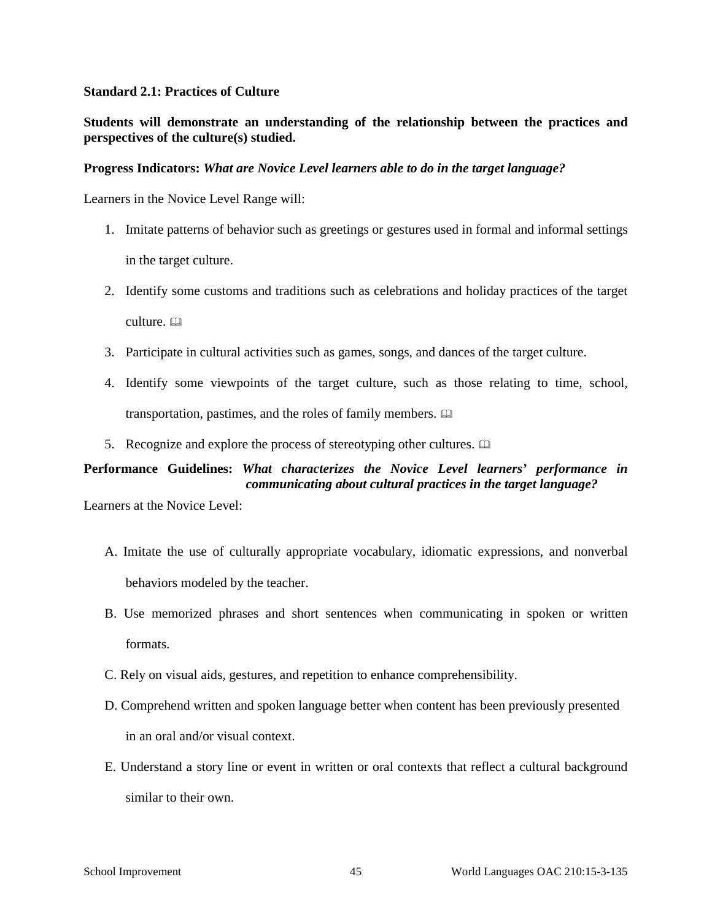**Standard 2.1: Practices of Culture**

**Students will demonstrate an understanding of the relationship between the practices and perspectives of the culture(s) studied.**

**Progress Indicators:** ***What are Novice Level learners able to do in the target language?***

Learners in the Novice Level Range will:

1. Imitate patterns of behavior such as greetings or gestures used in formal and informal settings in the target culture.
2. Identify some customs and traditions such as celebrations and holiday practices of the target culture. 🕮
3. Participate in cultural activities such as games, songs, and dances of the target culture.
4. Identify some viewpoints of the target culture, such as those relating to time, school, transportation, pastimes, and the roles of family members. 🕮
5. Recognize and explore the process of stereotyping other cultures. 🕮

**Performance Guidelines:** ***What characterizes the Novice Level learners' performance in communicating about cultural practices in the target language?***

Learners at the Novice Level:

A. Imitate the use of culturally appropriate vocabulary, idiomatic expressions, and nonverbal behaviors modeled by the teacher.

B. Use memorized phrases and short sentences when communicating in spoken or written formats.

C. Rely on visual aids, gestures, and repetition to enhance comprehensibility.

D. Comprehend written and spoken language better when content has been previously presented in an oral and/or visual context.

E. Understand a story line or event in written or oral contexts that reflect a cultural background similar to their own.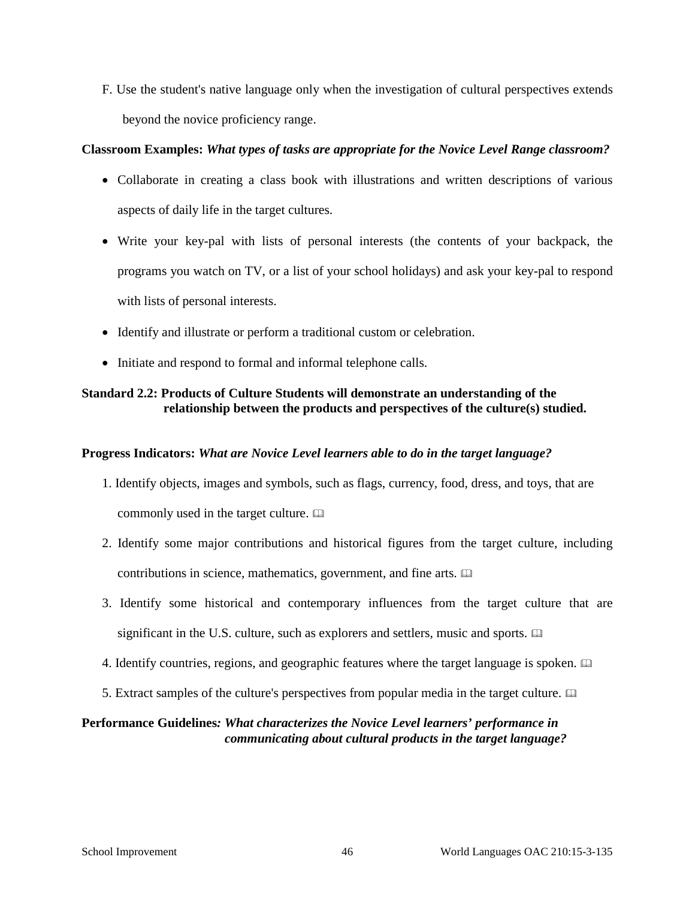F. Use the student's native language only when the investigation of cultural perspectives extends beyond the novice proficiency range.

**Classroom Examples:** ***What types of tasks are appropriate for the Novice Level Range classroom?***

- Collaborate in creating a class book with illustrations and written descriptions of various aspects of daily life in the target cultures.
- Write your key-pal with lists of personal interests (the contents of your backpack, the programs you watch on TV, or a list of your school holidays) and ask your key-pal to respond with lists of personal interests.
- Identify and illustrate or perform a traditional custom or celebration.
- Initiate and respond to formal and informal telephone calls.

**Standard 2.2: Products of Culture Students will demonstrate an understanding of the relationship between the products and perspectives of the culture(s) studied.**

**Progress Indicators:** ***What are Novice Level learners able to do in the target language?***

1. Identify objects, images and symbols, such as flags, currency, food, dress, and toys, that are commonly used in the target culture. 🕮
2. Identify some major contributions and historical figures from the target culture, including contributions in science, mathematics, government, and fine arts. 🕮
3. Identify some historical and contemporary influences from the target culture that are significant in the U.S. culture, such as explorers and settlers, music and sports. 🕮
4. Identify countries, regions, and geographic features where the target language is spoken. 🕮
5. Extract samples of the culture's perspectives from popular media in the target culture. 🕮

**Performance Guidelines*****: What characterizes the Novice Level learners' performance in communicating about cultural products in the target language?***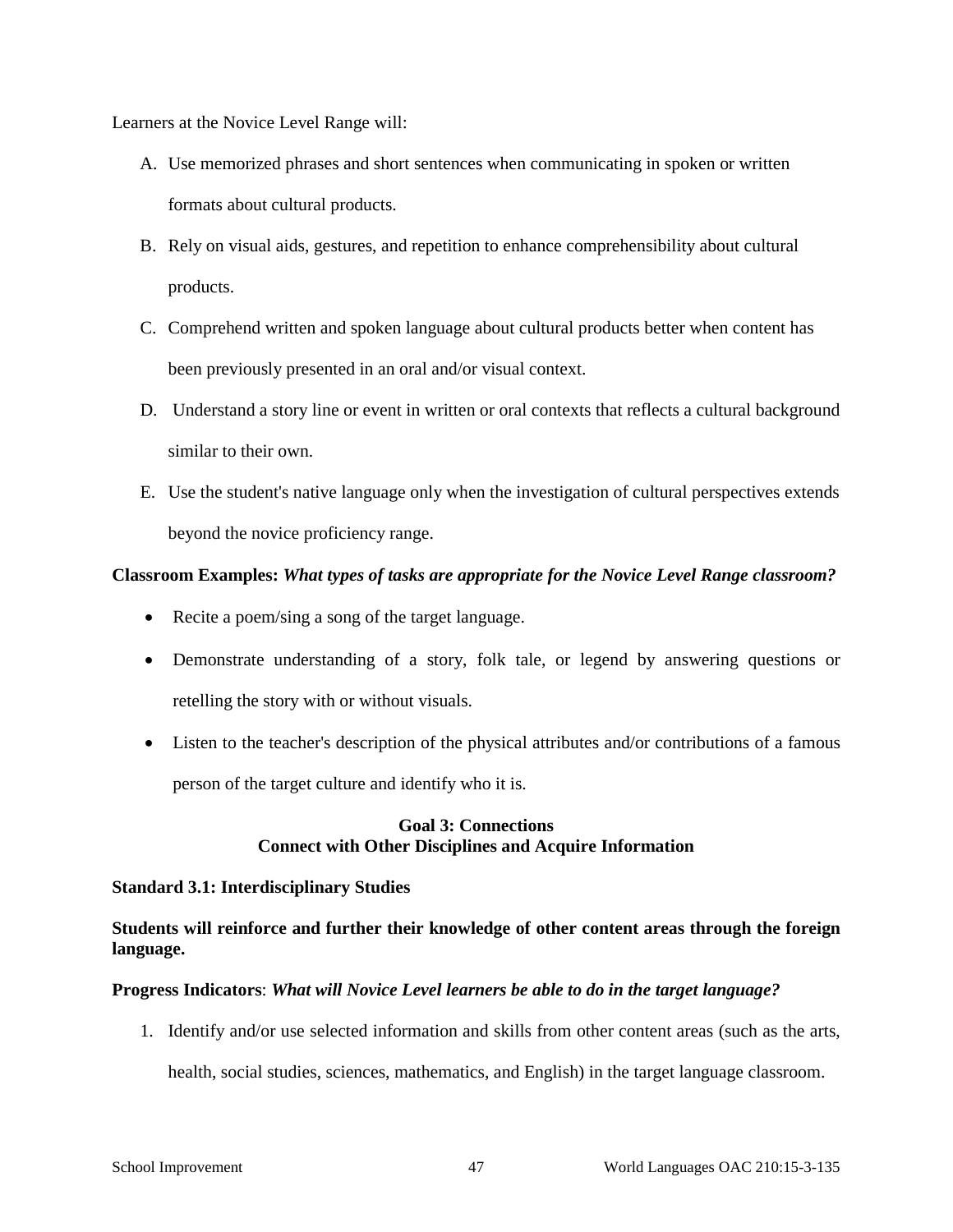Learners at the Novice Level Range will:

A. Use memorized phrases and short sentences when communicating in spoken or written formats about cultural products.
B. Rely on visual aids, gestures, and repetition to enhance comprehensibility about cultural products.
C. Comprehend written and spoken language about cultural products better when content has been previously presented in an oral and/or visual context.
D. Understand a story line or event in written or oral contexts that reflects a cultural background similar to their own.
E. Use the student's native language only when the investigation of cultural perspectives extends beyond the novice proficiency range.

**Classroom Examples:** ***What types of tasks are appropriate for the Novice Level Range classroom?***

- Recite a poem/sing a song of the target language.
- Demonstrate understanding of a story, folk tale, or legend by answering questions or retelling the story with or without visuals.
- Listen to the teacher's description of the physical attributes and/or contributions of a famous person of the target culture and identify who it is.

## Goal 3: Connections
## Connect with Other Disciplines and Acquire Information

**Standard 3.1: Interdisciplinary Studies**

**Students will reinforce and further their knowledge of other content areas through the foreign language.**

**Progress Indicators**: ***What will Novice Level learners be able to do in the target language?***

1. Identify and/or use selected information and skills from other content areas (such as the arts, health, social studies, sciences, mathematics, and English) in the target language classroom.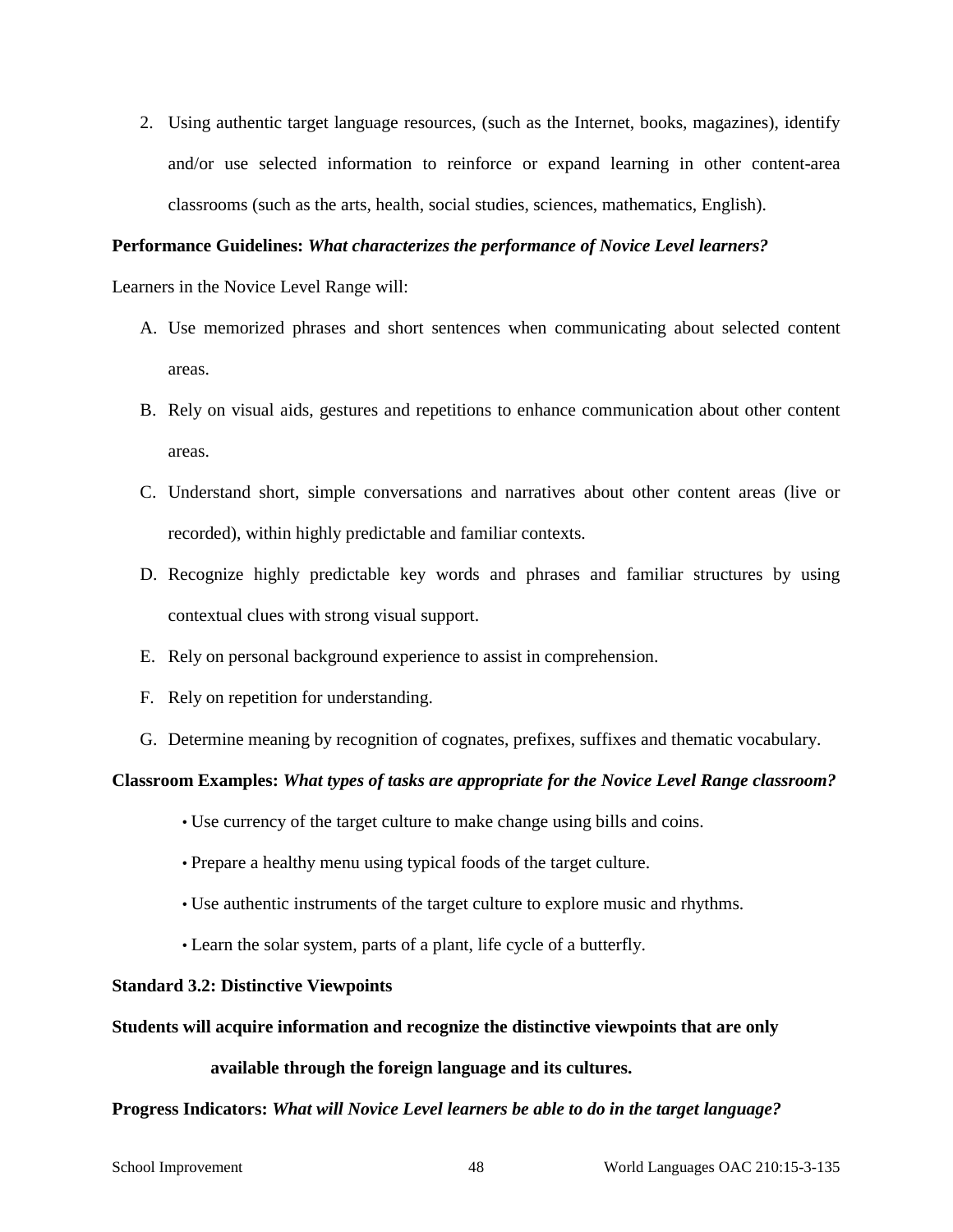2. Using authentic target language resources, (such as the Internet, books, magazines), identify and/or use selected information to reinforce or expand learning in other content-area classrooms (such as the arts, health, social studies, sciences, mathematics, English).

**Performance Guidelines:** ***What characterizes the performance of Novice Level learners?***

Learners in the Novice Level Range will:

A. Use memorized phrases and short sentences when communicating about selected content areas.

B. Rely on visual aids, gestures and repetitions to enhance communication about other content areas.

C. Understand short, simple conversations and narratives about other content areas (live or recorded), within highly predictable and familiar contexts.

D. Recognize highly predictable key words and phrases and familiar structures by using contextual clues with strong visual support.

E. Rely on personal background experience to assist in comprehension.

F. Rely on repetition for understanding.

G. Determine meaning by recognition of cognates, prefixes, suffixes and thematic vocabulary.

**Classroom Examples:** ***What types of tasks are appropriate for the Novice Level Range classroom?***

- Use currency of the target culture to make change using bills and coins.
- Prepare a healthy menu using typical foods of the target culture.
- Use authentic instruments of the target culture to explore music and rhythms.
- Learn the solar system, parts of a plant, life cycle of a butterfly.

**Standard 3.2: Distinctive Viewpoints**

**Students will acquire information and recognize the distinctive viewpoints that are only available through the foreign language and its cultures.**

**Progress Indicators:** ***What will Novice Level learners be able to do in the target language?***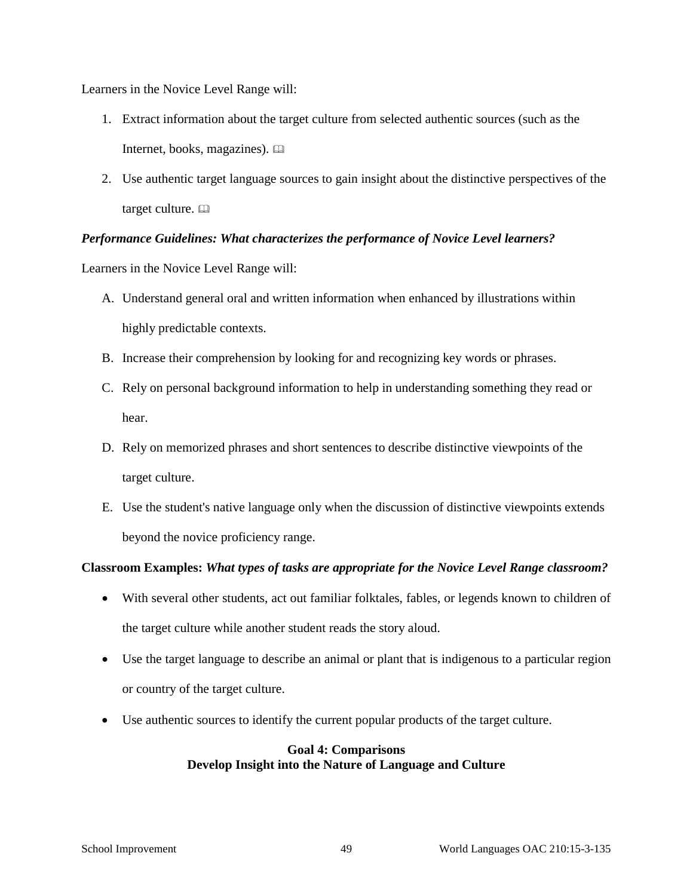Learners in the Novice Level Range will:

1. Extract information about the target culture from selected authentic sources (such as the Internet, books, magazines). 🕮
2. Use authentic target language sources to gain insight about the distinctive perspectives of the target culture. 🕮

***Performance Guidelines: What characterizes the performance of Novice Level learners?***

Learners in the Novice Level Range will:

A. Understand general oral and written information when enhanced by illustrations within highly predictable contexts.

B. Increase their comprehension by looking for and recognizing key words or phrases.

C. Rely on personal background information to help in understanding something they read or hear.

D. Rely on memorized phrases and short sentences to describe distinctive viewpoints of the target culture.

E. Use the student's native language only when the discussion of distinctive viewpoints extends beyond the novice proficiency range.

**Classroom Examples:** ***What types of tasks are appropriate for the Novice Level Range classroom?***

- With several other students, act out familiar folktales, fables, or legends known to children of the target culture while another student reads the story aloud.
- Use the target language to describe an animal or plant that is indigenous to a particular region or country of the target culture.
- Use authentic sources to identify the current popular products of the target culture.

## Goal 4: Comparisons
## Develop Insight into the Nature of Language and Culture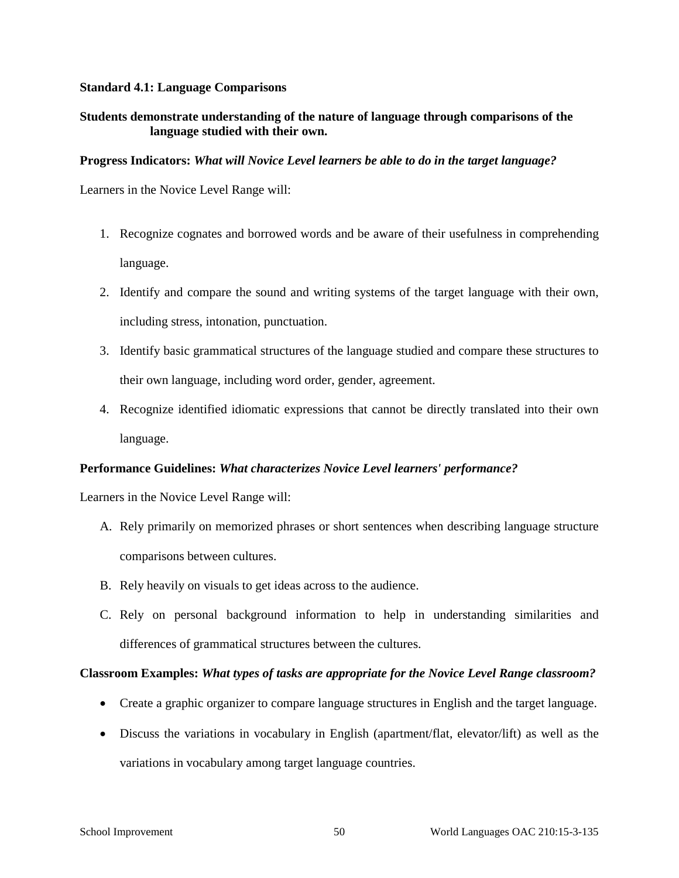**Standard 4.1: Language Comparisons**

**Students demonstrate understanding of the nature of language through comparisons of the language studied with their own.**

**Progress Indicators:** ***What will Novice Level learners be able to do in the target language?***

Learners in the Novice Level Range will:

1. Recognize cognates and borrowed words and be aware of their usefulness in comprehending language.
2. Identify and compare the sound and writing systems of the target language with their own, including stress, intonation, punctuation.
3. Identify basic grammatical structures of the language studied and compare these structures to their own language, including word order, gender, agreement.
4. Recognize identified idiomatic expressions that cannot be directly translated into their own language.

**Performance Guidelines:** ***What characterizes Novice Level learners' performance?***

Learners in the Novice Level Range will:

A. Rely primarily on memorized phrases or short sentences when describing language structure comparisons between cultures.
B. Rely heavily on visuals to get ideas across to the audience.
C. Rely on personal background information to help in understanding similarities and differences of grammatical structures between the cultures.

**Classroom Examples:** ***What types of tasks are appropriate for the Novice Level Range classroom?***

- Create a graphic organizer to compare language structures in English and the target language.
- Discuss the variations in vocabulary in English (apartment/flat, elevator/lift) as well as the variations in vocabulary among target language countries.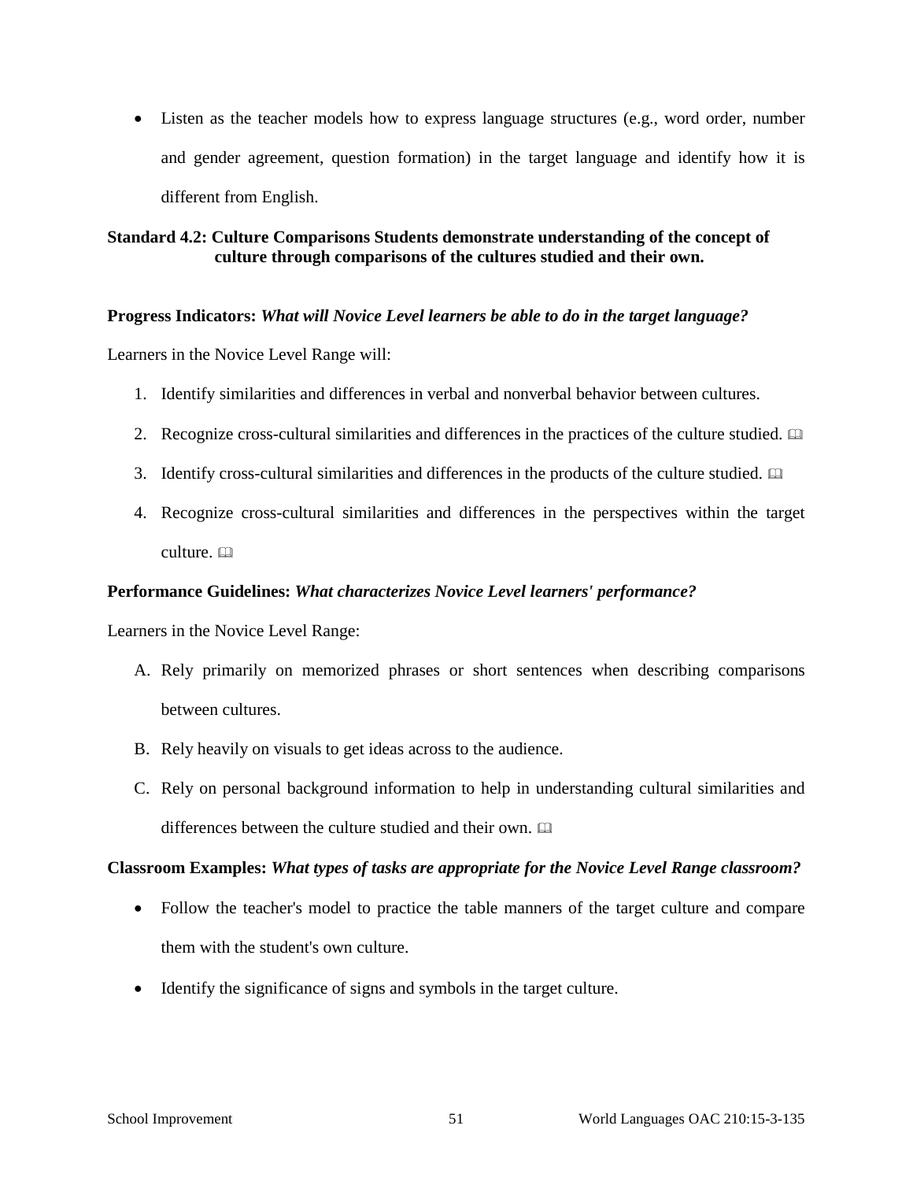- Listen as the teacher models how to express language structures (e.g., word order, number and gender agreement, question formation) in the target language and identify how it is different from English.

**Standard 4.2: Culture Comparisons Students demonstrate understanding of the concept of culture through comparisons of the cultures studied and their own.**

**Progress Indicators:** ***What will Novice Level learners be able to do in the target language?***

Learners in the Novice Level Range will:

1. Identify similarities and differences in verbal and nonverbal behavior between cultures.
2. Recognize cross-cultural similarities and differences in the practices of the culture studied. 🕮
3. Identify cross-cultural similarities and differences in the products of the culture studied. 🕮
4. Recognize cross-cultural similarities and differences in the perspectives within the target culture. 🕮

**Performance Guidelines:** ***What characterizes Novice Level learners' performance?***

Learners in the Novice Level Range:

A. Rely primarily on memorized phrases or short sentences when describing comparisons between cultures.

B. Rely heavily on visuals to get ideas across to the audience.

C. Rely on personal background information to help in understanding cultural similarities and differences between the culture studied and their own. 🕮

**Classroom Examples:** ***What types of tasks are appropriate for the Novice Level Range classroom?***

- Follow the teacher's model to practice the table manners of the target culture and compare them with the student's own culture.
- Identify the significance of signs and symbols in the target culture.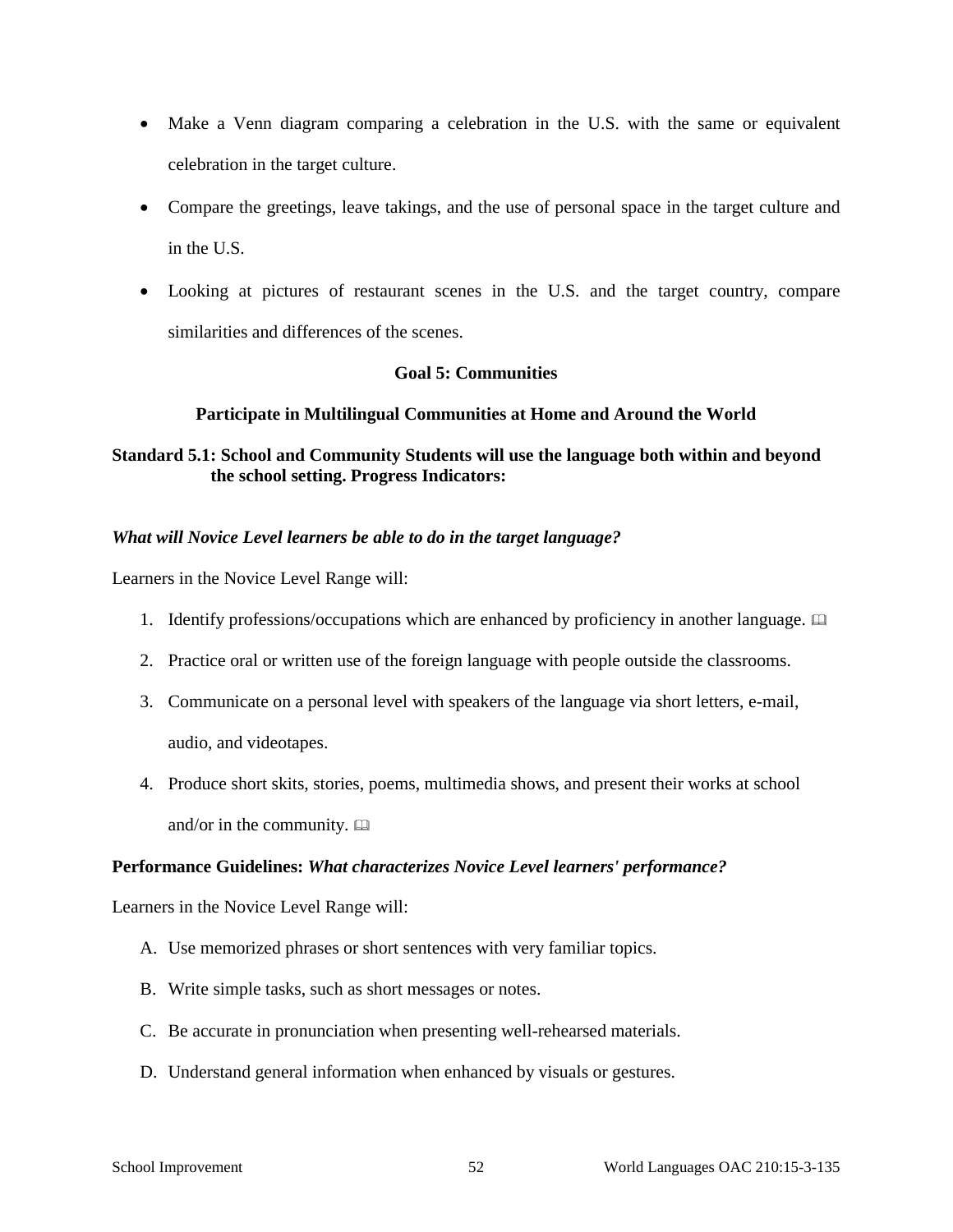- Make a Venn diagram comparing a celebration in the U.S. with the same or equivalent celebration in the target culture.
- Compare the greetings, leave takings, and the use of personal space in the target culture and in the U.S.
- Looking at pictures of restaurant scenes in the U.S. and the target country, compare similarities and differences of the scenes.

**Goal 5: Communities**

**Participate in Multilingual Communities at Home and Around the World**

**Standard 5.1: School and Community Students will use the language both within and beyond the school setting. Progress Indicators:**

***What will Novice Level learners be able to do in the target language?***

Learners in the Novice Level Range will:

1. Identify professions/occupations which are enhanced by proficiency in another language. 🕮
2. Practice oral or written use of the foreign language with people outside the classrooms.
3. Communicate on a personal level with speakers of the language via short letters, e-mail, audio, and videotapes.
4. Produce short skits, stories, poems, multimedia shows, and present their works at school and/or in the community. 🕮

**Performance Guidelines:** ***What characterizes Novice Level learners' performance?***

Learners in the Novice Level Range will:

A. Use memorized phrases or short sentences with very familiar topics.

B. Write simple tasks, such as short messages or notes.

C. Be accurate in pronunciation when presenting well-rehearsed materials.

D. Understand general information when enhanced by visuals or gestures.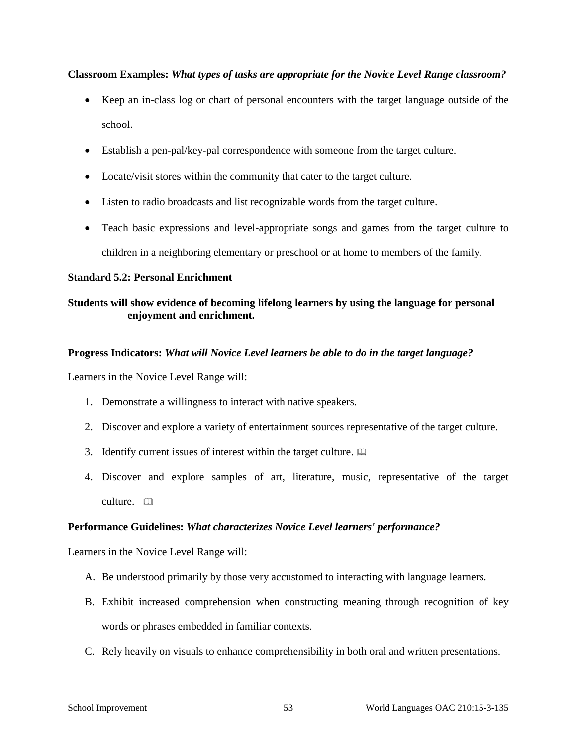**Classroom Examples:** ***What types of tasks are appropriate for the Novice Level Range classroom?***

- Keep an in-class log or chart of personal encounters with the target language outside of the school.
- Establish a pen-pal/key-pal correspondence with someone from the target culture.
- Locate/visit stores within the community that cater to the target culture.
- Listen to radio broadcasts and list recognizable words from the target culture.
- Teach basic expressions and level-appropriate songs and games from the target culture to children in a neighboring elementary or preschool or at home to members of the family.

**Standard 5.2: Personal Enrichment**

**Students will show evidence of becoming lifelong learners by using the language for personal enjoyment and enrichment.**

**Progress Indicators:** ***What will Novice Level learners be able to do in the target language?***

Learners in the Novice Level Range will:

1. Demonstrate a willingness to interact with native speakers.
2. Discover and explore a variety of entertainment sources representative of the target culture.
3. Identify current issues of interest within the target culture. 📖
4. Discover and explore samples of art, literature, music, representative of the target culture. 📖

**Performance Guidelines:** ***What characterizes Novice Level learners' performance?***

Learners in the Novice Level Range will:

A. Be understood primarily by those very accustomed to interacting with language learners.

B. Exhibit increased comprehension when constructing meaning through recognition of key words or phrases embedded in familiar contexts.

C. Rely heavily on visuals to enhance comprehensibility in both oral and written presentations.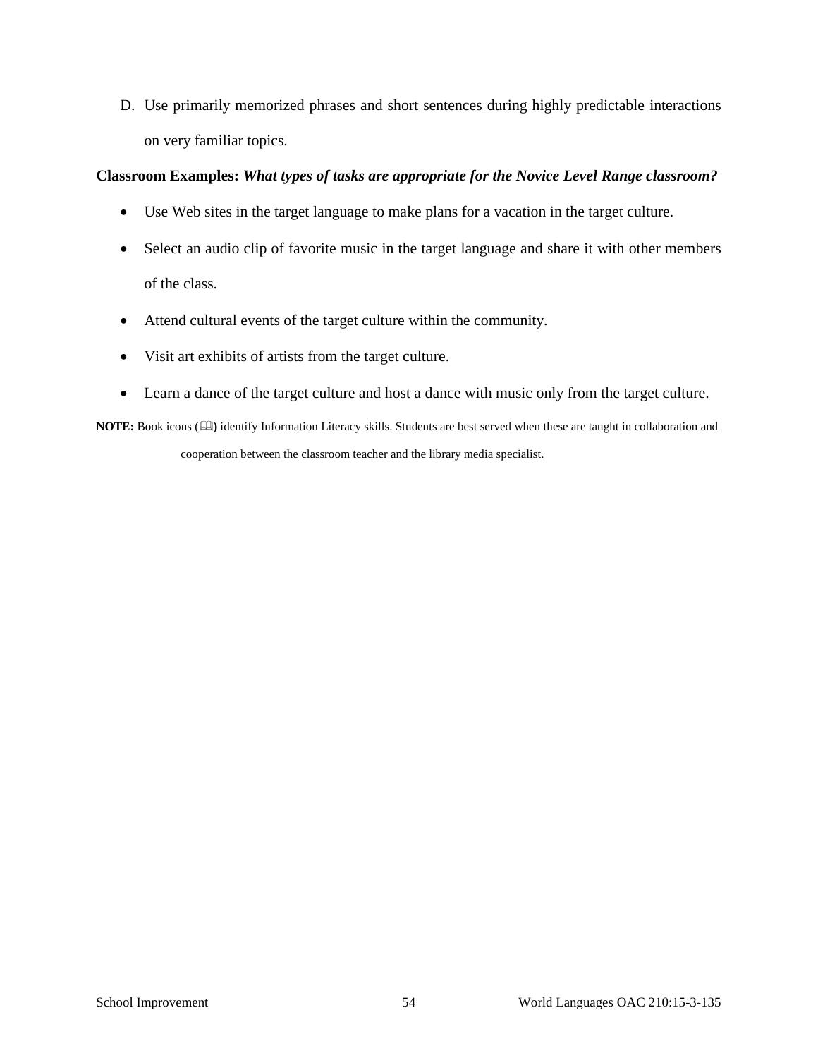D. Use primarily memorized phrases and short sentences during highly predictable interactions on very familiar topics.

**Classroom Examples:** ***What types of tasks are appropriate for the Novice Level Range classroom?***

- Use Web sites in the target language to make plans for a vacation in the target culture.
- Select an audio clip of favorite music in the target language and share it with other members of the class.
- Attend cultural events of the target culture within the community.
- Visit art exhibits of artists from the target culture.
- Learn a dance of the target culture and host a dance with music only from the target culture.

**NOTE:** Book icons (🕮**)** identify Information Literacy skills. Students are best served when these are taught in collaboration and cooperation between the classroom teacher and the library media specialist.